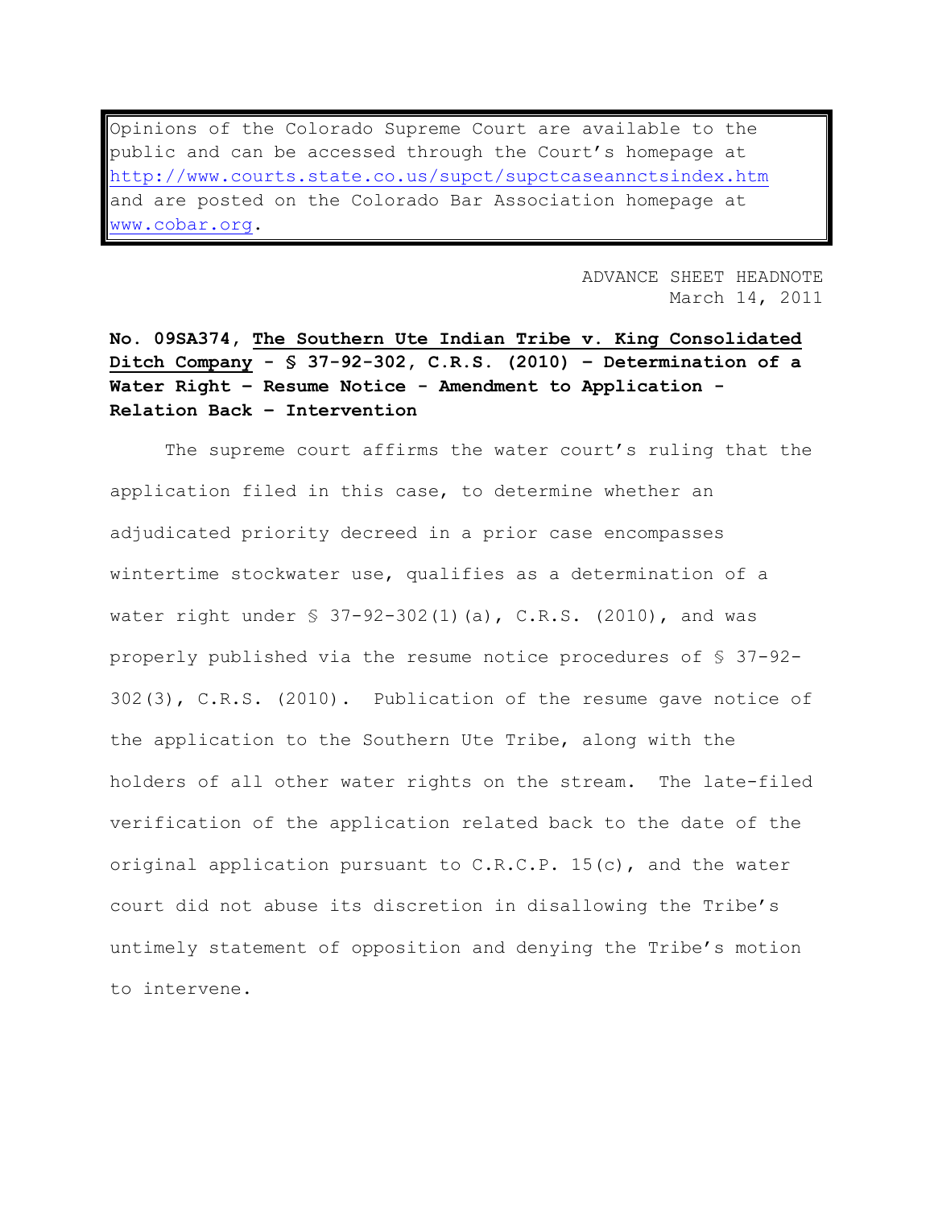Opinions of the Colorado Supreme Court are available to the public and can be accessed through the Court's homepage at http://www.courts.state.co.us/supct/supctcaseannctsindex.htm and are posted on the Colorado Bar Association homepage at www.cobar.org.

ADVANCE SHEET HEADNOTE
March 14, 2011

**No. 09SA374, The Southern Ute Indian Tribe v. King Consolidated Ditch Company - § 37-92-302, C.R.S. (2010) – Determination of a Water Right – Resume Notice - Amendment to Application - Relation Back – Intervention**

The supreme court affirms the water court's ruling that the application filed in this case, to determine whether an adjudicated priority decreed in a prior case encompasses wintertime stockwater use, qualifies as a determination of a water right under § 37-92-302(1)(a), C.R.S. (2010), and was properly published via the resume notice procedures of § 37-92-302(3), C.R.S. (2010). Publication of the resume gave notice of the application to the Southern Ute Tribe, along with the holders of all other water rights on the stream. The late-filed verification of the application related back to the date of the original application pursuant to C.R.C.P. 15(c), and the water court did not abuse its discretion in disallowing the Tribe's untimely statement of opposition and denying the Tribe's motion to intervene.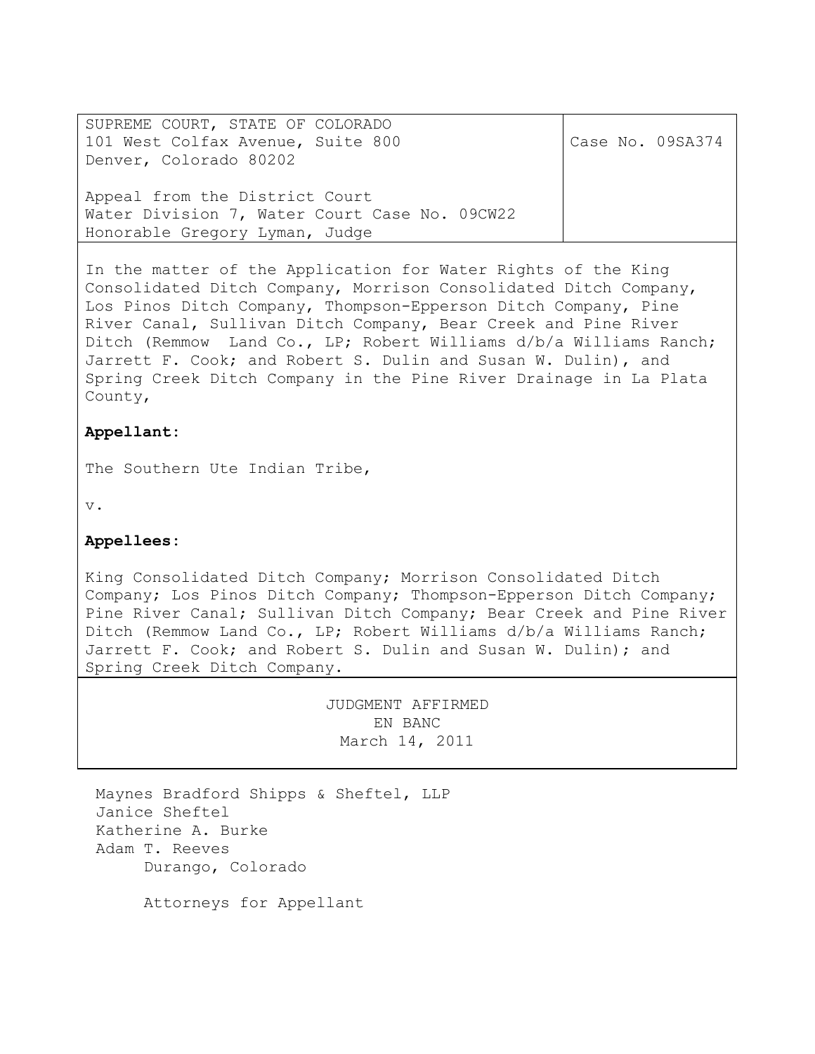SUPREME COURT, STATE OF COLORADO
101 West Colfax Avenue, Suite 800
Denver, Colorado 80202

Appeal from the District Court
Water Division 7, Water Court Case No. 09CW22
Honorable Gregory Lyman, Judge

Case No. 09SA374

In the matter of the Application for Water Rights of the King Consolidated Ditch Company, Morrison Consolidated Ditch Company, Los Pinos Ditch Company, Thompson-Epperson Ditch Company, Pine River Canal, Sullivan Ditch Company, Bear Creek and Pine River Ditch (Remmow Land Co., LP; Robert Williams d/b/a Williams Ranch; Jarrett F. Cook; and Robert S. Dulin and Susan W. Dulin), and Spring Creek Ditch Company in the Pine River Drainage in La Plata County,

**Appellant:**

The Southern Ute Indian Tribe,

v.

**Appellees:**

King Consolidated Ditch Company; Morrison Consolidated Ditch Company; Los Pinos Ditch Company; Thompson-Epperson Ditch Company; Pine River Canal; Sullivan Ditch Company; Bear Creek and Pine River Ditch (Remmow Land Co., LP; Robert Williams d/b/a Williams Ranch; Jarrett F. Cook; and Robert S. Dulin and Susan W. Dulin); and Spring Creek Ditch Company.

JUDGMENT AFFIRMED
EN BANC
March 14, 2011

Maynes Bradford Shipps & Sheftel, LLP
Janice Sheftel
Katherine A. Burke
Adam T. Reeves
Durango, Colorado

Attorneys for Appellant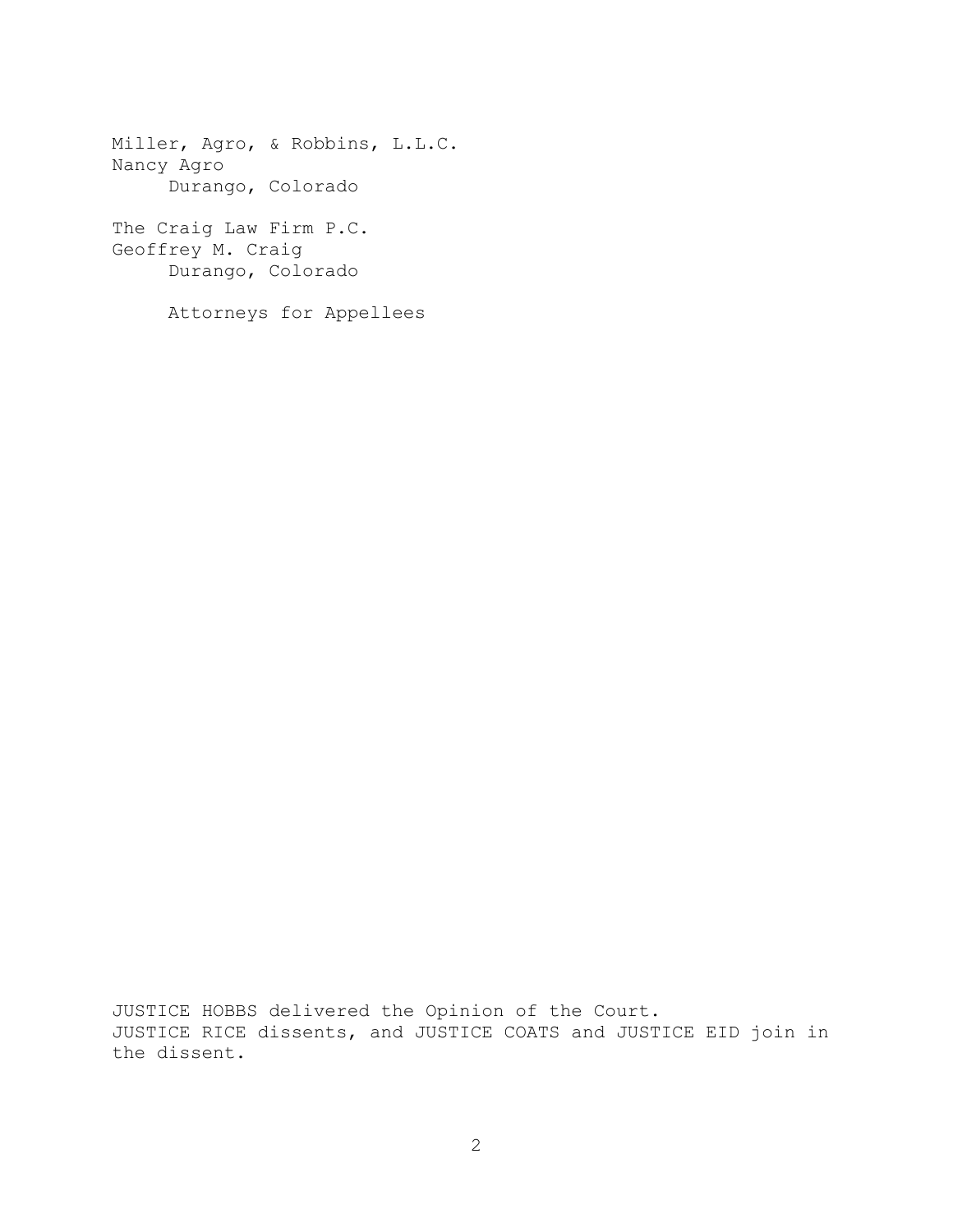Miller, Agro, & Robbins, L.L.C.
Nancy Agro
Durango, Colorado

The Craig Law Firm P.C.
Geoffrey M. Craig
Durango, Colorado

Attorneys for Appellees

JUSTICE HOBBS delivered the Opinion of the Court.
JUSTICE RICE dissents, and JUSTICE COATS and JUSTICE EID join in the dissent.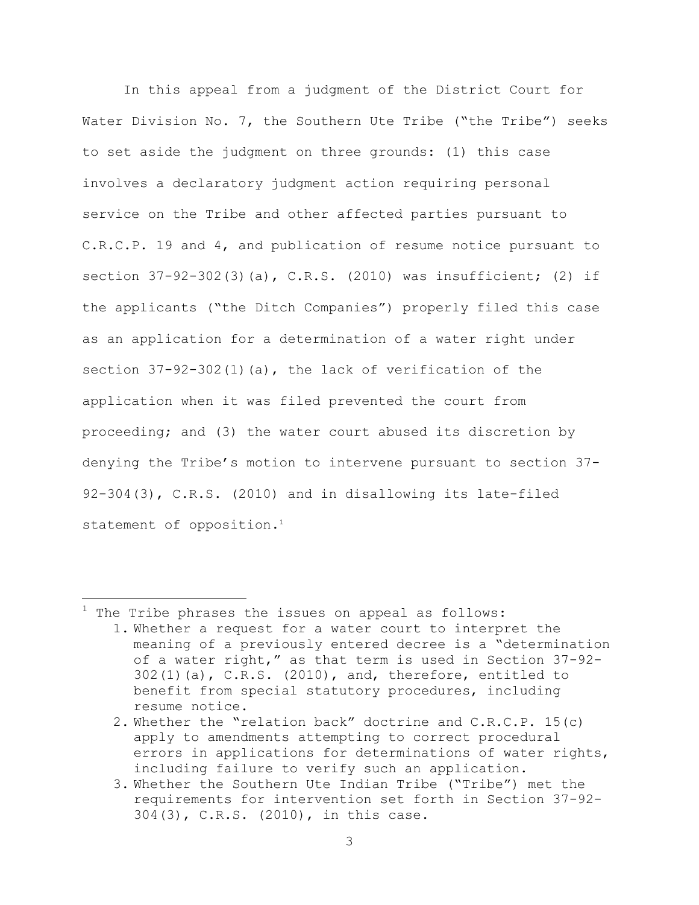In this appeal from a judgment of the District Court for Water Division No. 7, the Southern Ute Tribe ("the Tribe") seeks to set aside the judgment on three grounds: (1) this case involves a declaratory judgment action requiring personal service on the Tribe and other affected parties pursuant to C.R.C.P. 19 and 4, and publication of resume notice pursuant to section 37-92-302(3)(a), C.R.S. (2010) was insufficient; (2) if the applicants ("the Ditch Companies") properly filed this case as an application for a determination of a water right under section 37-92-302(1)(a), the lack of verification of the application when it was filed prevented the court from proceeding; and (3) the water court abused its discretion by denying the Tribe's motion to intervene pursuant to section 37-92-304(3), C.R.S. (2010) and in disallowing its late-filed statement of opposition.[1]

---

[1] The Tribe phrases the issues on appeal as follows:

1. Whether a request for a water court to interpret the meaning of a previously entered decree is a "determination of a water right," as that term is used in Section 37-92-302(1)(a), C.R.S. (2010), and, therefore, entitled to benefit from special statutory procedures, including resume notice.
2. Whether the "relation back" doctrine and C.R.C.P. 15(c) apply to amendments attempting to correct procedural errors in applications for determinations of water rights, including failure to verify such an application.
3. Whether the Southern Ute Indian Tribe ("Tribe") met the requirements for intervention set forth in Section 37-92-304(3), C.R.S. (2010), in this case.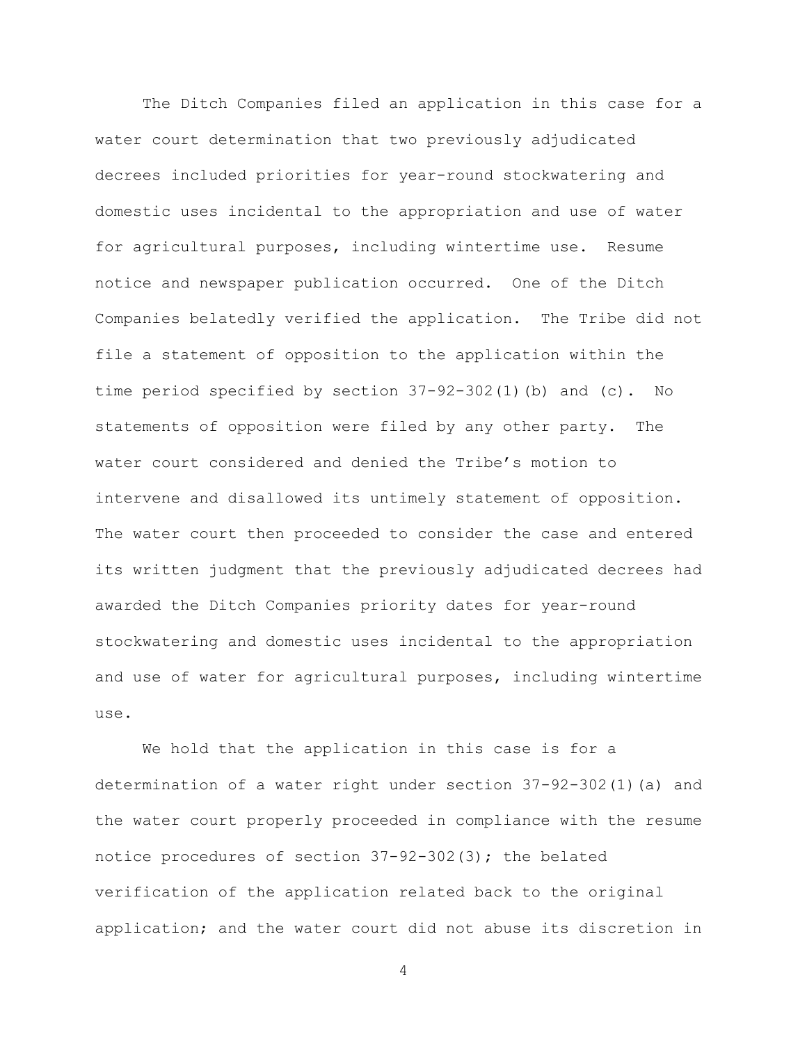The Ditch Companies filed an application in this case for a water court determination that two previously adjudicated decrees included priorities for year-round stockwatering and domestic uses incidental to the appropriation and use of water for agricultural purposes, including wintertime use. Resume notice and newspaper publication occurred. One of the Ditch Companies belatedly verified the application. The Tribe did not file a statement of opposition to the application within the time period specified by section 37-92-302(1)(b) and (c). No statements of opposition were filed by any other party. The water court considered and denied the Tribe's motion to intervene and disallowed its untimely statement of opposition. The water court then proceeded to consider the case and entered its written judgment that the previously adjudicated decrees had awarded the Ditch Companies priority dates for year-round stockwatering and domestic uses incidental to the appropriation and use of water for agricultural purposes, including wintertime use.

We hold that the application in this case is for a determination of a water right under section 37-92-302(1)(a) and the water court properly proceeded in compliance with the resume notice procedures of section 37-92-302(3); the belated verification of the application related back to the original application; and the water court did not abuse its discretion in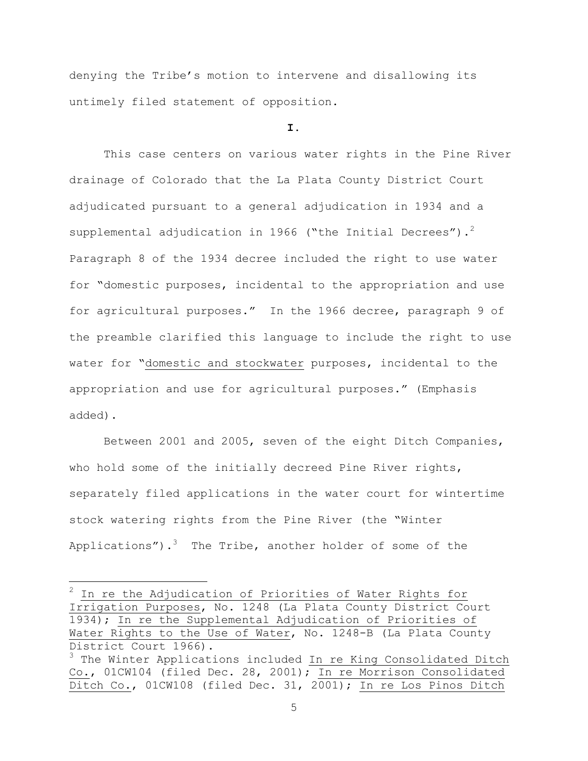denying the Tribe's motion to intervene and disallowing its untimely filed statement of opposition.

**I.**

This case centers on various water rights in the Pine River drainage of Colorado that the La Plata County District Court adjudicated pursuant to a general adjudication in 1934 and a supplemental adjudication in 1966 ("the Initial Decrees").[2] Paragraph 8 of the 1934 decree included the right to use water for "domestic purposes, incidental to the appropriation and use for agricultural purposes." In the 1966 decree, paragraph 9 of the preamble clarified this language to include the right to use water for "domestic and stockwater purposes, incidental to the appropriation and use for agricultural purposes." (Emphasis added).

Between 2001 and 2005, seven of the eight Ditch Companies, who hold some of the initially decreed Pine River rights, separately filed applications in the water court for wintertime stock watering rights from the Pine River (the "Winter Applications").[3] The Tribe, another holder of some of the

---

[2] In re the Adjudication of Priorities of Water Rights for Irrigation Purposes, No. 1248 (La Plata County District Court 1934); In re the Supplemental Adjudication of Priorities of Water Rights to the Use of Water, No. 1248-B (La Plata County District Court 1966).

[3] The Winter Applications included In re King Consolidated Ditch Co., 01CW104 (filed Dec. 28, 2001); In re Morrison Consolidated Ditch Co., 01CW108 (filed Dec. 31, 2001); In re Los Pinos Ditch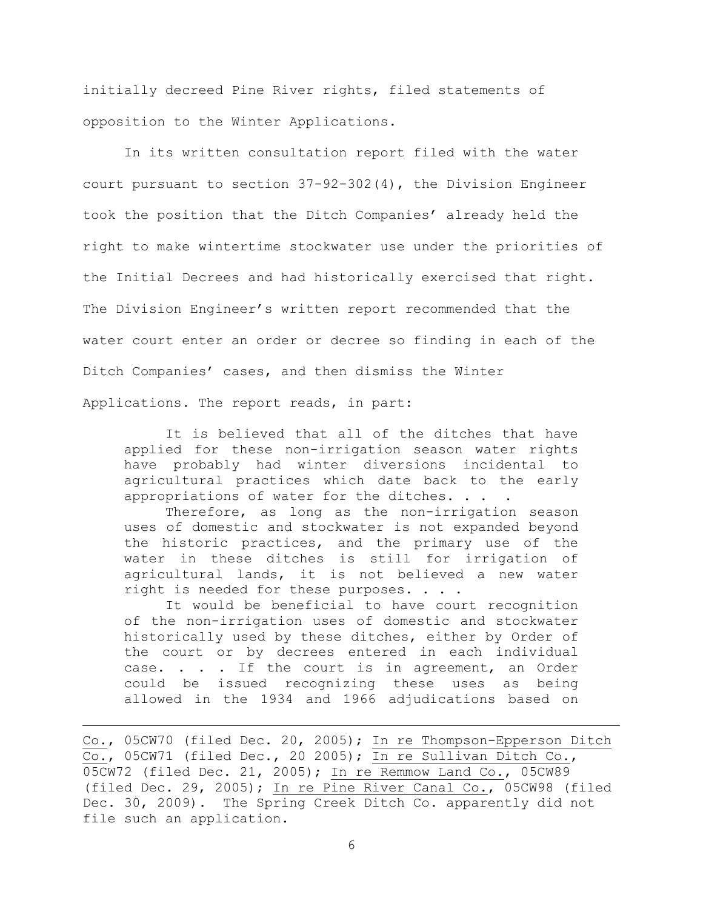initially decreed Pine River rights, filed statements of opposition to the Winter Applications.

In its written consultation report filed with the water court pursuant to section 37-92-302(4), the Division Engineer took the position that the Ditch Companies' already held the right to make wintertime stockwater use under the priorities of the Initial Decrees and had historically exercised that right. The Division Engineer's written report recommended that the water court enter an order or decree so finding in each of the Ditch Companies' cases, and then dismiss the Winter Applications. The report reads, in part:

> It is believed that all of the ditches that have applied for these non-irrigation season water rights have probably had winter diversions incidental to agricultural practices which date back to the early appropriations of water for the ditches. . . .
>
> Therefore, as long as the non-irrigation season uses of domestic and stockwater is not expanded beyond the historic practices, and the primary use of the water in these ditches is still for irrigation of agricultural lands, it is not believed a new water right is needed for these purposes. . . .
>
> It would be beneficial to have court recognition of the non-irrigation uses of domestic and stockwater historically used by these ditches, either by Order of the court or by decrees entered in each individual case. . . . If the court is in agreement, an Order could be issued recognizing these uses as being allowed in the 1934 and 1966 adjudications based on

---

Co., 05CW70 (filed Dec. 20, 2005); In re Thompson-Epperson Ditch Co., 05CW71 (filed Dec., 20 2005); In re Sullivan Ditch Co., 05CW72 (filed Dec. 21, 2005); In re Remmow Land Co., 05CW89 (filed Dec. 29, 2005); In re Pine River Canal Co., 05CW98 (filed Dec. 30, 2009). The Spring Creek Ditch Co. apparently did not file such an application.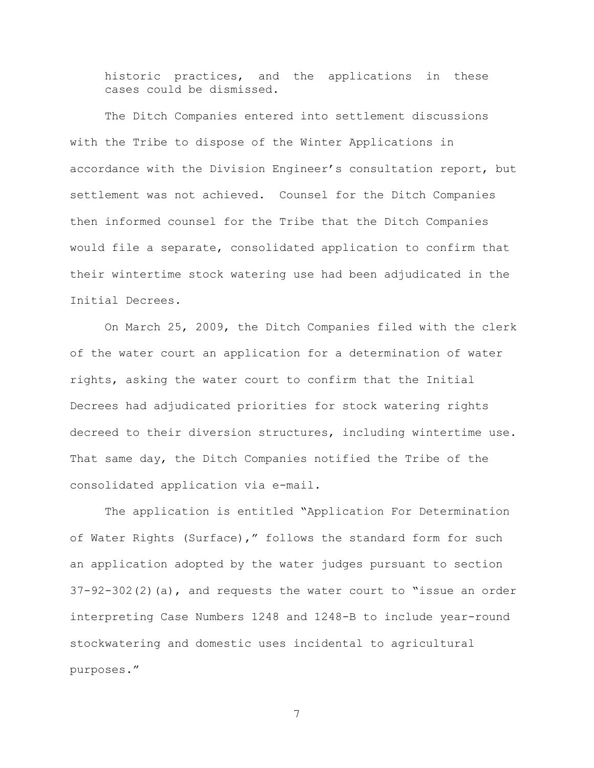historic practices, and the applications in these cases could be dismissed.

The Ditch Companies entered into settlement discussions with the Tribe to dispose of the Winter Applications in accordance with the Division Engineer's consultation report, but settlement was not achieved. Counsel for the Ditch Companies then informed counsel for the Tribe that the Ditch Companies would file a separate, consolidated application to confirm that their wintertime stock watering use had been adjudicated in the Initial Decrees.

On March 25, 2009, the Ditch Companies filed with the clerk of the water court an application for a determination of water rights, asking the water court to confirm that the Initial Decrees had adjudicated priorities for stock watering rights decreed to their diversion structures, including wintertime use. That same day, the Ditch Companies notified the Tribe of the consolidated application via e-mail.

The application is entitled "Application For Determination of Water Rights (Surface)," follows the standard form for such an application adopted by the water judges pursuant to section 37-92-302(2)(a), and requests the water court to "issue an order interpreting Case Numbers 1248 and 1248-B to include year-round stockwatering and domestic uses incidental to agricultural purposes."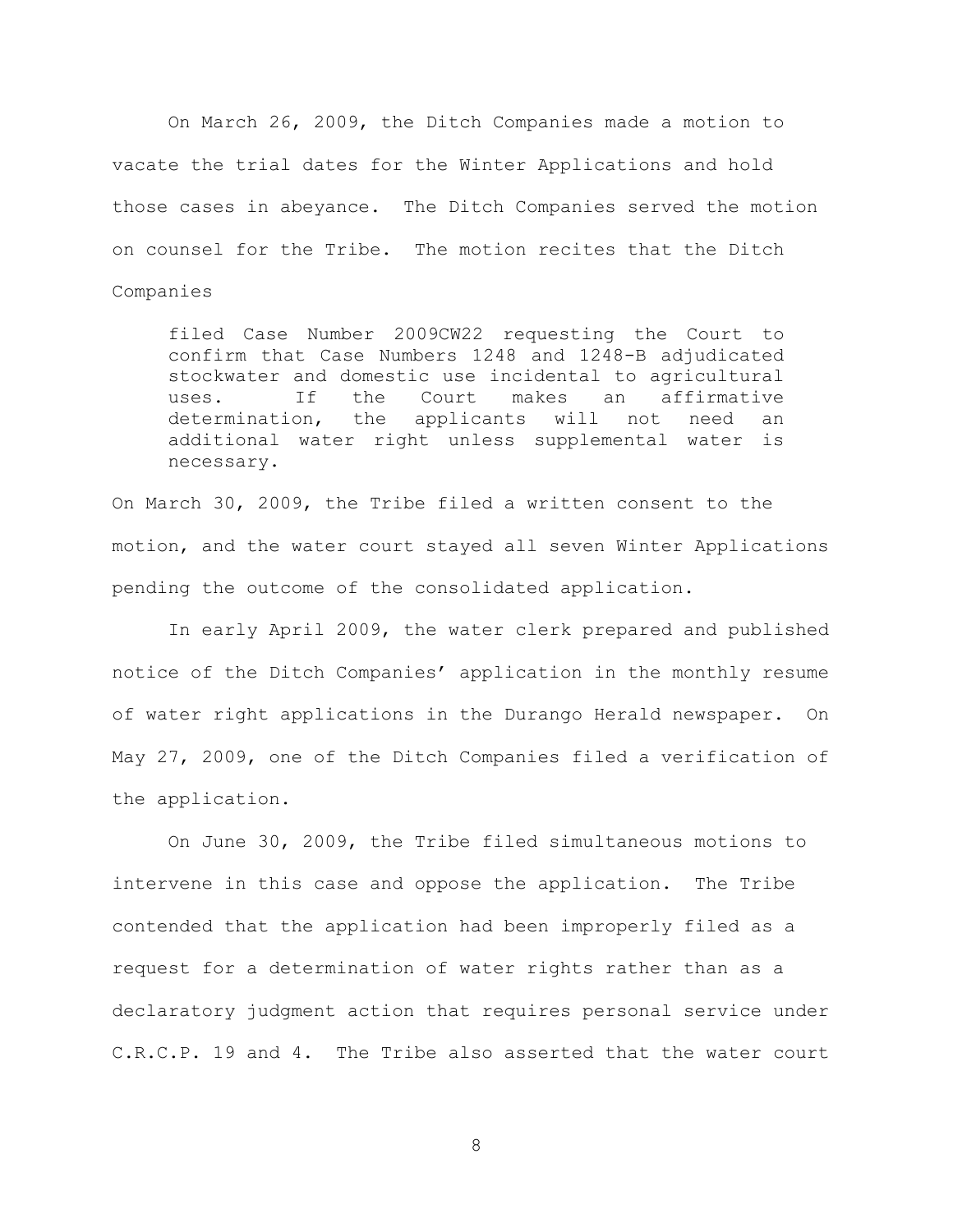On March 26, 2009, the Ditch Companies made a motion to vacate the trial dates for the Winter Applications and hold those cases in abeyance. The Ditch Companies served the motion on counsel for the Tribe. The motion recites that the Ditch Companies

> filed Case Number 2009CW22 requesting the Court to confirm that Case Numbers 1248 and 1248-B adjudicated stockwater and domestic use incidental to agricultural uses. If the Court makes an affirmative determination, the applicants will not need an additional water right unless supplemental water is necessary.

On March 30, 2009, the Tribe filed a written consent to the motion, and the water court stayed all seven Winter Applications pending the outcome of the consolidated application.

In early April 2009, the water clerk prepared and published notice of the Ditch Companies' application in the monthly resume of water right applications in the Durango Herald newspaper. On May 27, 2009, one of the Ditch Companies filed a verification of the application.

On June 30, 2009, the Tribe filed simultaneous motions to intervene in this case and oppose the application. The Tribe contended that the application had been improperly filed as a request for a determination of water rights rather than as a declaratory judgment action that requires personal service under C.R.C.P. 19 and 4. The Tribe also asserted that the water court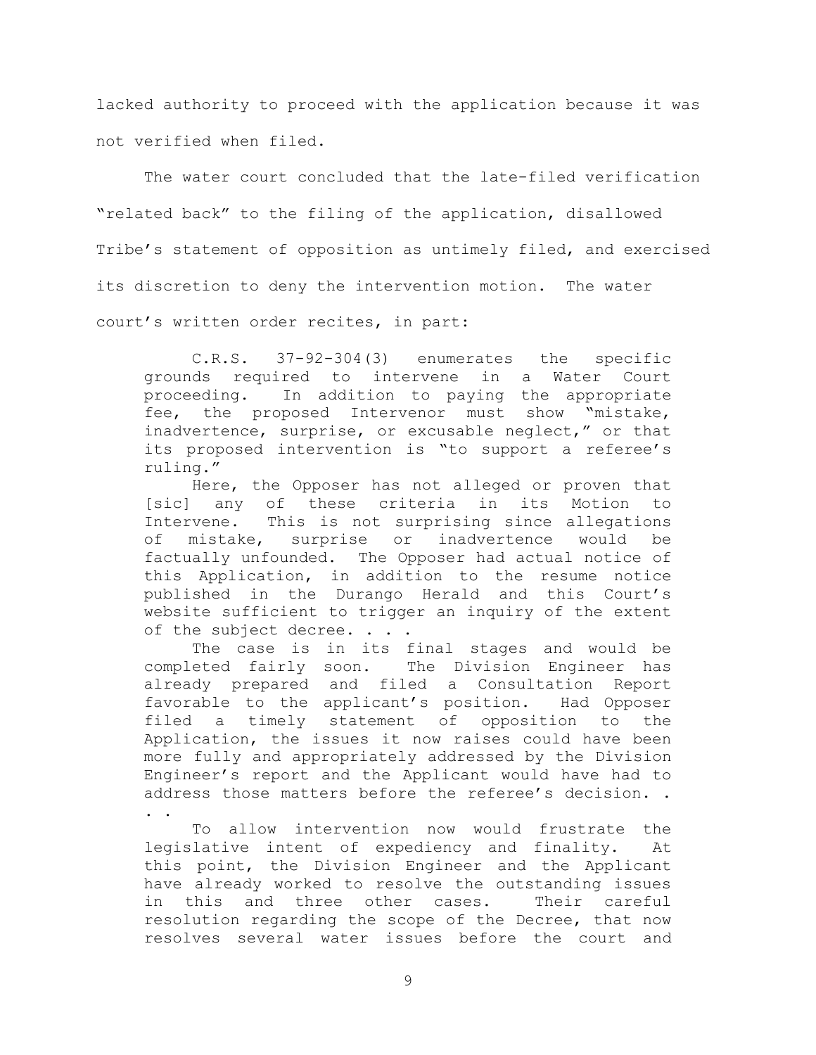lacked authority to proceed with the application because it was not verified when filed.

The water court concluded that the late-filed verification "related back" to the filing of the application, disallowed Tribe's statement of opposition as untimely filed, and exercised its discretion to deny the intervention motion. The water court's written order recites, in part:

> C.R.S. 37-92-304(3) enumerates the specific grounds required to intervene in a Water Court proceeding. In addition to paying the appropriate fee, the proposed Intervenor must show "mistake, inadvertence, surprise, or excusable neglect," or that its proposed intervention is "to support a referee's ruling."
>
> Here, the Opposer has not alleged or proven that [sic] any of these criteria in its Motion to Intervene. This is not surprising since allegations of mistake, surprise or inadvertence would be factually unfounded. The Opposer had actual notice of this Application, in addition to the resume notice published in the Durango Herald and this Court's website sufficient to trigger an inquiry of the extent of the subject decree. . . .
>
> The case is in its final stages and would be completed fairly soon. The Division Engineer has already prepared and filed a Consultation Report favorable to the applicant's position. Had Opposer filed a timely statement of opposition to the Application, the issues it now raises could have been more fully and appropriately addressed by the Division Engineer's report and the Applicant would have had to address those matters before the referee's decision. . . .
>
> To allow intervention now would frustrate the legislative intent of expediency and finality. At this point, the Division Engineer and the Applicant have already worked to resolve the outstanding issues in this and three other cases. Their careful resolution regarding the scope of the Decree, that now resolves several water issues before the court and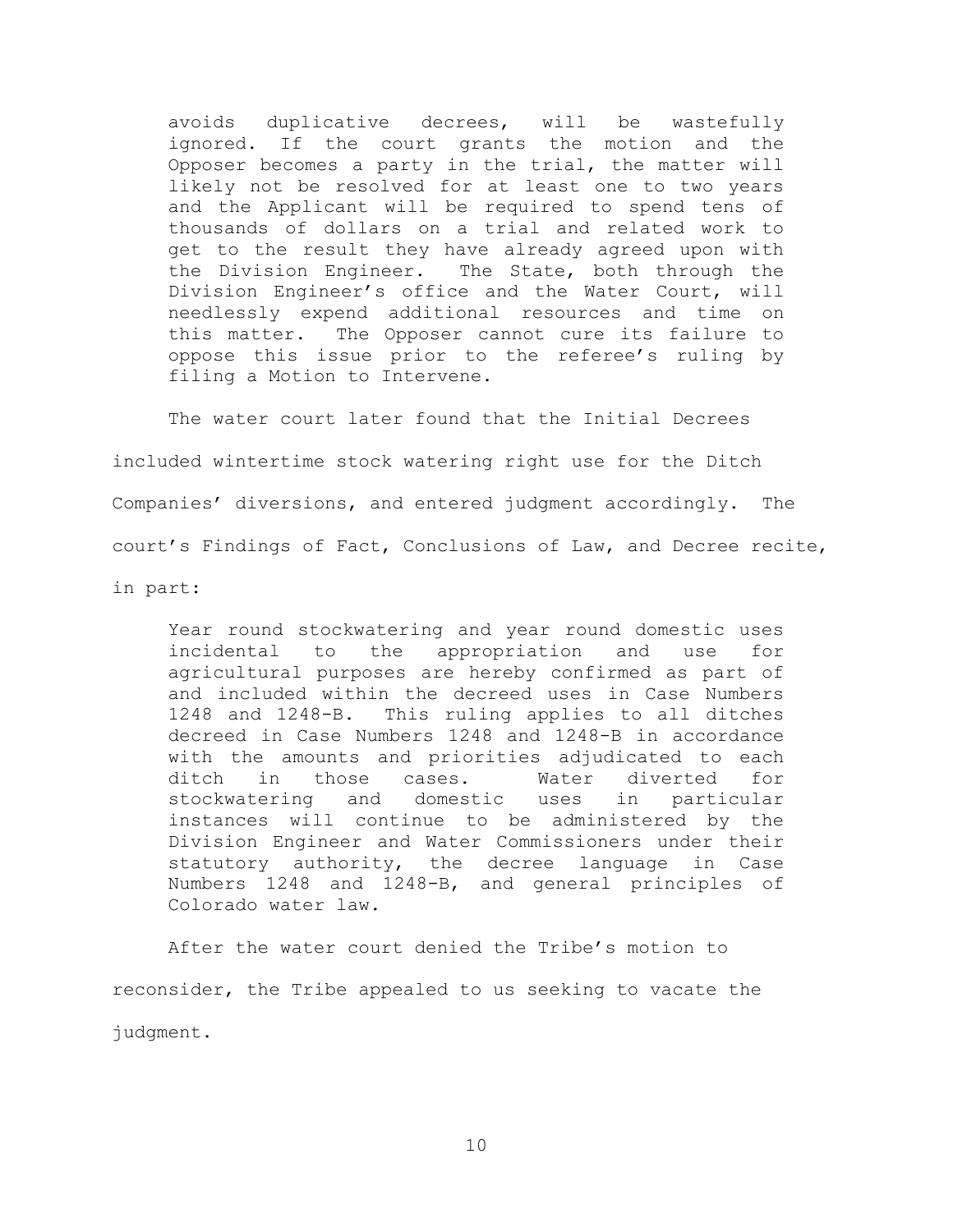> avoids duplicative decrees, will be wastefully ignored. If the court grants the motion and the Opposer becomes a party in the trial, the matter will likely not be resolved for at least one to two years and the Applicant will be required to spend tens of thousands of dollars on a trial and related work to get to the result they have already agreed upon with the Division Engineer. The State, both through the Division Engineer's office and the Water Court, will needlessly expend additional resources and time on this matter. The Opposer cannot cure its failure to oppose this issue prior to the referee's ruling by filing a Motion to Intervene.

The water court later found that the Initial Decrees included wintertime stock watering right use for the Ditch Companies' diversions, and entered judgment accordingly. The court's Findings of Fact, Conclusions of Law, and Decree recite, in part:

> Year round stockwatering and year round domestic uses incidental to the appropriation and use for agricultural purposes are hereby confirmed as part of and included within the decreed uses in Case Numbers 1248 and 1248-B. This ruling applies to all ditches decreed in Case Numbers 1248 and 1248-B in accordance with the amounts and priorities adjudicated to each ditch in those cases. Water diverted for stockwatering and domestic uses in particular instances will continue to be administered by the Division Engineer and Water Commissioners under their statutory authority, the decree language in Case Numbers 1248 and 1248-B, and general principles of Colorado water law.

After the water court denied the Tribe's motion to reconsider, the Tribe appealed to us seeking to vacate the judgment.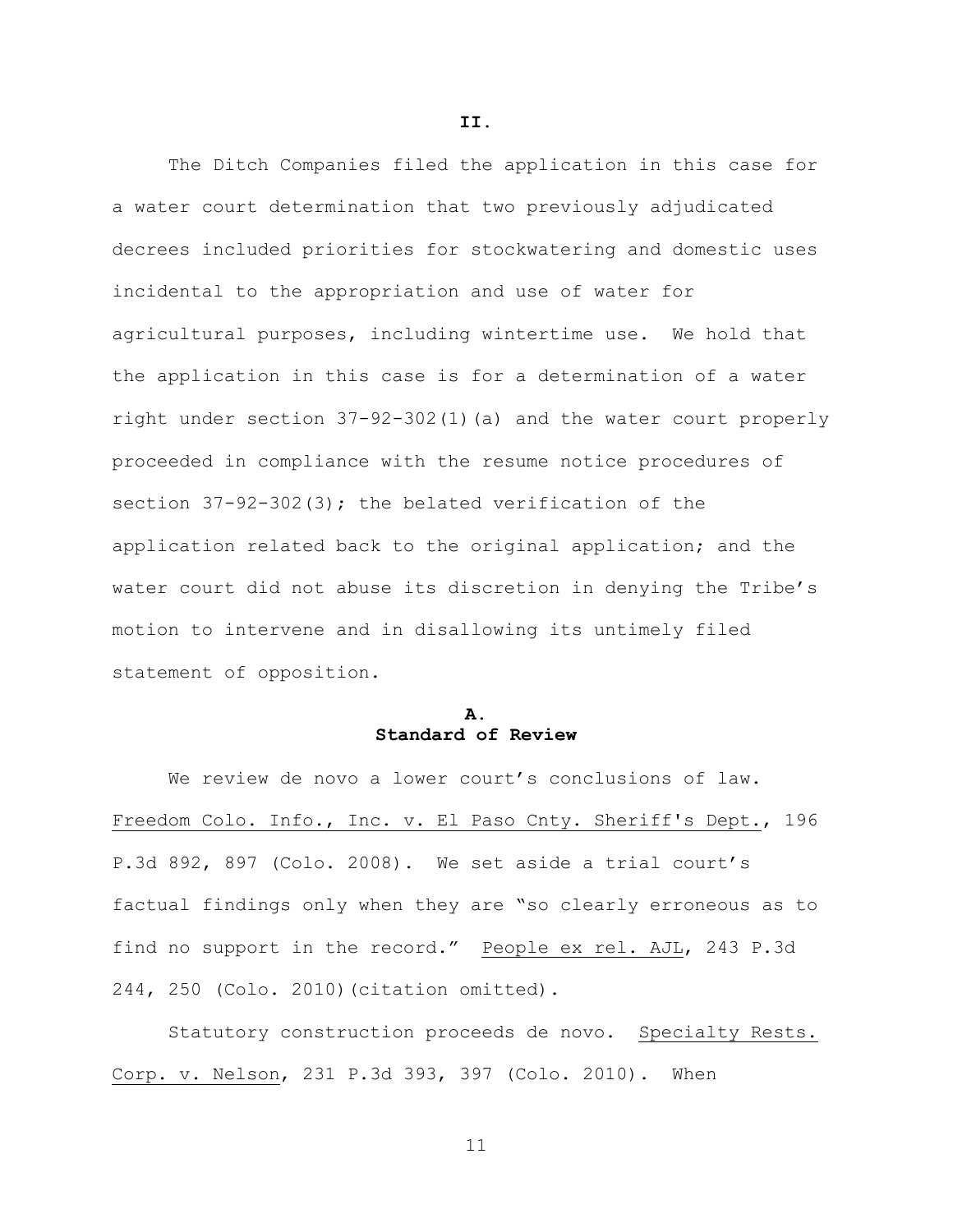## II.

The Ditch Companies filed the application in this case for a water court determination that two previously adjudicated decrees included priorities for stockwatering and domestic uses incidental to the appropriation and use of water for agricultural purposes, including wintertime use. We hold that the application in this case is for a determination of a water right under section 37-92-302(1)(a) and the water court properly proceeded in compliance with the resume notice procedures of section 37-92-302(3); the belated verification of the application related back to the original application; and the water court did not abuse its discretion in denying the Tribe's motion to intervene and in disallowing its untimely filed statement of opposition.

### A.
### Standard of Review

We review de novo a lower court's conclusions of law. Freedom Colo. Info., Inc. v. El Paso Cnty. Sheriff's Dept., 196 P.3d 892, 897 (Colo. 2008). We set aside a trial court's factual findings only when they are "so clearly erroneous as to find no support in the record." People ex rel. AJL, 243 P.3d 244, 250 (Colo. 2010)(citation omitted).

Statutory construction proceeds de novo. Specialty Rests. Corp. v. Nelson, 231 P.3d 393, 397 (Colo. 2010). When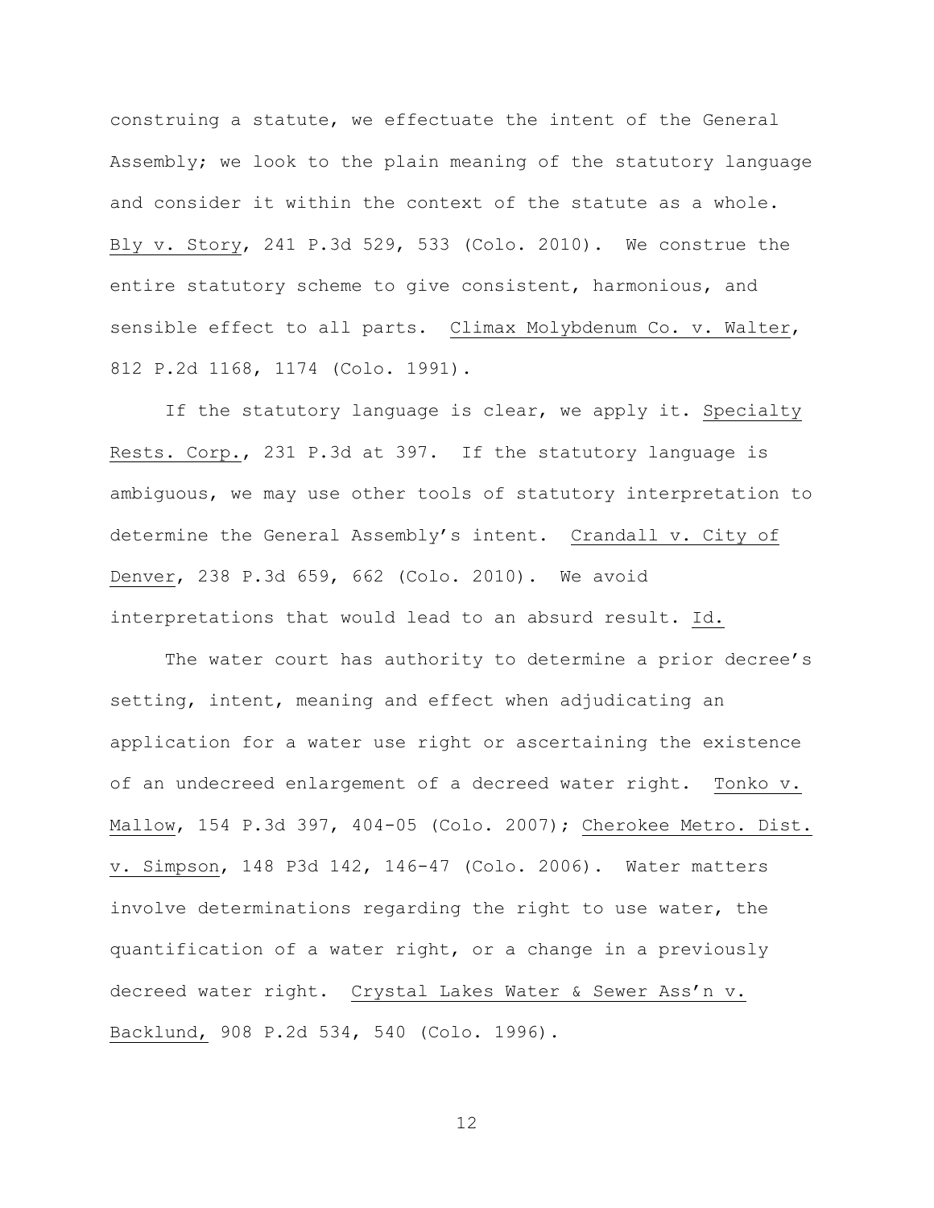construing a statute, we effectuate the intent of the General Assembly; we look to the plain meaning of the statutory language and consider it within the context of the statute as a whole. Bly v. Story, 241 P.3d 529, 533 (Colo. 2010). We construe the entire statutory scheme to give consistent, harmonious, and sensible effect to all parts. Climax Molybdenum Co. v. Walter, 812 P.2d 1168, 1174 (Colo. 1991).

If the statutory language is clear, we apply it. Specialty Rests. Corp., 231 P.3d at 397. If the statutory language is ambiguous, we may use other tools of statutory interpretation to determine the General Assembly's intent. Crandall v. City of Denver, 238 P.3d 659, 662 (Colo. 2010). We avoid interpretations that would lead to an absurd result. Id.

The water court has authority to determine a prior decree's setting, intent, meaning and effect when adjudicating an application for a water use right or ascertaining the existence of an undecreed enlargement of a decreed water right. Tonko v. Mallow, 154 P.3d 397, 404-05 (Colo. 2007); Cherokee Metro. Dist. v. Simpson, 148 P3d 142, 146-47 (Colo. 2006). Water matters involve determinations regarding the right to use water, the quantification of a water right, or a change in a previously decreed water right. Crystal Lakes Water & Sewer Ass'n v. Backlund, 908 P.2d 534, 540 (Colo. 1996).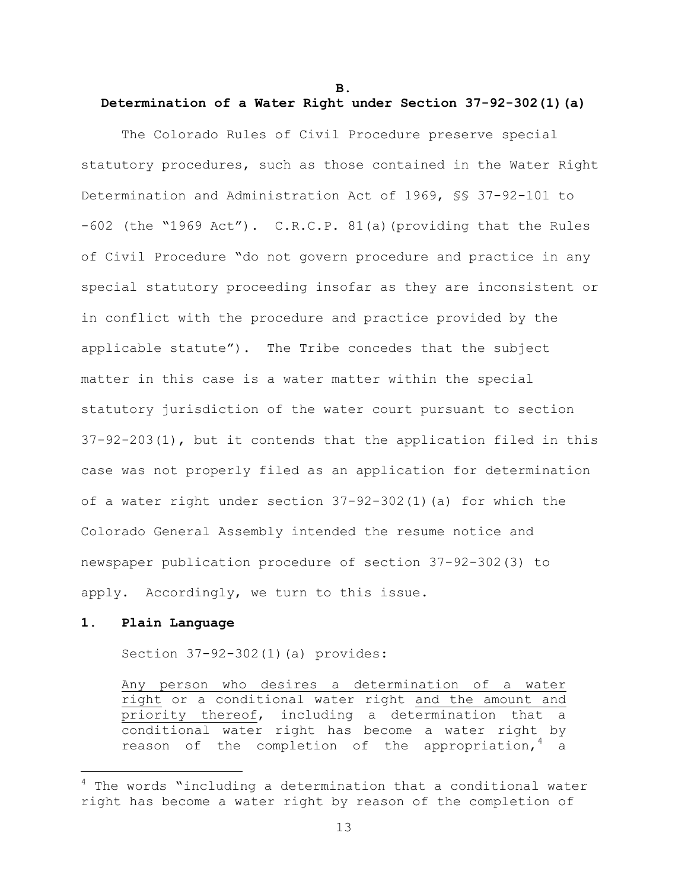## B.
## Determination of a Water Right under Section 37-92-302(1)(a)

The Colorado Rules of Civil Procedure preserve special statutory procedures, such as those contained in the Water Right Determination and Administration Act of 1969, §§ 37-92-101 to -602 (the "1969 Act"). C.R.C.P. 81(a)(providing that the Rules of Civil Procedure "do not govern procedure and practice in any special statutory proceeding insofar as they are inconsistent or in conflict with the procedure and practice provided by the applicable statute"). The Tribe concedes that the subject matter in this case is a water matter within the special statutory jurisdiction of the water court pursuant to section 37-92-203(1), but it contends that the application filed in this case was not properly filed as an application for determination of a water right under section 37-92-302(1)(a) for which the Colorado General Assembly intended the resume notice and newspaper publication procedure of section 37-92-302(3) to apply. Accordingly, we turn to this issue.

### 1. Plain Language

Section 37-92-302(1)(a) provides:

> <u>Any person who desires a determination of a water right</u> or a conditional water right <u>and the amount and priority thereof</u>, including a determination that a conditional water right has become a water right by reason of the completion of the appropriation,[4] a

[4] The words "including a determination that a conditional water right has become a water right by reason of the completion of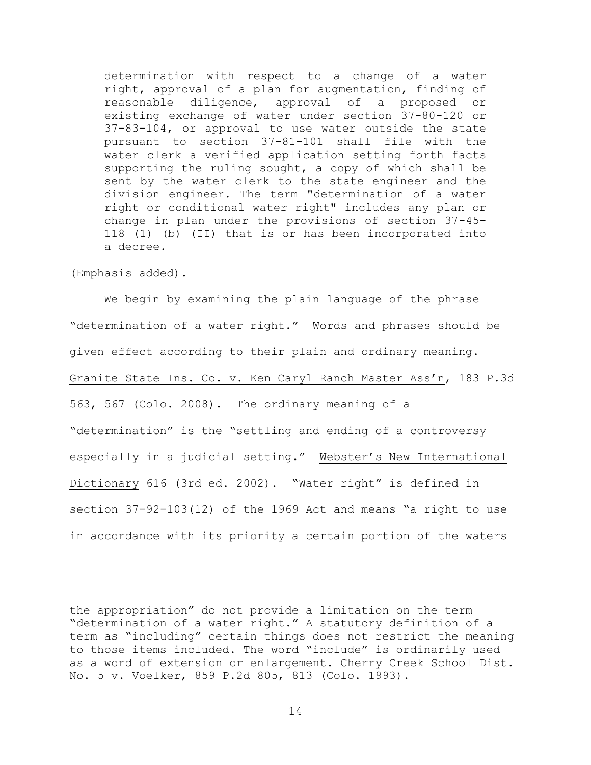> determination with respect to a change of a water right, approval of a plan for augmentation, finding of reasonable diligence, approval of a proposed or existing exchange of water under section 37-80-120 or 37-83-104, or approval to use water outside the state pursuant to section 37-81-101 shall file with the water clerk a verified application setting forth facts supporting the ruling sought, a copy of which shall be sent by the water clerk to the state engineer and the division engineer. The term "determination of a water right or conditional water right" includes any plan or change in plan under the provisions of section 37-45-118 (1) (b) (II) that is or has been incorporated into a decree.

(Emphasis added).

We begin by examining the plain language of the phrase "determination of a water right." Words and phrases should be given effect according to their plain and ordinary meaning. Granite State Ins. Co. v. Ken Caryl Ranch Master Ass'n, 183 P.3d 563, 567 (Colo. 2008). The ordinary meaning of a "determination" is the "settling and ending of a controversy especially in a judicial setting." Webster's New International Dictionary 616 (3rd ed. 2002). "Water right" is defined in section 37-92-103(12) of the 1969 Act and means "a right to use in accordance with its priority a certain portion of the waters

---

the appropriation" do not provide a limitation on the term "determination of a water right." A statutory definition of a term as "including" certain things does not restrict the meaning to those items included. The word "include" is ordinarily used as a word of extension or enlargement. Cherry Creek School Dist. No. 5 v. Voelker, 859 P.2d 805, 813 (Colo. 1993).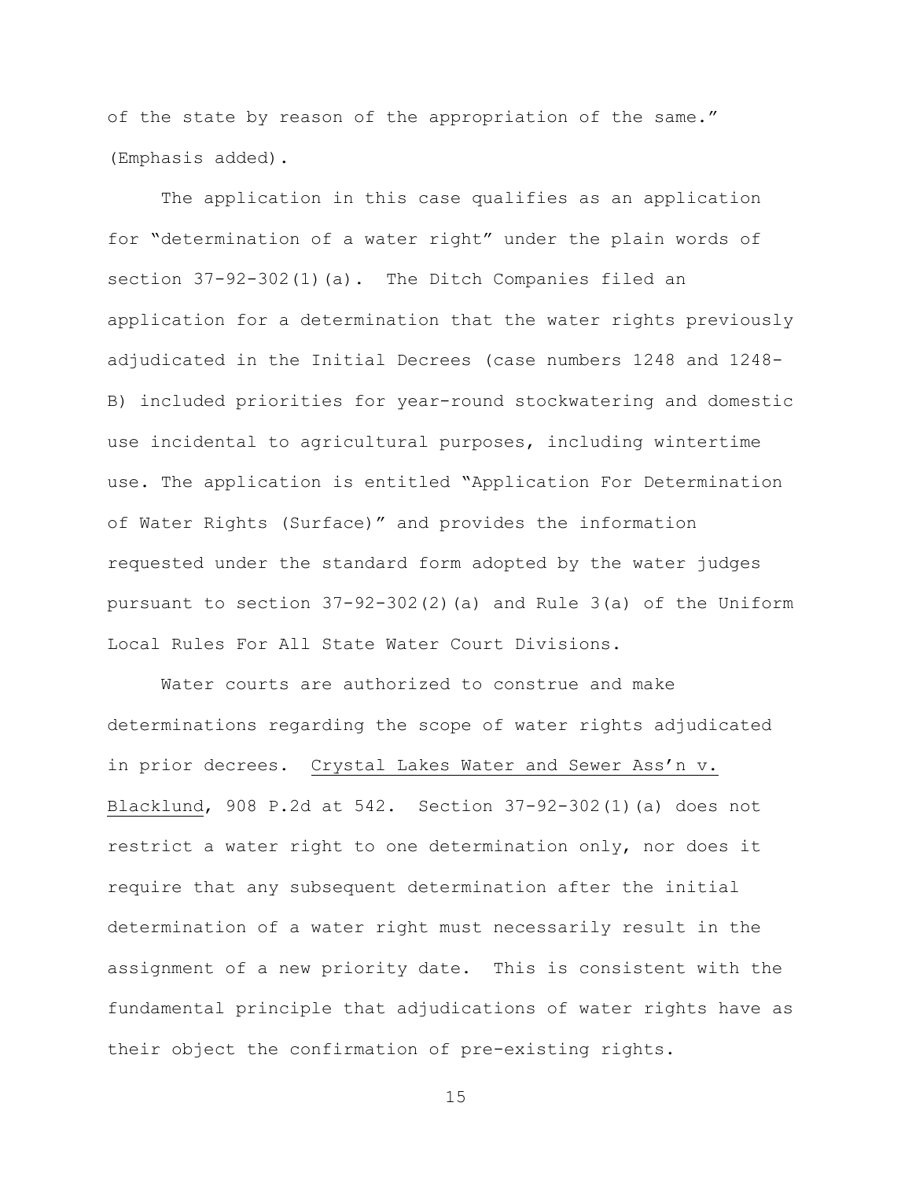of the state by reason of the appropriation of the same." (Emphasis added).

The application in this case qualifies as an application for "determination of a water right" under the plain words of section 37-92-302(1)(a). The Ditch Companies filed an application for a determination that the water rights previously adjudicated in the Initial Decrees (case numbers 1248 and 1248-B) included priorities for year-round stockwatering and domestic use incidental to agricultural purposes, including wintertime use. The application is entitled "Application For Determination of Water Rights (Surface)" and provides the information requested under the standard form adopted by the water judges pursuant to section 37-92-302(2)(a) and Rule 3(a) of the Uniform Local Rules For All State Water Court Divisions.

Water courts are authorized to construe and make determinations regarding the scope of water rights adjudicated in prior decrees. Crystal Lakes Water and Sewer Ass'n v. Blacklund, 908 P.2d at 542. Section 37-92-302(1)(a) does not restrict a water right to one determination only, nor does it require that any subsequent determination after the initial determination of a water right must necessarily result in the assignment of a new priority date. This is consistent with the fundamental principle that adjudications of water rights have as their object the confirmation of pre-existing rights.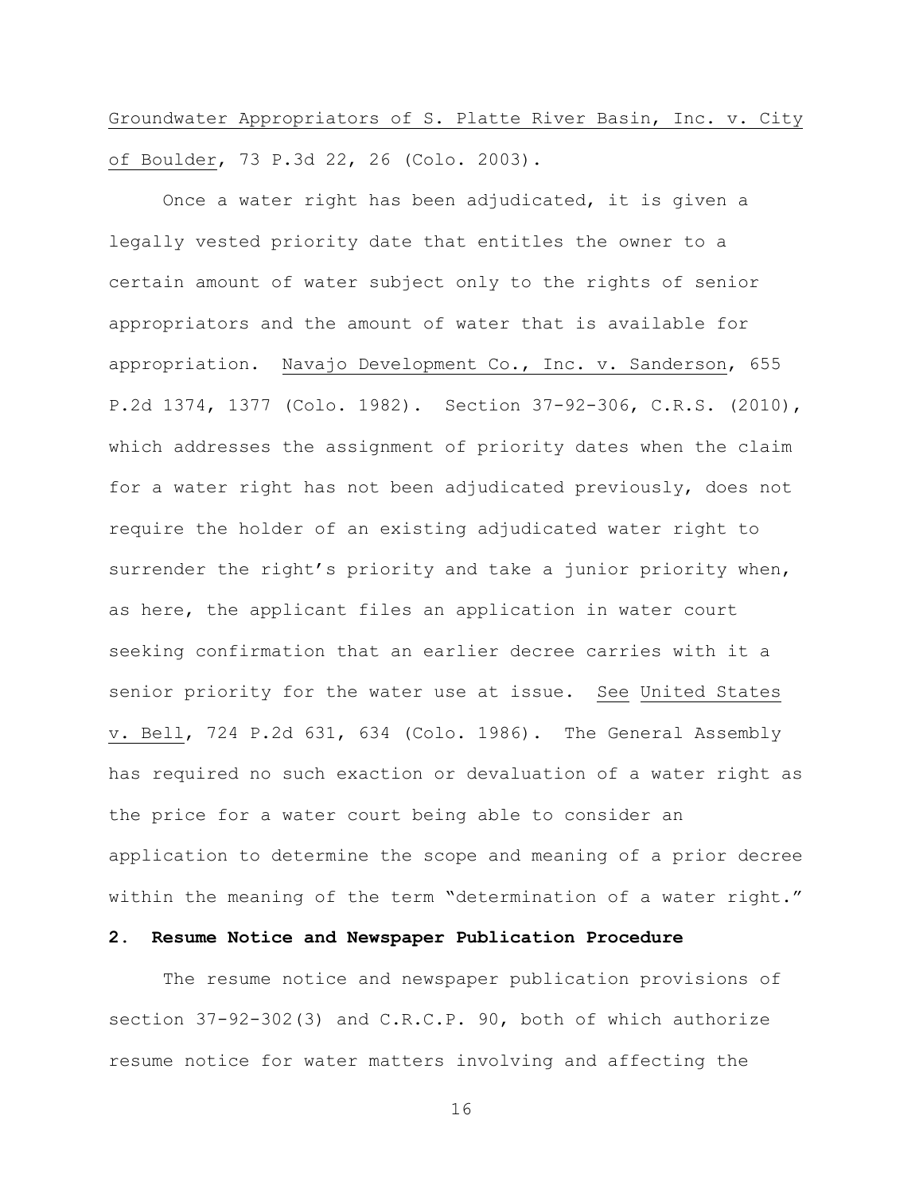Groundwater Appropriators of S. Platte River Basin, Inc. v. City of Boulder, 73 P.3d 22, 26 (Colo. 2003).

Once a water right has been adjudicated, it is given a legally vested priority date that entitles the owner to a certain amount of water subject only to the rights of senior appropriators and the amount of water that is available for appropriation. Navajo Development Co., Inc. v. Sanderson, 655 P.2d 1374, 1377 (Colo. 1982). Section 37-92-306, C.R.S. (2010), which addresses the assignment of priority dates when the claim for a water right has not been adjudicated previously, does not require the holder of an existing adjudicated water right to surrender the right's priority and take a junior priority when, as here, the applicant files an application in water court seeking confirmation that an earlier decree carries with it a senior priority for the water use at issue. See United States v. Bell, 724 P.2d 631, 634 (Colo. 1986). The General Assembly has required no such exaction or devaluation of a water right as the price for a water court being able to consider an application to determine the scope and meaning of a prior decree within the meaning of the term "determination of a water right."

**2. Resume Notice and Newspaper Publication Procedure**

The resume notice and newspaper publication provisions of section 37-92-302(3) and C.R.C.P. 90, both of which authorize resume notice for water matters involving and affecting the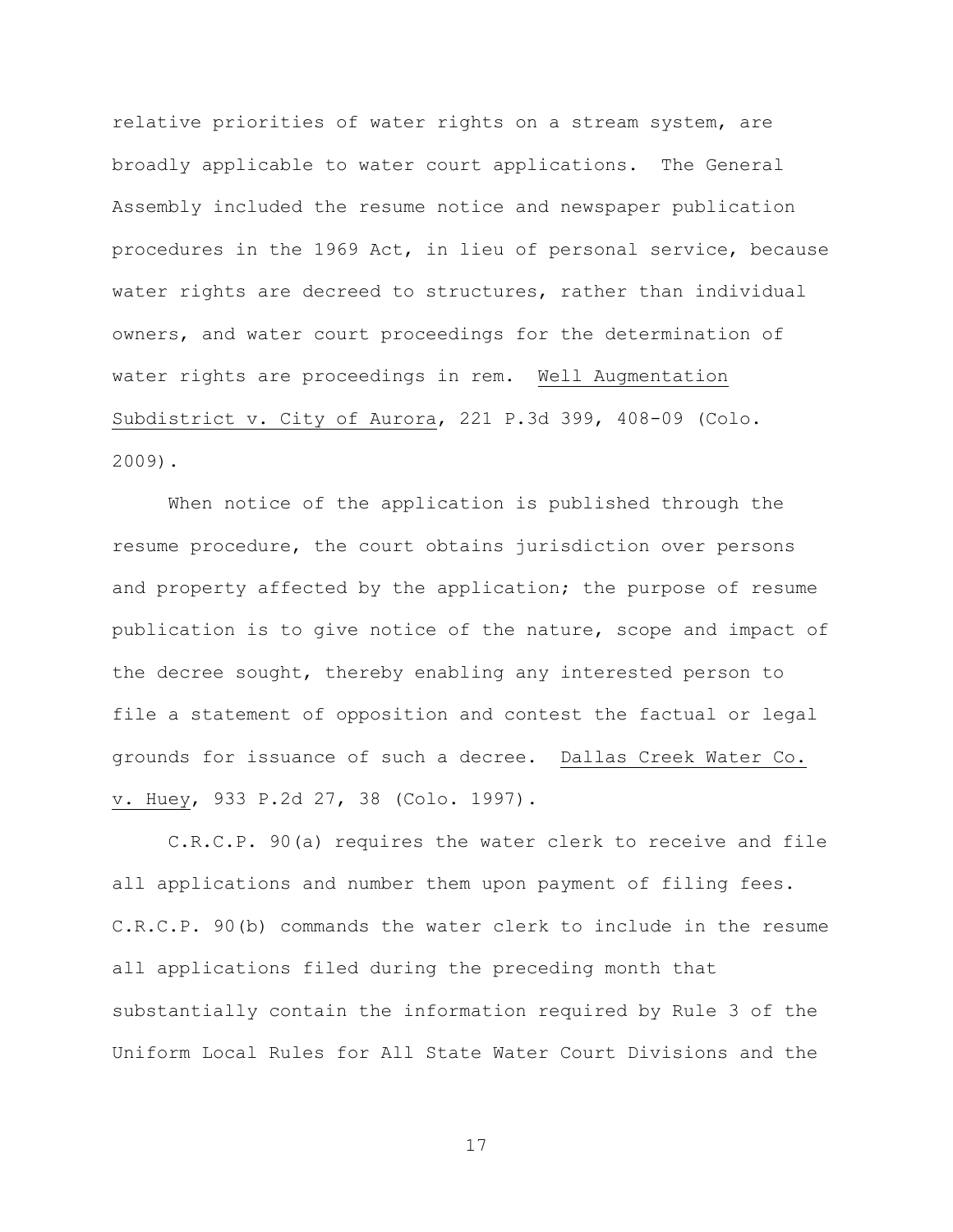relative priorities of water rights on a stream system, are broadly applicable to water court applications. The General Assembly included the resume notice and newspaper publication procedures in the 1969 Act, in lieu of personal service, because water rights are decreed to structures, rather than individual owners, and water court proceedings for the determination of water rights are proceedings in rem. Well Augmentation Subdistrict v. City of Aurora, 221 P.3d 399, 408-09 (Colo. 2009).

When notice of the application is published through the resume procedure, the court obtains jurisdiction over persons and property affected by the application; the purpose of resume publication is to give notice of the nature, scope and impact of the decree sought, thereby enabling any interested person to file a statement of opposition and contest the factual or legal grounds for issuance of such a decree. Dallas Creek Water Co. v. Huey, 933 P.2d 27, 38 (Colo. 1997).

C.R.C.P. 90(a) requires the water clerk to receive and file all applications and number them upon payment of filing fees. C.R.C.P. 90(b) commands the water clerk to include in the resume all applications filed during the preceding month that substantially contain the information required by Rule 3 of the Uniform Local Rules for All State Water Court Divisions and the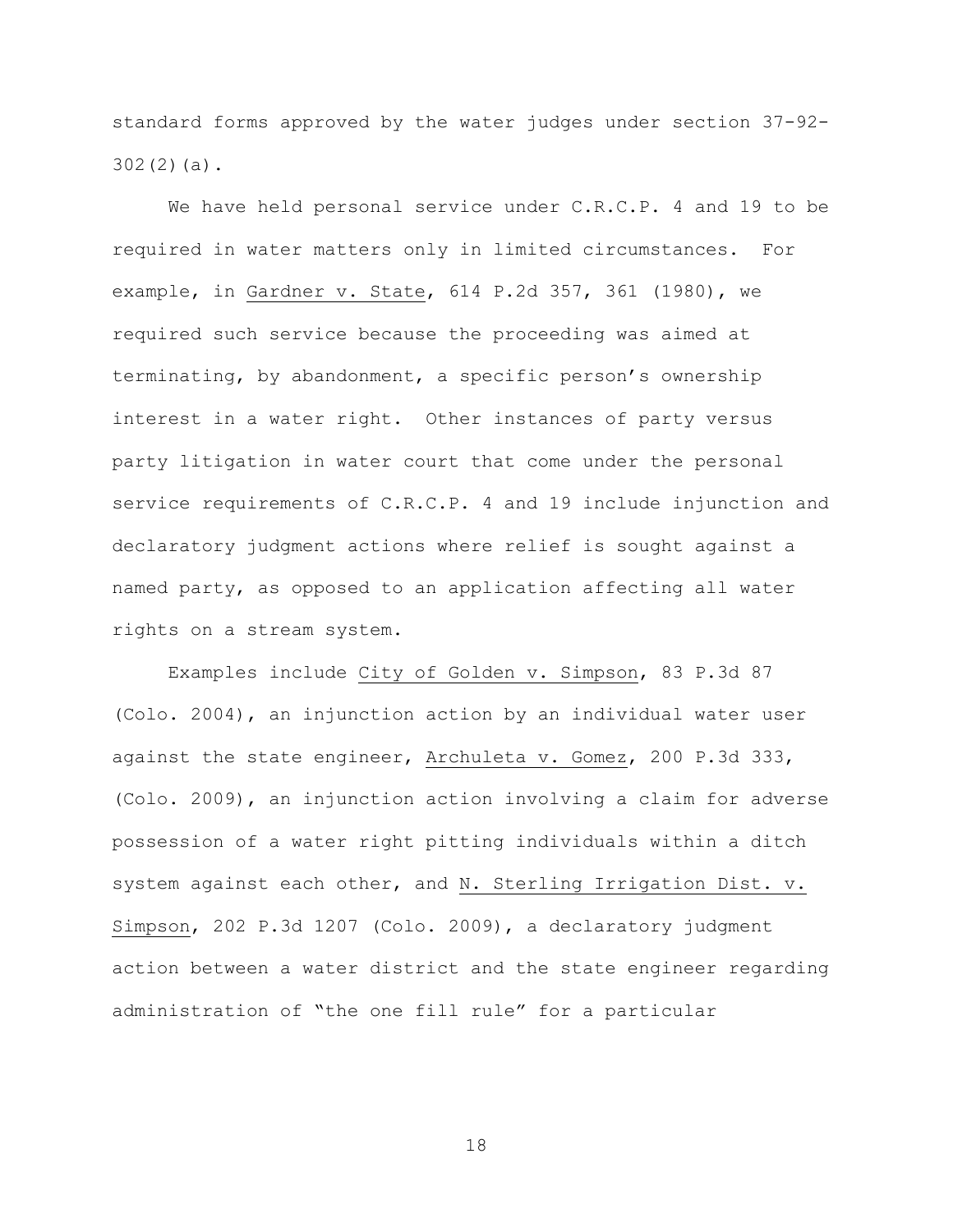standard forms approved by the water judges under section 37-92-302(2)(a).

We have held personal service under C.R.C.P. 4 and 19 to be required in water matters only in limited circumstances. For example, in Gardner v. State, 614 P.2d 357, 361 (1980), we required such service because the proceeding was aimed at terminating, by abandonment, a specific person's ownership interest in a water right. Other instances of party versus party litigation in water court that come under the personal service requirements of C.R.C.P. 4 and 19 include injunction and declaratory judgment actions where relief is sought against a named party, as opposed to an application affecting all water rights on a stream system.

Examples include City of Golden v. Simpson, 83 P.3d 87 (Colo. 2004), an injunction action by an individual water user against the state engineer, Archuleta v. Gomez, 200 P.3d 333, (Colo. 2009), an injunction action involving a claim for adverse possession of a water right pitting individuals within a ditch system against each other, and N. Sterling Irrigation Dist. v. Simpson, 202 P.3d 1207 (Colo. 2009), a declaratory judgment action between a water district and the state engineer regarding administration of "the one fill rule" for a particular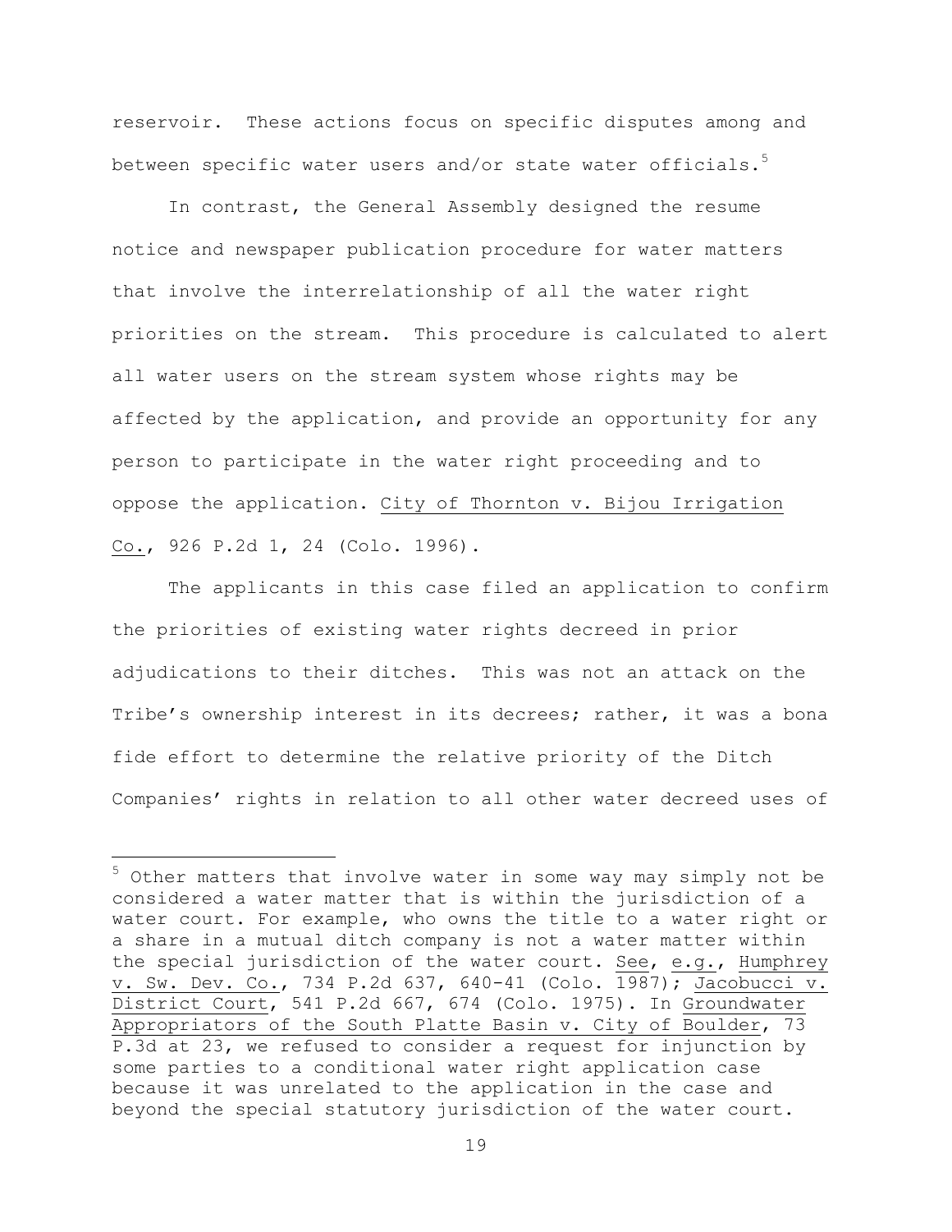reservoir. These actions focus on specific disputes among and between specific water users and/or state water officials.[5]

In contrast, the General Assembly designed the resume notice and newspaper publication procedure for water matters that involve the interrelationship of all the water right priorities on the stream. This procedure is calculated to alert all water users on the stream system whose rights may be affected by the application, and provide an opportunity for any person to participate in the water right proceeding and to oppose the application. City of Thornton v. Bijou Irrigation Co., 926 P.2d 1, 24 (Colo. 1996).

The applicants in this case filed an application to confirm the priorities of existing water rights decreed in prior adjudications to their ditches. This was not an attack on the Tribe's ownership interest in its decrees; rather, it was a bona fide effort to determine the relative priority of the Ditch Companies' rights in relation to all other water decreed uses of

---

[5] Other matters that involve water in some way may simply not be considered a water matter that is within the jurisdiction of a water court. For example, who owns the title to a water right or a share in a mutual ditch company is not a water matter within the special jurisdiction of the water court. See, e.g., Humphrey v. Sw. Dev. Co., 734 P.2d 637, 640-41 (Colo. 1987); Jacobucci v. District Court, 541 P.2d 667, 674 (Colo. 1975). In Groundwater Appropriators of the South Platte Basin v. City of Boulder, 73 P.3d at 23, we refused to consider a request for injunction by some parties to a conditional water right application case because it was unrelated to the application in the case and beyond the special statutory jurisdiction of the water court.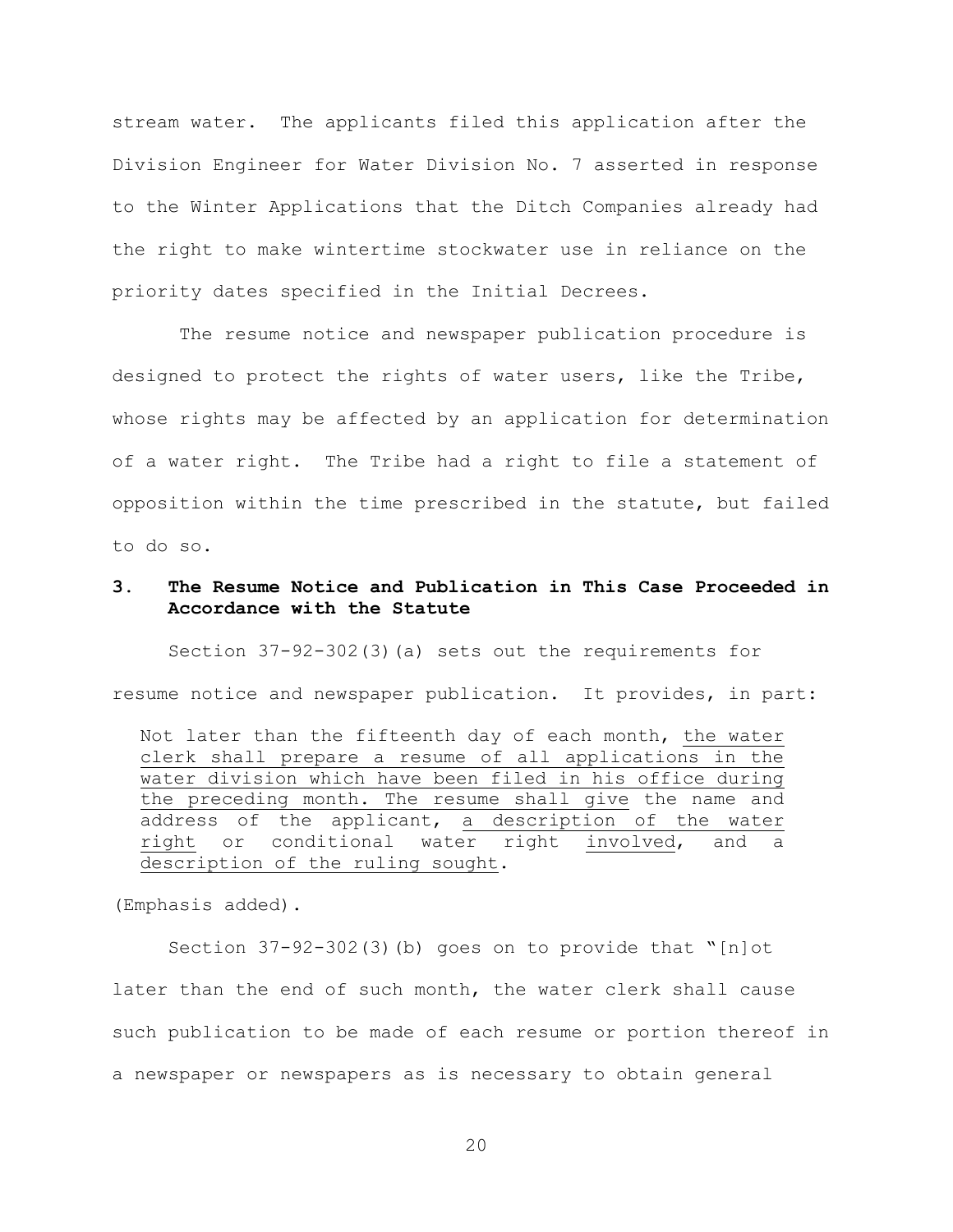stream water. The applicants filed this application after the Division Engineer for Water Division No. 7 asserted in response to the Winter Applications that the Ditch Companies already had the right to make wintertime stockwater use in reliance on the priority dates specified in the Initial Decrees.

The resume notice and newspaper publication procedure is designed to protect the rights of water users, like the Tribe, whose rights may be affected by an application for determination of a water right. The Tribe had a right to file a statement of opposition within the time prescribed in the statute, but failed to do so.

### 3. The Resume Notice and Publication in This Case Proceeded in Accordance with the Statute

Section 37-92-302(3)(a) sets out the requirements for resume notice and newspaper publication. It provides, in part:

> Not later than the fifteenth day of each month, <u>the water clerk shall prepare a resume of all applications in the water division which have been filed in his office during the preceding month. The resume shall give</u> the name and address of the applicant, <u>a description of the water right</u> or conditional water right <u>involved</u>, and a <u>description of the ruling sought</u>.

(Emphasis added).

Section 37-92-302(3)(b) goes on to provide that "[n]ot later than the end of such month, the water clerk shall cause such publication to be made of each resume or portion thereof in a newspaper or newspapers as is necessary to obtain general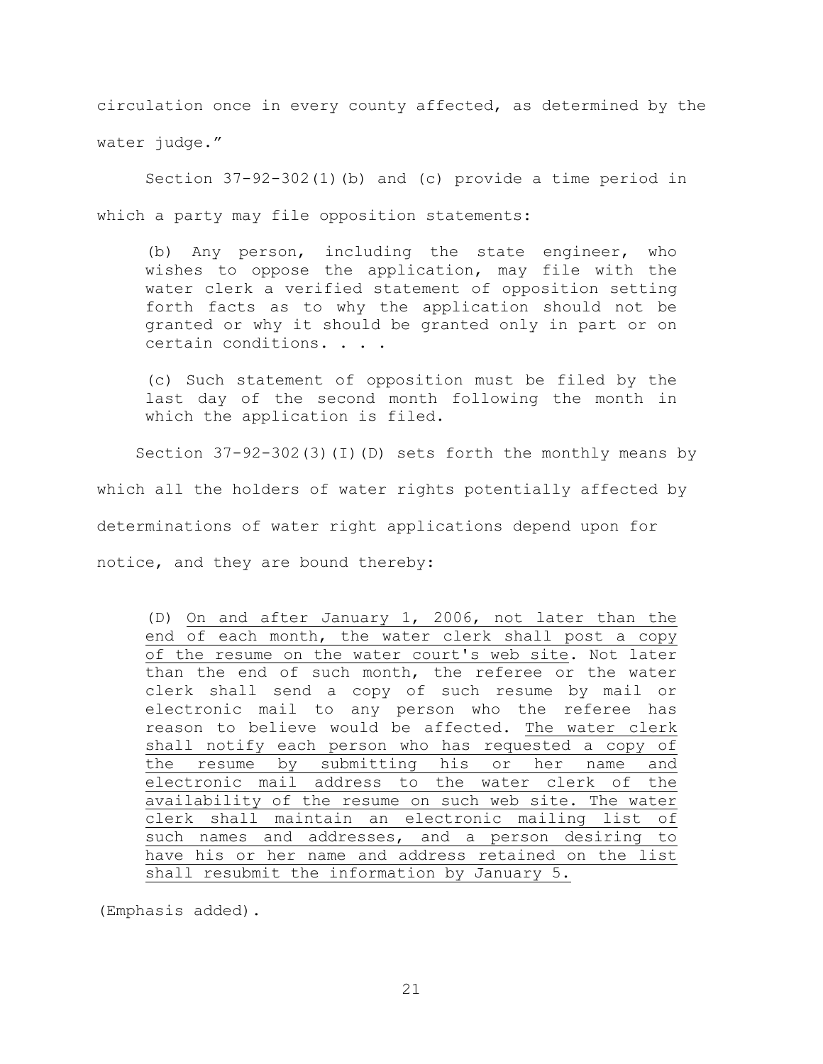circulation once in every county affected, as determined by the water judge."

Section 37-92-302(1)(b) and (c) provide a time period in which a party may file opposition statements:

> (b) Any person, including the state engineer, who wishes to oppose the application, may file with the water clerk a verified statement of opposition setting forth facts as to why the application should not be granted or why it should be granted only in part or on certain conditions. . . .
>
> (c) Such statement of opposition must be filed by the last day of the second month following the month in which the application is filed.

Section 37-92-302(3)(I)(D) sets forth the monthly means by which all the holders of water rights potentially affected by determinations of water right applications depend upon for notice, and they are bound thereby:

> (D) <u>On and after January 1, 2006, not later than the end of each month, the water clerk shall post a copy of the resume on the water court's web site</u>. Not later than the end of such month, the referee or the water clerk shall send a copy of such resume by mail or electronic mail to any person who the referee has reason to believe would be affected. <u>The water clerk shall notify each person who has requested a copy of the resume by submitting his or her name and electronic mail address to the water clerk of the availability of the resume on such web site. The water clerk shall maintain an electronic mailing list of such names and addresses, and a person desiring to have his or her name and address retained on the list shall resubmit the information by January 5.</u>

(Emphasis added).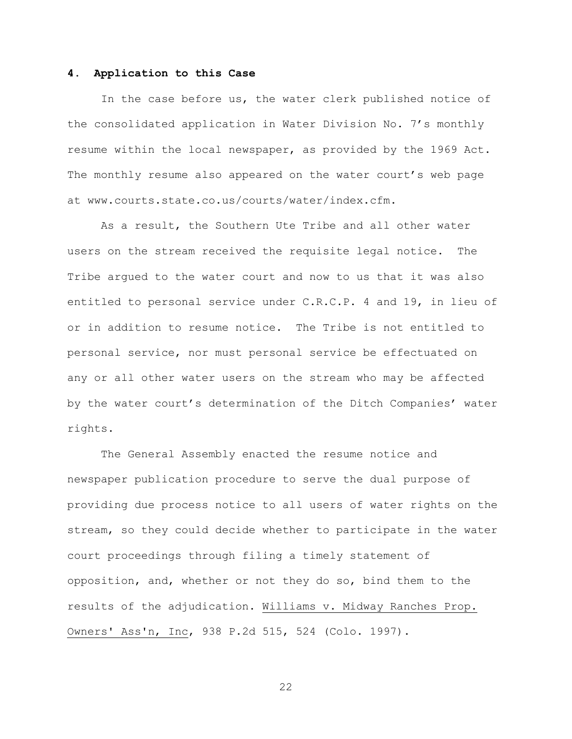### 4. Application to this Case

In the case before us, the water clerk published notice of the consolidated application in Water Division No. 7's monthly resume within the local newspaper, as provided by the 1969 Act. The monthly resume also appeared on the water court's web page at www.courts.state.co.us/courts/water/index.cfm.

As a result, the Southern Ute Tribe and all other water users on the stream received the requisite legal notice. The Tribe argued to the water court and now to us that it was also entitled to personal service under C.R.C.P. 4 and 19, in lieu of or in addition to resume notice. The Tribe is not entitled to personal service, nor must personal service be effectuated on any or all other water users on the stream who may be affected by the water court's determination of the Ditch Companies' water rights.

The General Assembly enacted the resume notice and newspaper publication procedure to serve the dual purpose of providing due process notice to all users of water rights on the stream, so they could decide whether to participate in the water court proceedings through filing a timely statement of opposition, and, whether or not they do so, bind them to the results of the adjudication. Williams v. Midway Ranches Prop. Owners' Ass'n, Inc, 938 P.2d 515, 524 (Colo. 1997).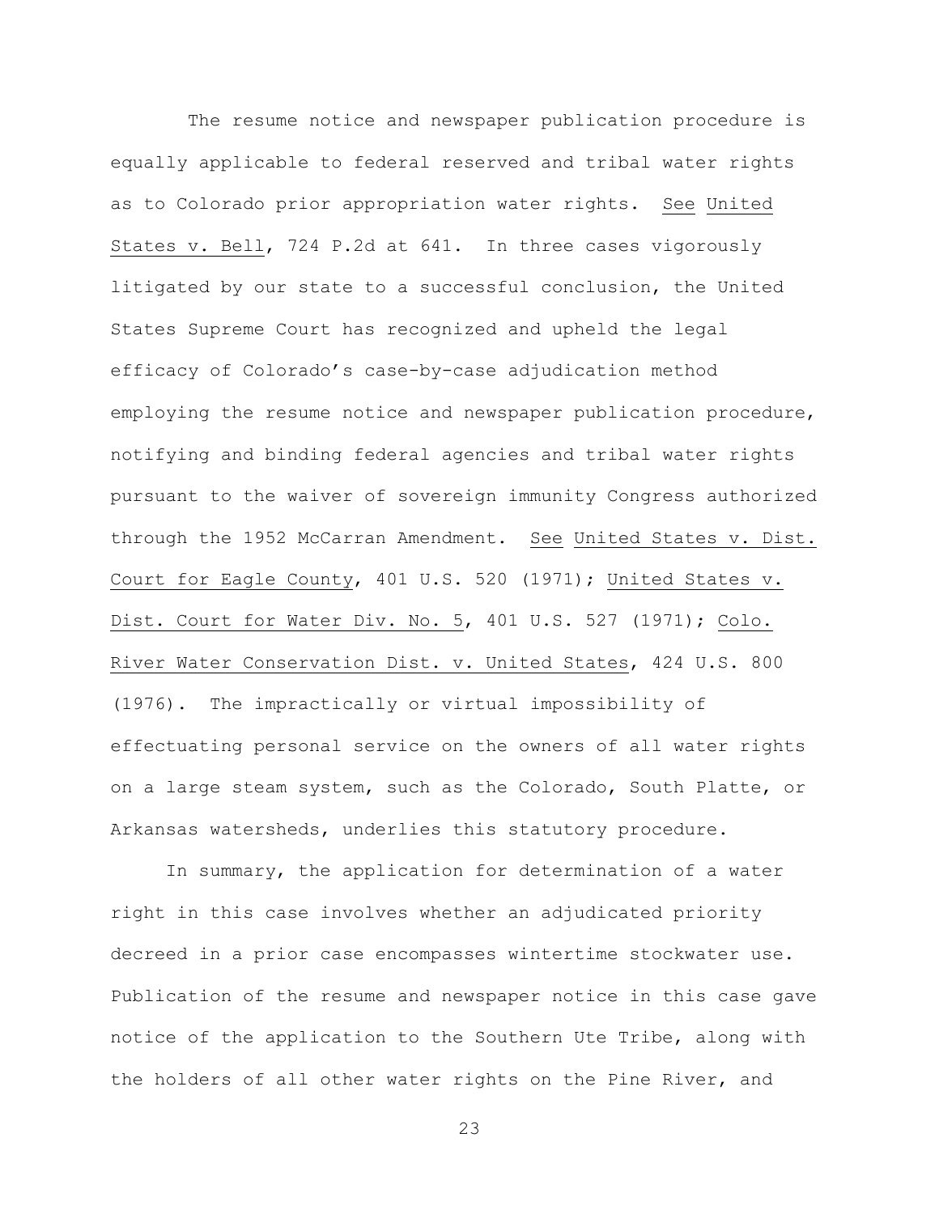The resume notice and newspaper publication procedure is equally applicable to federal reserved and tribal water rights as to Colorado prior appropriation water rights. See United States v. Bell, 724 P.2d at 641. In three cases vigorously litigated by our state to a successful conclusion, the United States Supreme Court has recognized and upheld the legal efficacy of Colorado's case-by-case adjudication method employing the resume notice and newspaper publication procedure, notifying and binding federal agencies and tribal water rights pursuant to the waiver of sovereign immunity Congress authorized through the 1952 McCarran Amendment. See United States v. Dist. Court for Eagle County, 401 U.S. 520 (1971); United States v. Dist. Court for Water Div. No. 5, 401 U.S. 527 (1971); Colo. River Water Conservation Dist. v. United States, 424 U.S. 800 (1976). The impractically or virtual impossibility of effectuating personal service on the owners of all water rights on a large steam system, such as the Colorado, South Platte, or Arkansas watersheds, underlies this statutory procedure.

In summary, the application for determination of a water right in this case involves whether an adjudicated priority decreed in a prior case encompasses wintertime stockwater use. Publication of the resume and newspaper notice in this case gave notice of the application to the Southern Ute Tribe, along with the holders of all other water rights on the Pine River, and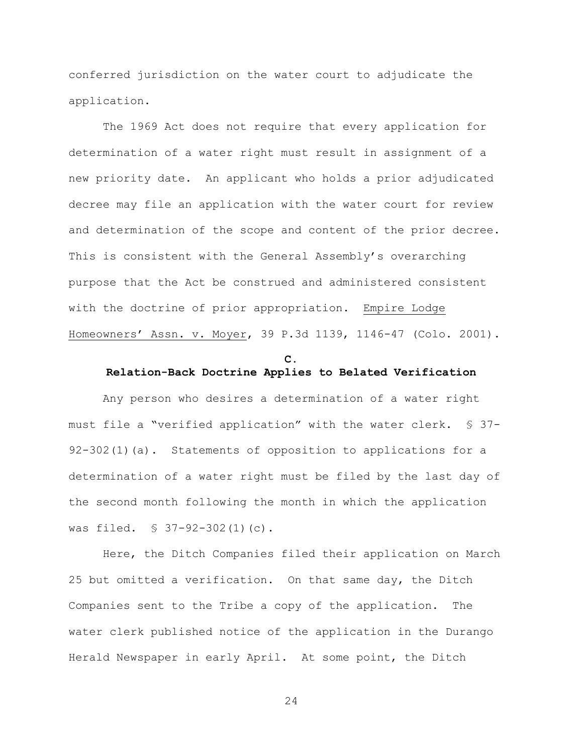conferred jurisdiction on the water court to adjudicate the application.

The 1969 Act does not require that every application for determination of a water right must result in assignment of a new priority date. An applicant who holds a prior adjudicated decree may file an application with the water court for review and determination of the scope and content of the prior decree. This is consistent with the General Assembly's overarching purpose that the Act be construed and administered consistent with the doctrine of prior appropriation. Empire Lodge Homeowners' Assn. v. Moyer, 39 P.3d 1139, 1146-47 (Colo. 2001).

### C.
### Relation-Back Doctrine Applies to Belated Verification

Any person who desires a determination of a water right must file a "verified application" with the water clerk. § 37-92-302(1)(a). Statements of opposition to applications for a determination of a water right must be filed by the last day of the second month following the month in which the application was filed. § 37-92-302(1)(c).

Here, the Ditch Companies filed their application on March 25 but omitted a verification. On that same day, the Ditch Companies sent to the Tribe a copy of the application. The water clerk published notice of the application in the Durango Herald Newspaper in early April. At some point, the Ditch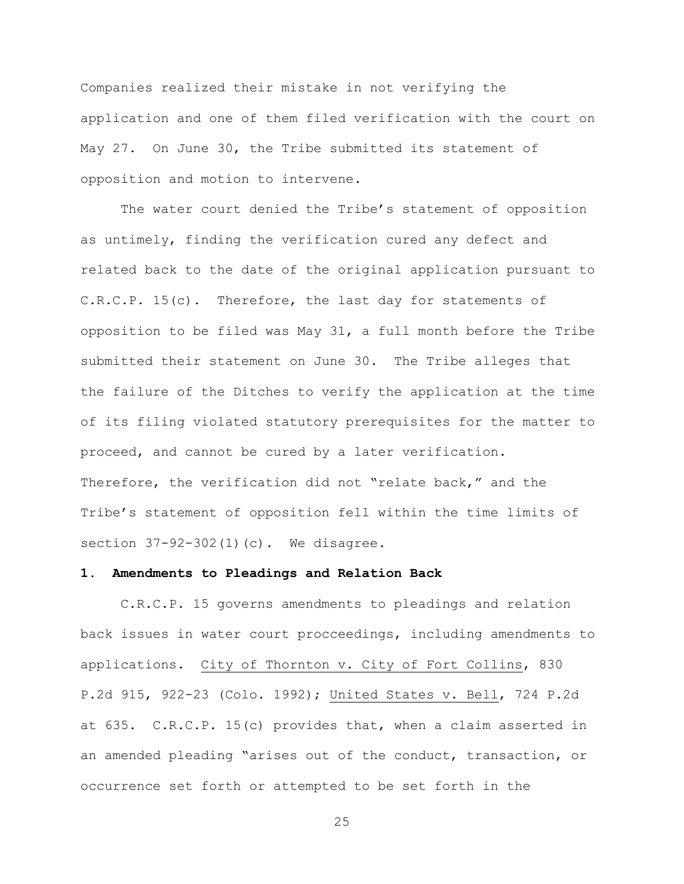Companies realized their mistake in not verifying the application and one of them filed verification with the court on May 27. On June 30, the Tribe submitted its statement of opposition and motion to intervene.

The water court denied the Tribe's statement of opposition as untimely, finding the verification cured any defect and related back to the date of the original application pursuant to C.R.C.P. 15(c). Therefore, the last day for statements of opposition to be filed was May 31, a full month before the Tribe submitted their statement on June 30. The Tribe alleges that the failure of the Ditches to verify the application at the time of its filing violated statutory prerequisites for the matter to proceed, and cannot be cured by a later verification. Therefore, the verification did not "relate back," and the Tribe's statement of opposition fell within the time limits of section 37-92-302(1)(c). We disagree.

### 1. Amendments to Pleadings and Relation Back

C.R.C.P. 15 governs amendments to pleadings and relation back issues in water court procceedings, including amendments to applications. City of Thornton v. City of Fort Collins, 830 P.2d 915, 922-23 (Colo. 1992); United States v. Bell, 724 P.2d at 635. C.R.C.P. 15(c) provides that, when a claim asserted in an amended pleading "arises out of the conduct, transaction, or occurrence set forth or attempted to be set forth in the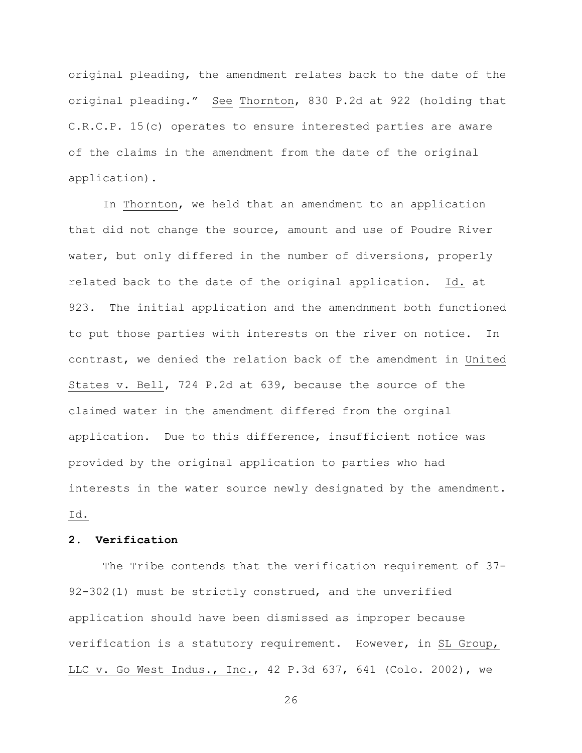original pleading, the amendment relates back to the date of the original pleading." See Thornton, 830 P.2d at 922 (holding that C.R.C.P. 15(c) operates to ensure interested parties are aware of the claims in the amendment from the date of the original application).

In Thornton, we held that an amendment to an application that did not change the source, amount and use of Poudre River water, but only differed in the number of diversions, properly related back to the date of the original application. Id. at 923. The initial application and the amendnment both functioned to put those parties with interests on the river on notice. In contrast, we denied the relation back of the amendment in United States v. Bell, 724 P.2d at 639, because the source of the claimed water in the amendment differed from the orginal application. Due to this difference, insufficient notice was provided by the original application to parties who had interests in the water source newly designated by the amendment. Id.

**2. Verification**

The Tribe contends that the verification requirement of 37-92-302(1) must be strictly construed, and the unverified application should have been dismissed as improper because verification is a statutory requirement. However, in SL Group, LLC v. Go West Indus., Inc., 42 P.3d 637, 641 (Colo. 2002), we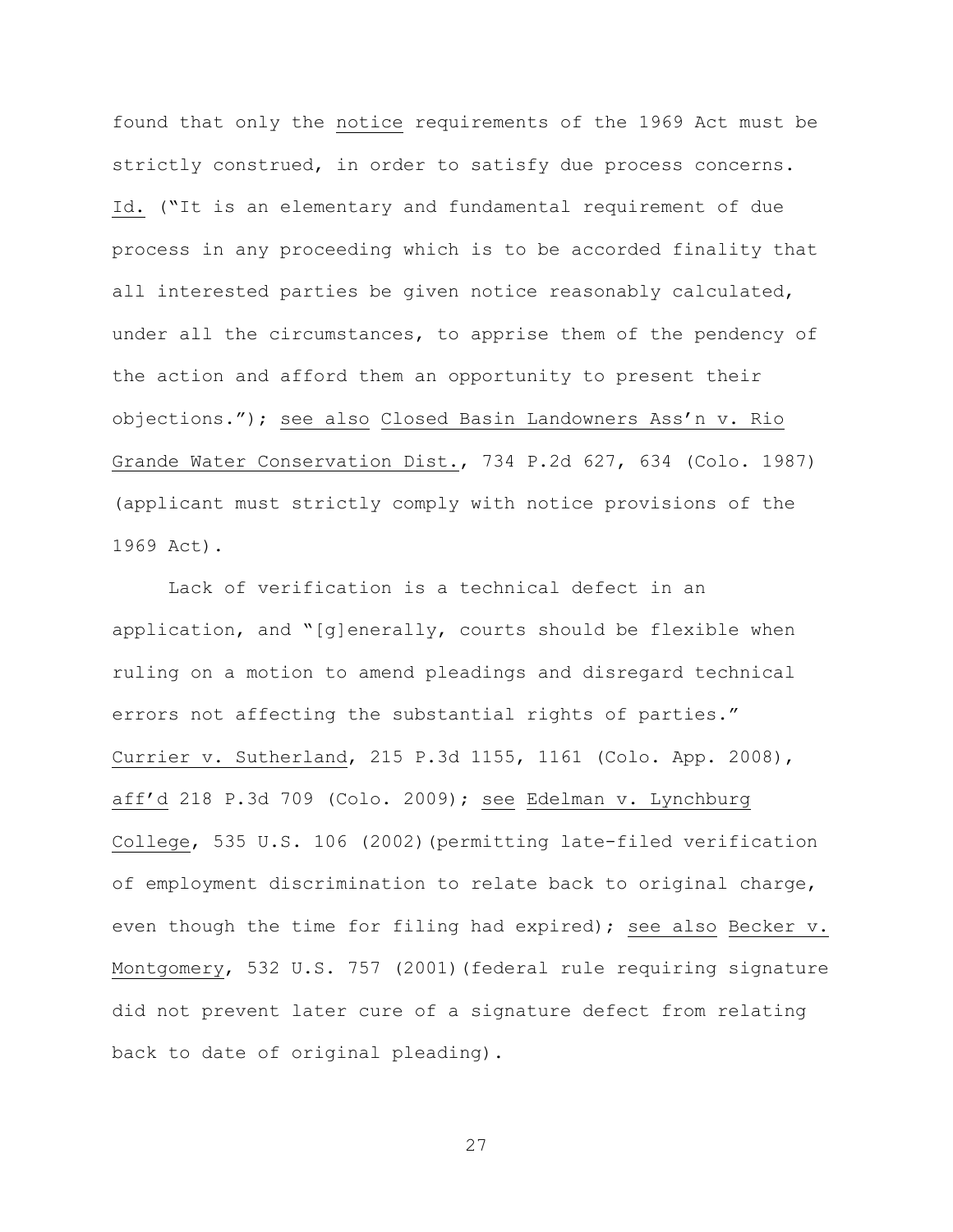found that only the notice requirements of the 1969 Act must be strictly construed, in order to satisfy due process concerns. Id. ("It is an elementary and fundamental requirement of due process in any proceeding which is to be accorded finality that all interested parties be given notice reasonably calculated, under all the circumstances, to apprise them of the pendency of the action and afford them an opportunity to present their objections."); see also Closed Basin Landowners Ass'n v. Rio Grande Water Conservation Dist., 734 P.2d 627, 634 (Colo. 1987) (applicant must strictly comply with notice provisions of the 1969 Act).

Lack of verification is a technical defect in an application, and "[g]enerally, courts should be flexible when ruling on a motion to amend pleadings and disregard technical errors not affecting the substantial rights of parties." Currier v. Sutherland, 215 P.3d 1155, 1161 (Colo. App. 2008), aff'd 218 P.3d 709 (Colo. 2009); see Edelman v. Lynchburg College, 535 U.S. 106 (2002)(permitting late-filed verification of employment discrimination to relate back to original charge, even though the time for filing had expired); see also Becker v. Montgomery, 532 U.S. 757 (2001)(federal rule requiring signature did not prevent later cure of a signature defect from relating back to date of original pleading).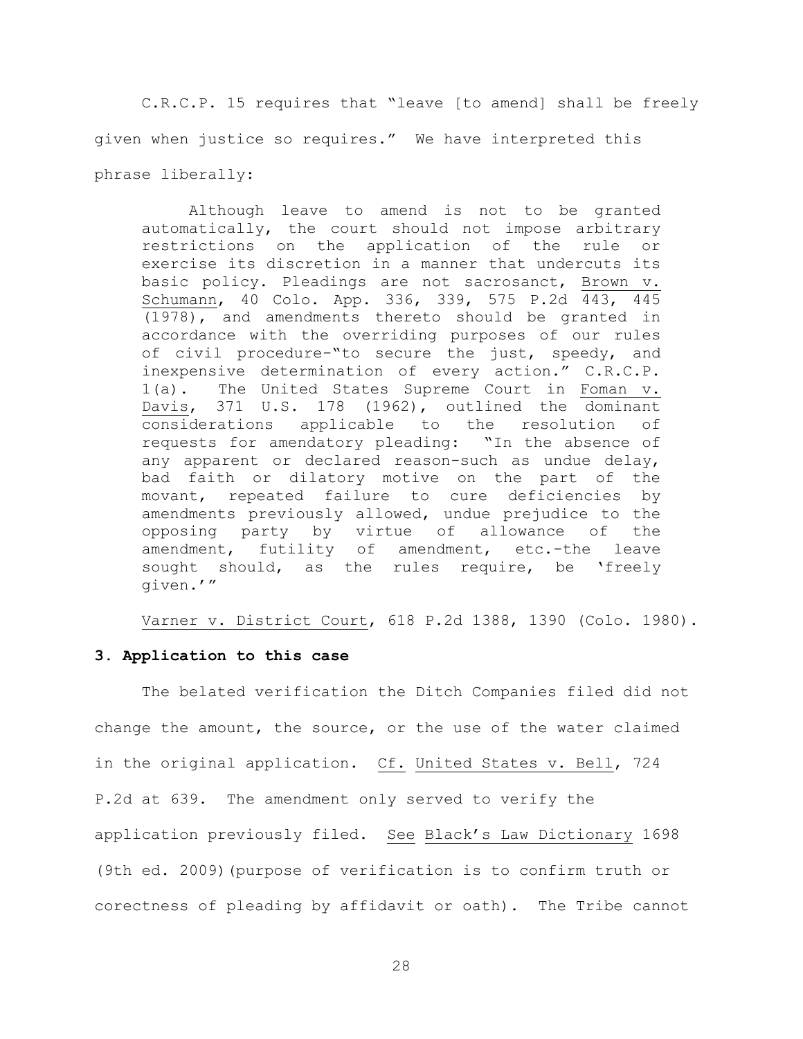C.R.C.P. 15 requires that "leave [to amend] shall be freely given when justice so requires." We have interpreted this phrase liberally:

> Although leave to amend is not to be granted automatically, the court should not impose arbitrary restrictions on the application of the rule or exercise its discretion in a manner that undercuts its basic policy. Pleadings are not sacrosanct, Brown v. Schumann, 40 Colo. App. 336, 339, 575 P.2d 443, 445 (1978), and amendments thereto should be granted in accordance with the overriding purposes of our rules of civil procedure-"to secure the just, speedy, and inexpensive determination of every action." C.R.C.P. 1(a). The United States Supreme Court in Foman v. Davis, 371 U.S. 178 (1962), outlined the dominant considerations applicable to the resolution of requests for amendatory pleading: "In the absence of any apparent or declared reason-such as undue delay, bad faith or dilatory motive on the part of the movant, repeated failure to cure deficiencies by amendments previously allowed, undue prejudice to the opposing party by virtue of allowance of the amendment, futility of amendment, etc.-the leave sought should, as the rules require, be 'freely given.'"

Varner v. District Court, 618 P.2d 1388, 1390 (Colo. 1980).

**3. Application to this case**

The belated verification the Ditch Companies filed did not change the amount, the source, or the use of the water claimed in the original application. Cf. United States v. Bell, 724 P.2d at 639. The amendment only served to verify the application previously filed. See Black's Law Dictionary 1698 (9th ed. 2009)(purpose of verification is to confirm truth or corectness of pleading by affidavit or oath). The Tribe cannot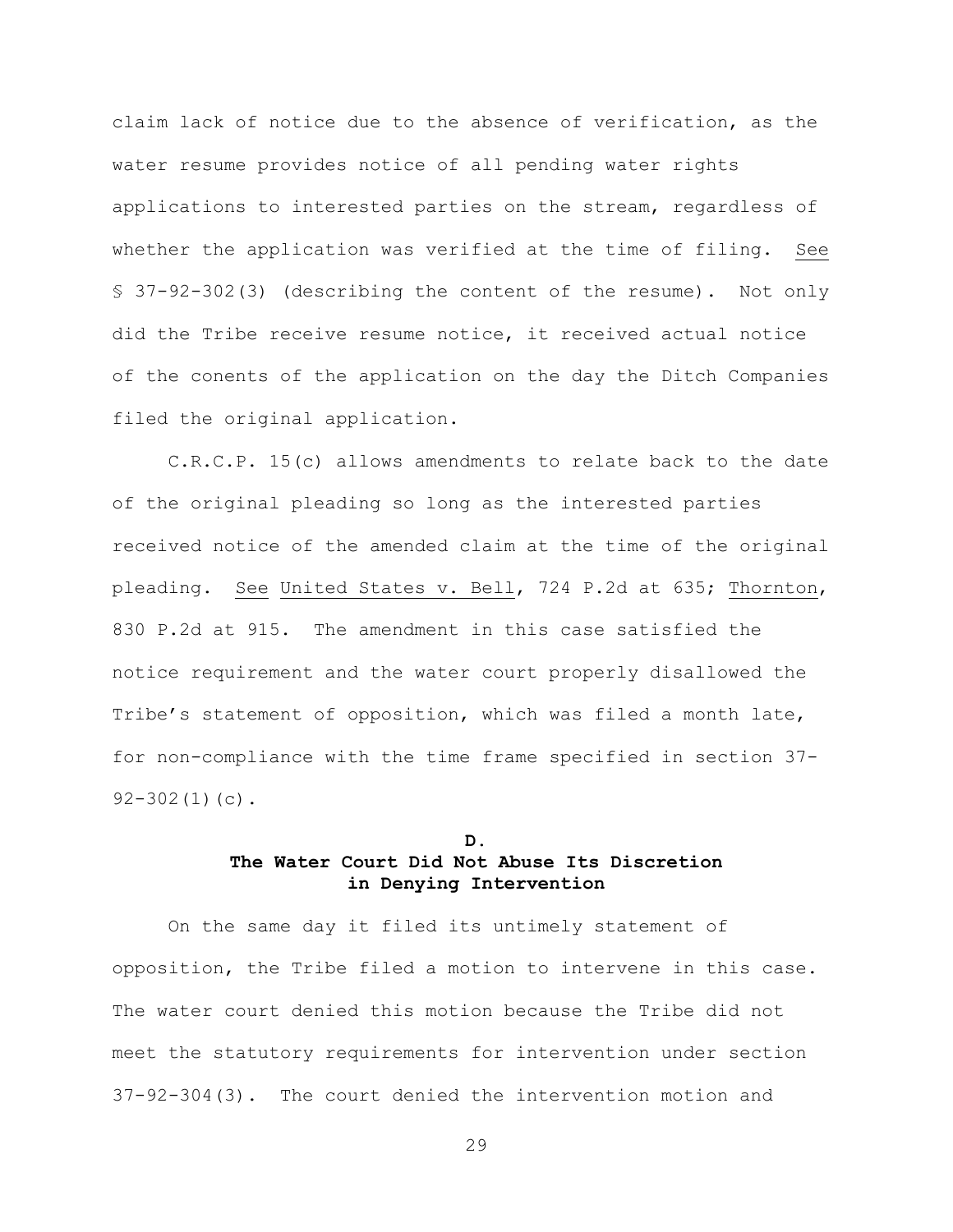claim lack of notice due to the absence of verification, as the water resume provides notice of all pending water rights applications to interested parties on the stream, regardless of whether the application was verified at the time of filing. See § 37-92-302(3) (describing the content of the resume). Not only did the Tribe receive resume notice, it received actual notice of the conents of the application on the day the Ditch Companies filed the original application.

C.R.C.P. 15(c) allows amendments to relate back to the date of the original pleading so long as the interested parties received notice of the amended claim at the time of the original pleading. See United States v. Bell, 724 P.2d at 635; Thornton, 830 P.2d at 915. The amendment in this case satisfied the notice requirement and the water court properly disallowed the Tribe's statement of opposition, which was filed a month late, for non-compliance with the time frame specified in section 37-92-302(1)(c).

### D.
### The Water Court Did Not Abuse Its Discretion in Denying Intervention

On the same day it filed its untimely statement of opposition, the Tribe filed a motion to intervene in this case. The water court denied this motion because the Tribe did not meet the statutory requirements for intervention under section 37-92-304(3). The court denied the intervention motion and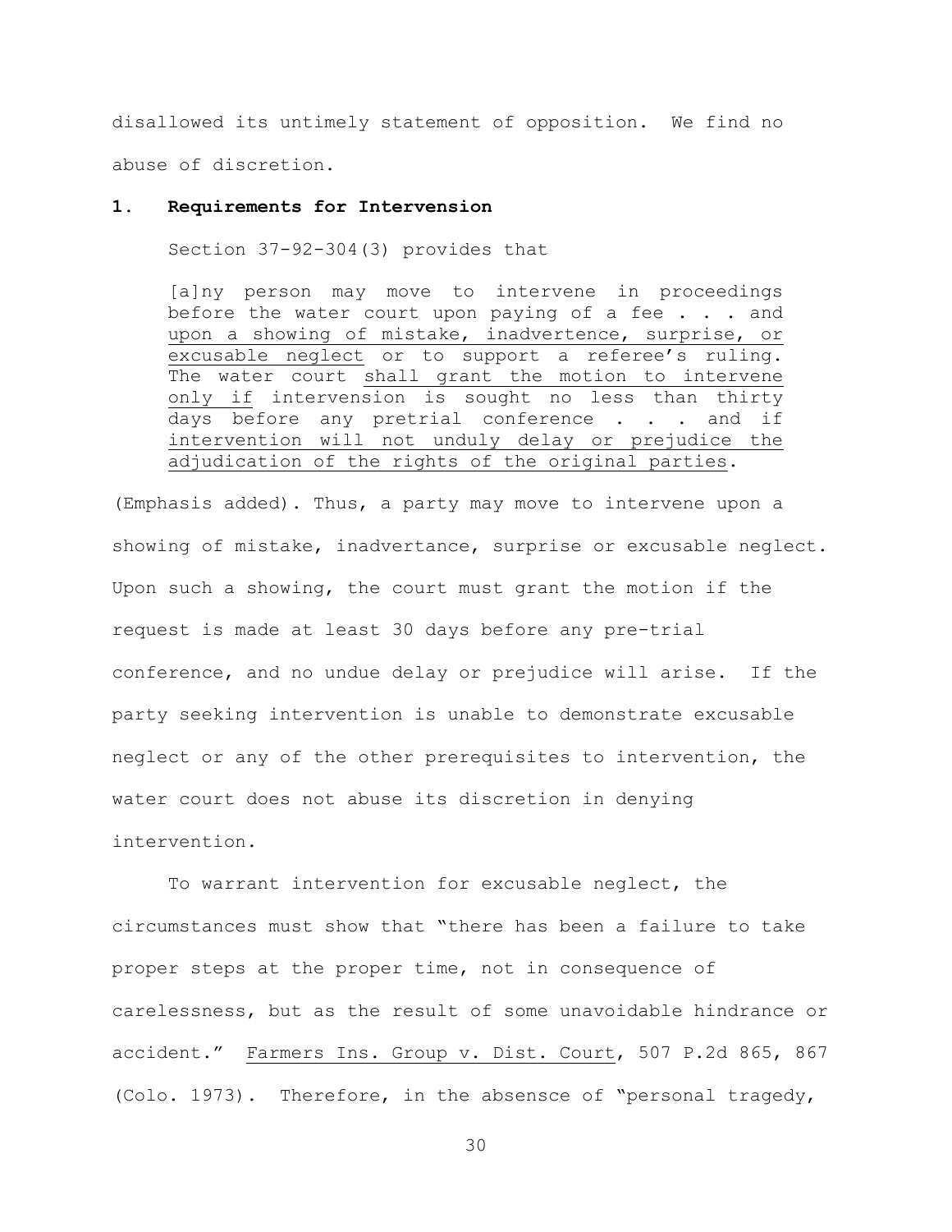disallowed its untimely statement of opposition. We find no abuse of discretion.

**1. Requirements for Intervension**

Section 37-92-304(3) provides that

> [a]ny person may move to intervene in proceedings before the water court upon paying of a fee . . . and <u>upon a showing of mistake, inadvertence, surprise, or excusable neglect</u> or to support a referee's ruling. The water court <u>shall grant the motion to intervene only if</u> intervension is sought no less than thirty days before any pretrial conference . . . and if <u>intervention will not unduly delay or prejudice the adjudication of the rights of the original parties</u>.

(Emphasis added). Thus, a party may move to intervene upon a showing of mistake, inadvertance, surprise or excusable neglect. Upon such a showing, the court must grant the motion if the request is made at least 30 days before any pre-trial conference, and no undue delay or prejudice will arise. If the party seeking intervention is unable to demonstrate excusable neglect or any of the other prerequisites to intervention, the water court does not abuse its discretion in denying intervention.

To warrant intervention for excusable neglect, the circumstances must show that "there has been a failure to take proper steps at the proper time, not in consequence of carelessness, but as the result of some unavoidable hindrance or accident." <u>Farmers Ins. Group v. Dist. Court</u>, 507 P.2d 865, 867 (Colo. 1973). Therefore, in the absensce of "personal tragedy,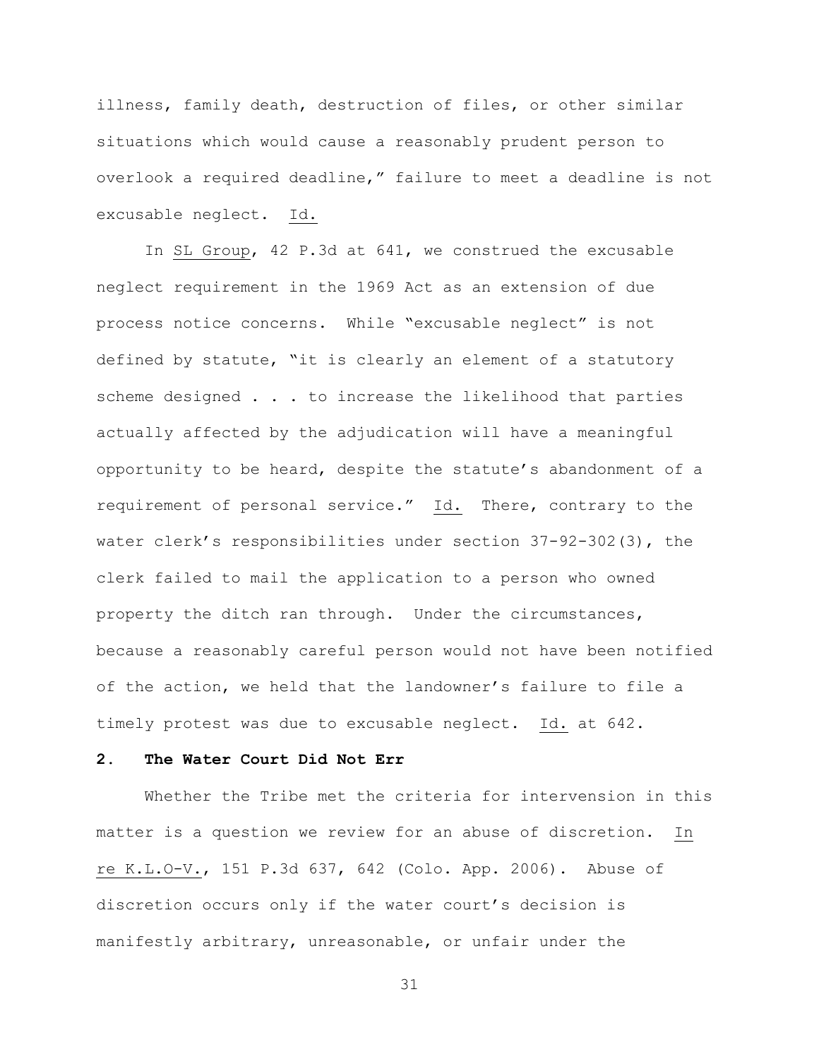illness, family death, destruction of files, or other similar situations which would cause a reasonably prudent person to overlook a required deadline," failure to meet a deadline is not excusable neglect. Id.

In SL Group, 42 P.3d at 641, we construed the excusable neglect requirement in the 1969 Act as an extension of due process notice concerns. While "excusable neglect" is not defined by statute, "it is clearly an element of a statutory scheme designed . . . to increase the likelihood that parties actually affected by the adjudication will have a meaningful opportunity to be heard, despite the statute's abandonment of a requirement of personal service." Id. There, contrary to the water clerk's responsibilities under section 37-92-302(3), the clerk failed to mail the application to a person who owned property the ditch ran through. Under the circumstances, because a reasonably careful person would not have been notified of the action, we held that the landowner's failure to file a timely protest was due to excusable neglect. Id. at 642.

**2. The Water Court Did Not Err**

Whether the Tribe met the criteria for intervention in this matter is a question we review for an abuse of discretion. In re K.L.O-V., 151 P.3d 637, 642 (Colo. App. 2006). Abuse of discretion occurs only if the water court's decision is manifestly arbitrary, unreasonable, or unfair under the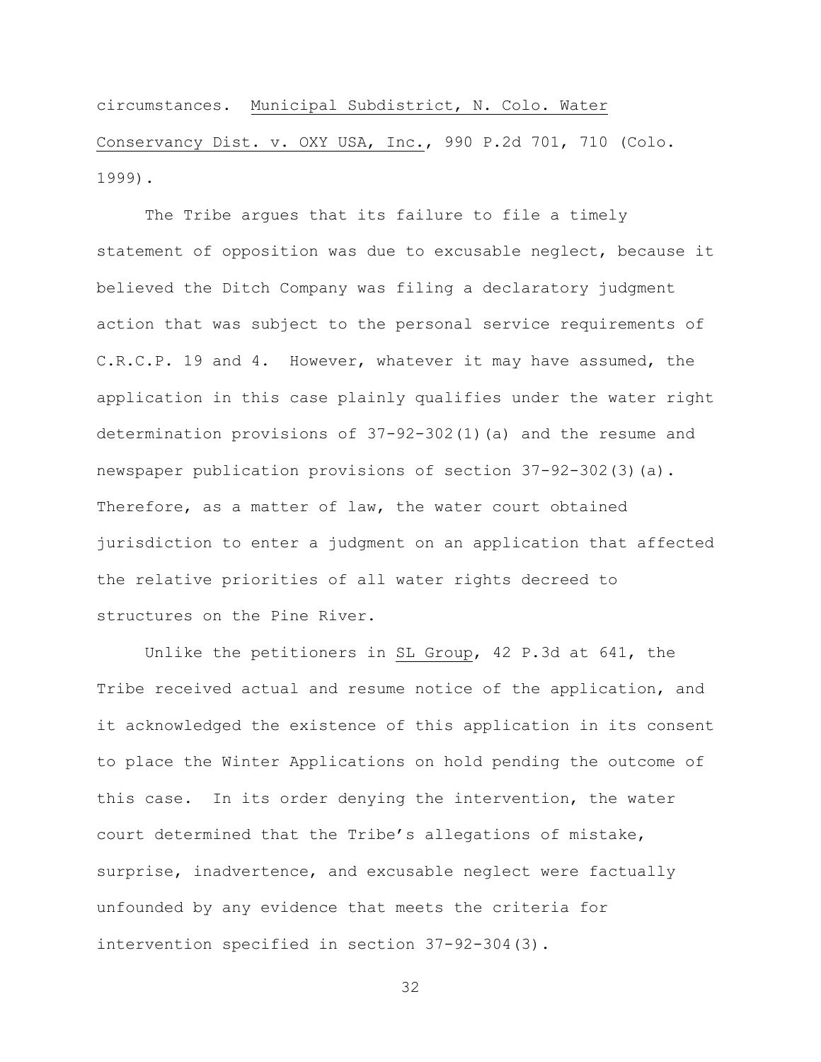circumstances. Municipal Subdistrict, N. Colo. Water Conservancy Dist. v. OXY USA, Inc., 990 P.2d 701, 710 (Colo. 1999).

The Tribe argues that its failure to file a timely statement of opposition was due to excusable neglect, because it believed the Ditch Company was filing a declaratory judgment action that was subject to the personal service requirements of C.R.C.P. 19 and 4. However, whatever it may have assumed, the application in this case plainly qualifies under the water right determination provisions of 37-92-302(1)(a) and the resume and newspaper publication provisions of section 37-92-302(3)(a). Therefore, as a matter of law, the water court obtained jurisdiction to enter a judgment on an application that affected the relative priorities of all water rights decreed to structures on the Pine River.

Unlike the petitioners in SL Group, 42 P.3d at 641, the Tribe received actual and resume notice of the application, and it acknowledged the existence of this application in its consent to place the Winter Applications on hold pending the outcome of this case. In its order denying the intervention, the water court determined that the Tribe's allegations of mistake, surprise, inadvertence, and excusable neglect were factually unfounded by any evidence that meets the criteria for intervention specified in section 37-92-304(3).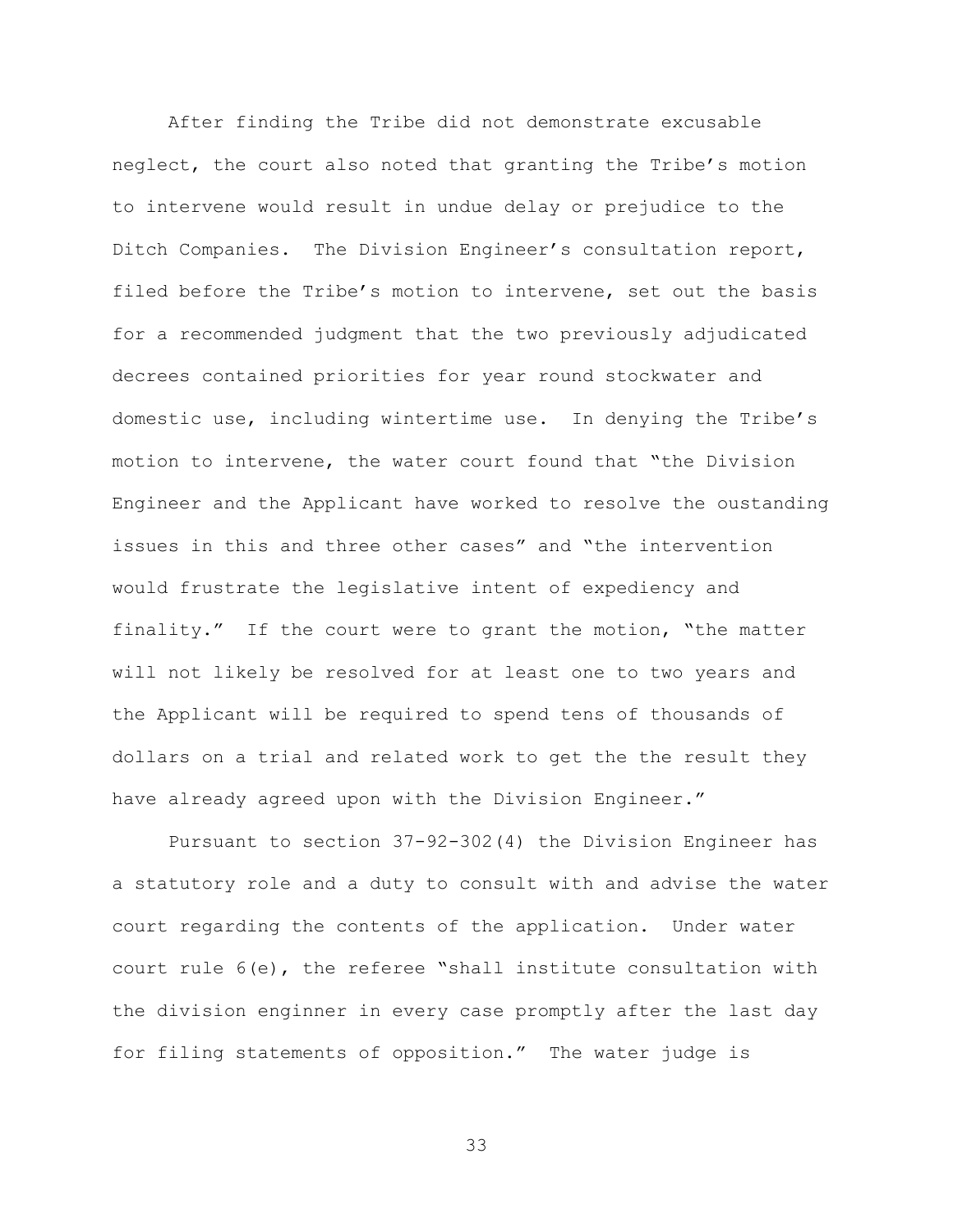After finding the Tribe did not demonstrate excusable neglect, the court also noted that granting the Tribe's motion to intervene would result in undue delay or prejudice to the Ditch Companies. The Division Engineer's consultation report, filed before the Tribe's motion to intervene, set out the basis for a recommended judgment that the two previously adjudicated decrees contained priorities for year round stockwater and domestic use, including wintertime use. In denying the Tribe's motion to intervene, the water court found that "the Division Engineer and the Applicant have worked to resolve the oustanding issues in this and three other cases" and "the intervention would frustrate the legislative intent of expediency and finality." If the court were to grant the motion, "the matter will not likely be resolved for at least one to two years and the Applicant will be required to spend tens of thousands of dollars on a trial and related work to get the the result they have already agreed upon with the Division Engineer."

Pursuant to section 37-92-302(4) the Division Engineer has a statutory role and a duty to consult with and advise the water court regarding the contents of the application. Under water court rule 6(e), the referee "shall institute consultation with the division enginner in every case promptly after the last day for filing statements of opposition." The water judge is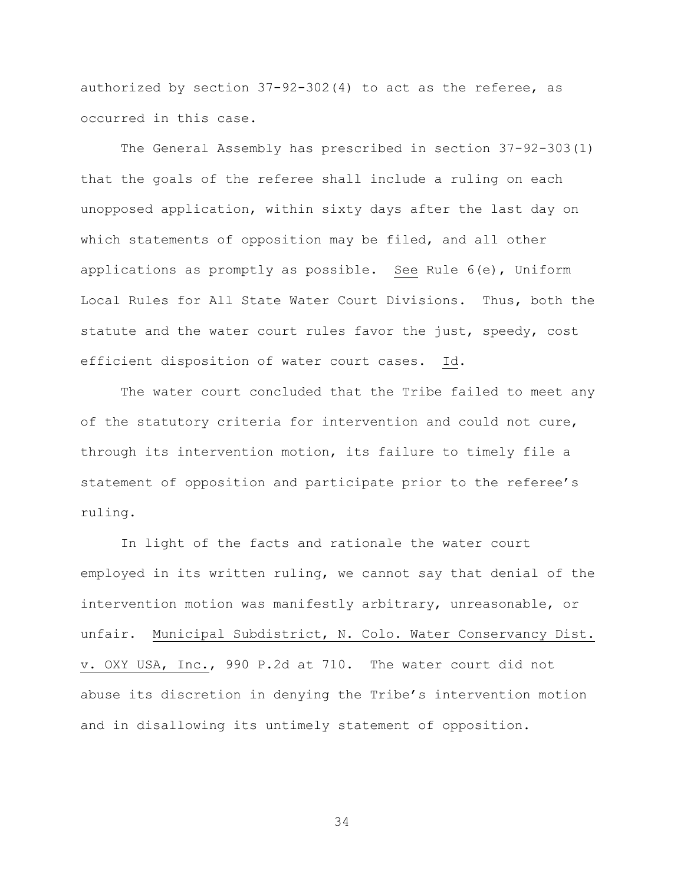authorized by section 37-92-302(4) to act as the referee, as occurred in this case.

The General Assembly has prescribed in section 37-92-303(1) that the goals of the referee shall include a ruling on each unopposed application, within sixty days after the last day on which statements of opposition may be filed, and all other applications as promptly as possible. See Rule 6(e), Uniform Local Rules for All State Water Court Divisions. Thus, both the statute and the water court rules favor the just, speedy, cost efficient disposition of water court cases. Id.

The water court concluded that the Tribe failed to meet any of the statutory criteria for intervention and could not cure, through its intervention motion, its failure to timely file a statement of opposition and participate prior to the referee's ruling.

In light of the facts and rationale the water court employed in its written ruling, we cannot say that denial of the intervention motion was manifestly arbitrary, unreasonable, or unfair. Municipal Subdistrict, N. Colo. Water Conservancy Dist. v. OXY USA, Inc., 990 P.2d at 710. The water court did not abuse its discretion in denying the Tribe's intervention motion and in disallowing its untimely statement of opposition.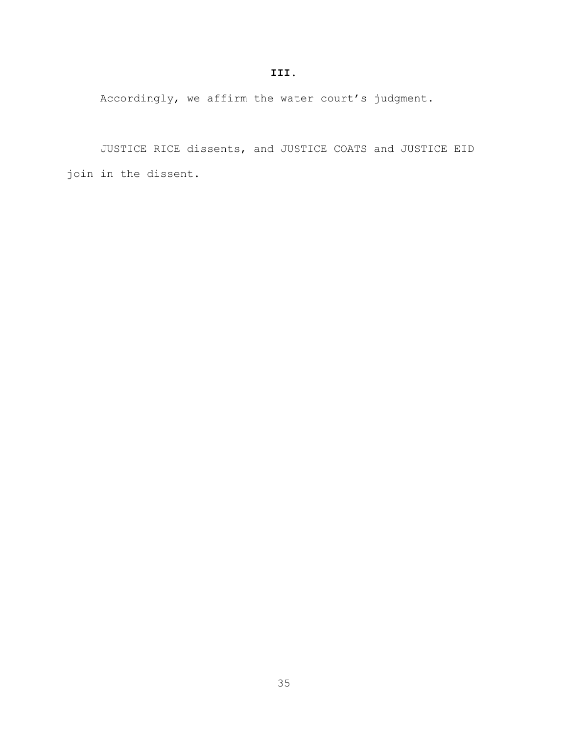## III.

Accordingly, we affirm the water court's judgment.

JUSTICE RICE dissents, and JUSTICE COATS and JUSTICE EID join in the dissent.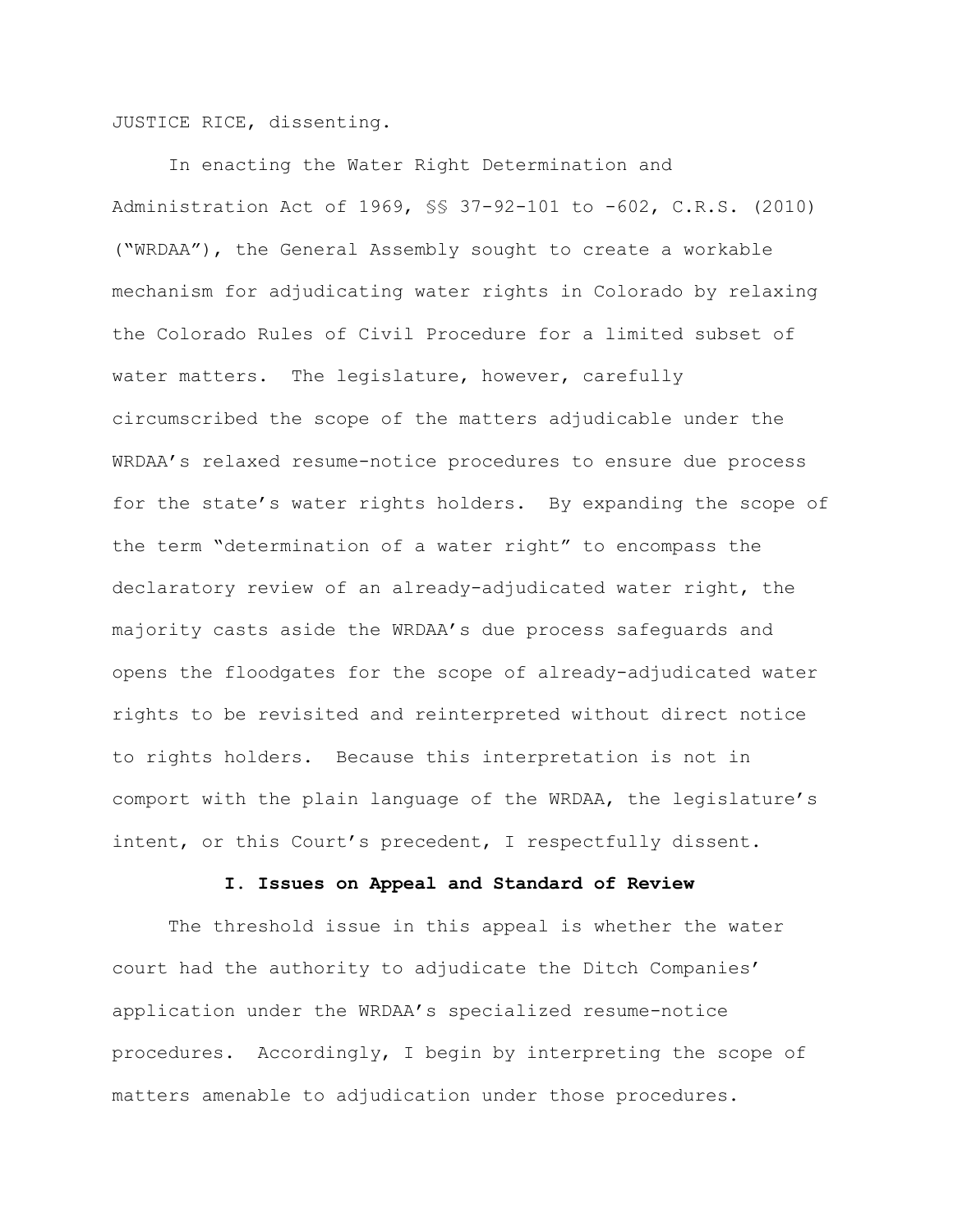JUSTICE RICE, dissenting.

In enacting the Water Right Determination and Administration Act of 1969, §§ 37-92-101 to -602, C.R.S. (2010) ("WRDAA"), the General Assembly sought to create a workable mechanism for adjudicating water rights in Colorado by relaxing the Colorado Rules of Civil Procedure for a limited subset of water matters. The legislature, however, carefully circumscribed the scope of the matters adjudicable under the WRDAA's relaxed resume-notice procedures to ensure due process for the state's water rights holders. By expanding the scope of the term "determination of a water right" to encompass the declaratory review of an already-adjudicated water right, the majority casts aside the WRDAA's due process safeguards and opens the floodgates for the scope of already-adjudicated water rights to be revisited and reinterpreted without direct notice to rights holders. Because this interpretation is not in comport with the plain language of the WRDAA, the legislature's intent, or this Court's precedent, I respectfully dissent.

### I. Issues on Appeal and Standard of Review

The threshold issue in this appeal is whether the water court had the authority to adjudicate the Ditch Companies' application under the WRDAA's specialized resume-notice procedures. Accordingly, I begin by interpreting the scope of matters amenable to adjudication under those procedures.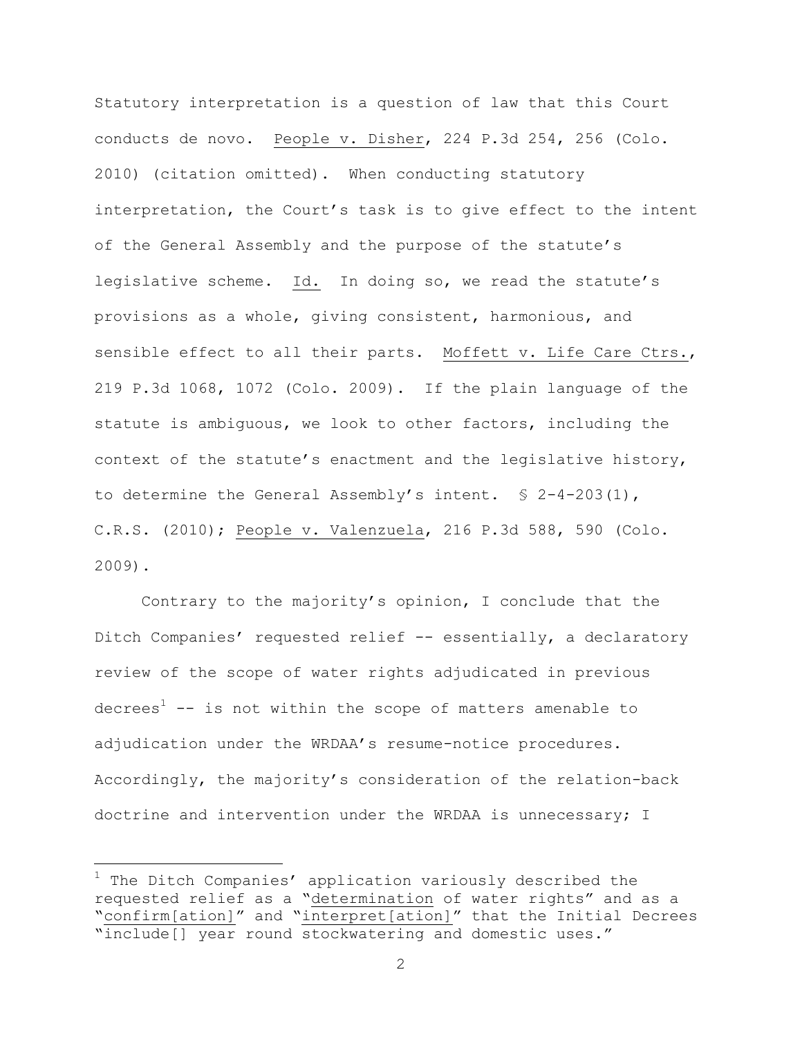Statutory interpretation is a question of law that this Court conducts de novo. People v. Disher, 224 P.3d 254, 256 (Colo. 2010) (citation omitted). When conducting statutory interpretation, the Court's task is to give effect to the intent of the General Assembly and the purpose of the statute's legislative scheme. Id. In doing so, we read the statute's provisions as a whole, giving consistent, harmonious, and sensible effect to all their parts. Moffett v. Life Care Ctrs., 219 P.3d 1068, 1072 (Colo. 2009). If the plain language of the statute is ambiguous, we look to other factors, including the context of the statute's enactment and the legislative history, to determine the General Assembly's intent. § 2-4-203(1), C.R.S. (2010); People v. Valenzuela, 216 P.3d 588, 590 (Colo. 2009).

Contrary to the majority's opinion, I conclude that the Ditch Companies' requested relief -- essentially, a declaratory review of the scope of water rights adjudicated in previous decrees[1] -- is not within the scope of matters amenable to adjudication under the WRDAA's resume-notice procedures. Accordingly, the majority's consideration of the relation-back doctrine and intervention under the WRDAA is unnecessary; I

---

[1] The Ditch Companies' application variously described the requested relief as a "determination of water rights" and as a "confirm[ation]" and "interpret[ation]" that the Initial Decrees "include[] year round stockwatering and domestic uses."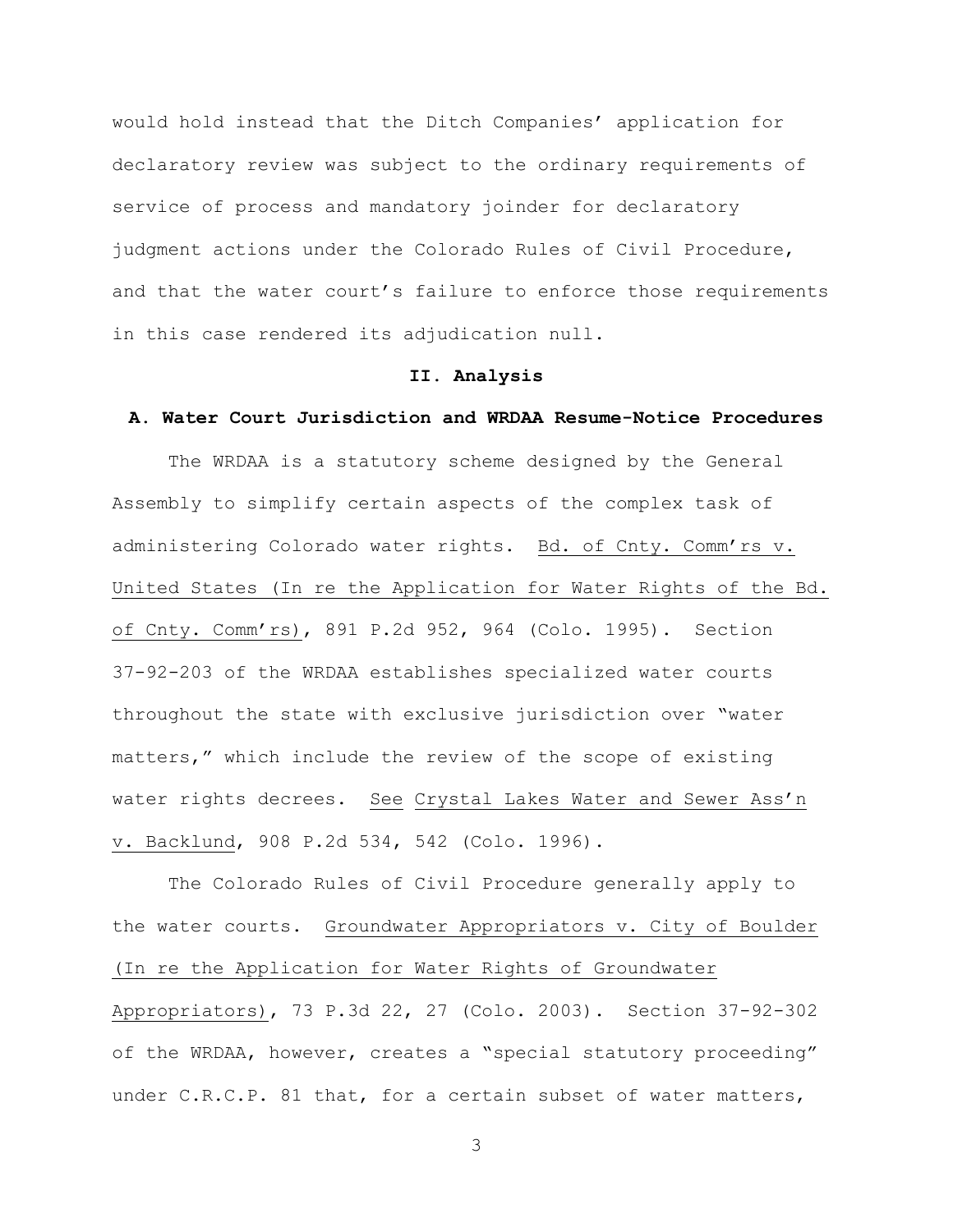would hold instead that the Ditch Companies' application for declaratory review was subject to the ordinary requirements of service of process and mandatory joinder for declaratory judgment actions under the Colorado Rules of Civil Procedure, and that the water court's failure to enforce those requirements in this case rendered its adjudication null.

## II. Analysis

### A. Water Court Jurisdiction and WRDAA Resume-Notice Procedures

The WRDAA is a statutory scheme designed by the General Assembly to simplify certain aspects of the complex task of administering Colorado water rights. Bd. of Cnty. Comm'rs v. United States (In re the Application for Water Rights of the Bd. of Cnty. Comm'rs), 891 P.2d 952, 964 (Colo. 1995). Section 37-92-203 of the WRDAA establishes specialized water courts throughout the state with exclusive jurisdiction over "water matters," which include the review of the scope of existing water rights decrees. See Crystal Lakes Water and Sewer Ass'n v. Backlund, 908 P.2d 534, 542 (Colo. 1996).

The Colorado Rules of Civil Procedure generally apply to the water courts. Groundwater Appropriators v. City of Boulder (In re the Application for Water Rights of Groundwater Appropriators), 73 P.3d 22, 27 (Colo. 2003). Section 37-92-302 of the WRDAA, however, creates a "special statutory proceeding" under C.R.C.P. 81 that, for a certain subset of water matters,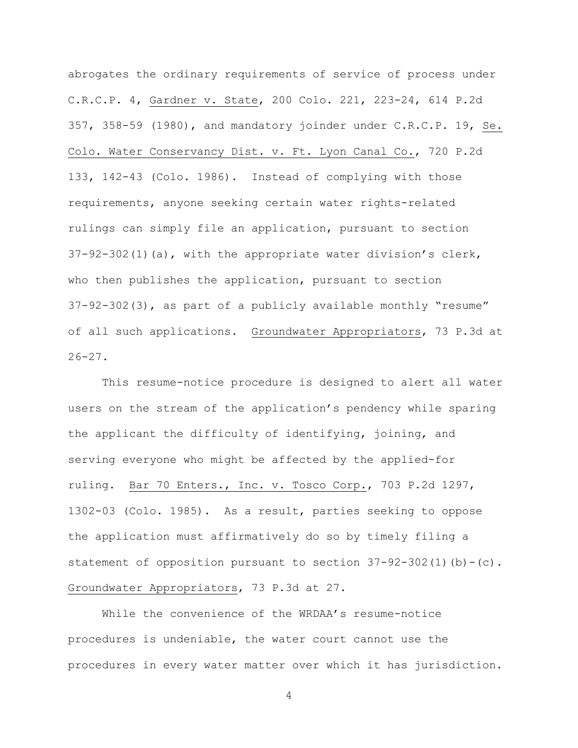abrogates the ordinary requirements of service of process under C.R.C.P. 4, Gardner v. State, 200 Colo. 221, 223-24, 614 P.2d 357, 358-59 (1980), and mandatory joinder under C.R.C.P. 19, Se. Colo. Water Conservancy Dist. v. Ft. Lyon Canal Co., 720 P.2d 133, 142-43 (Colo. 1986). Instead of complying with those requirements, anyone seeking certain water rights-related rulings can simply file an application, pursuant to section 37-92-302(1)(a), with the appropriate water division's clerk, who then publishes the application, pursuant to section 37-92-302(3), as part of a publicly available monthly "resume" of all such applications. Groundwater Appropriators, 73 P.3d at 26-27.

This resume-notice procedure is designed to alert all water users on the stream of the application's pendency while sparing the applicant the difficulty of identifying, joining, and serving everyone who might be affected by the applied-for ruling. Bar 70 Enters., Inc. v. Tosco Corp., 703 P.2d 1297, 1302-03 (Colo. 1985). As a result, parties seeking to oppose the application must affirmatively do so by timely filing a statement of opposition pursuant to section 37-92-302(1)(b)-(c). Groundwater Appropriators, 73 P.3d at 27.

While the convenience of the WRDAA's resume-notice procedures is undeniable, the water court cannot use the procedures in every water matter over which it has jurisdiction.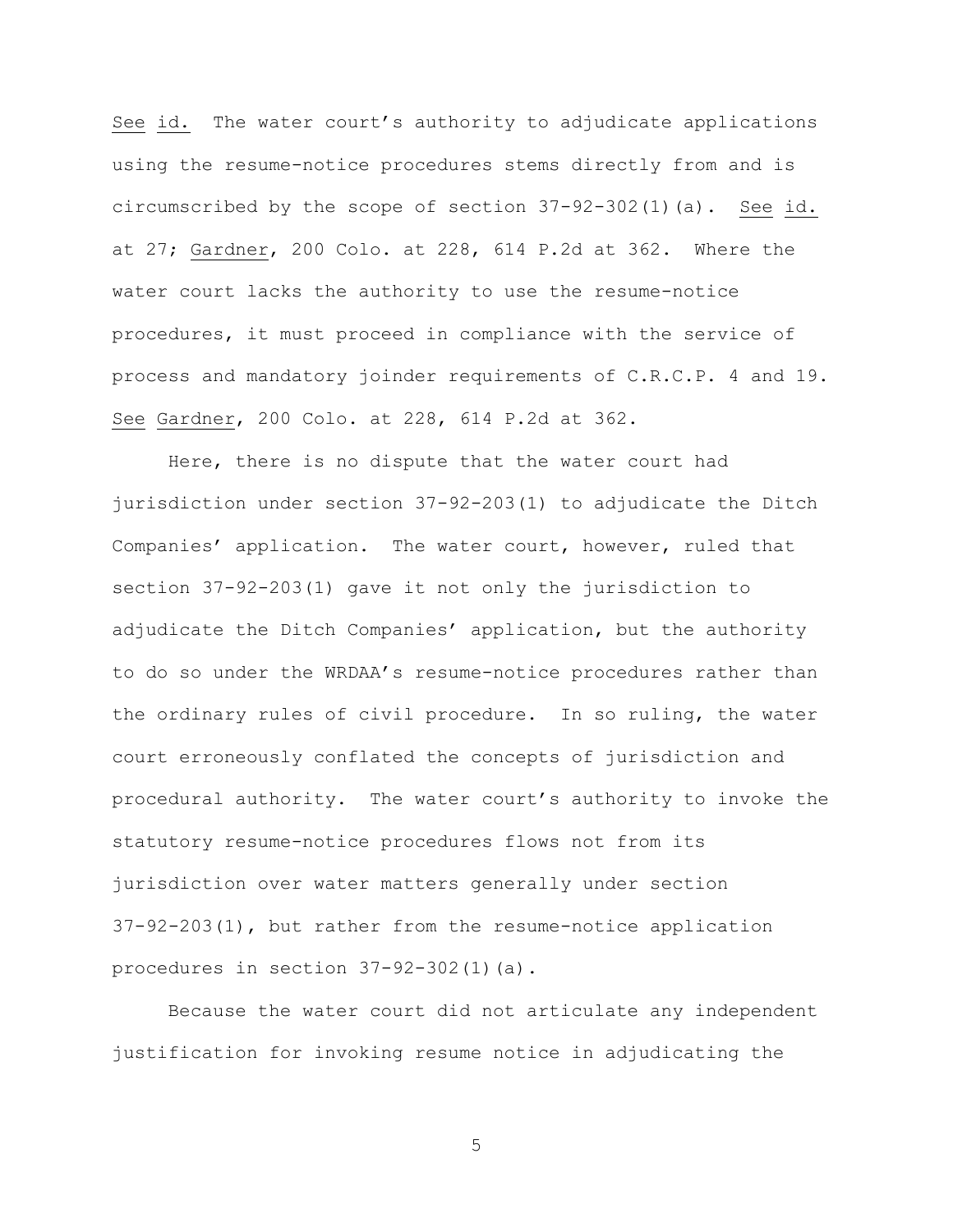See id. The water court's authority to adjudicate applications using the resume-notice procedures stems directly from and is circumscribed by the scope of section 37-92-302(1)(a). See id. at 27; Gardner, 200 Colo. at 228, 614 P.2d at 362. Where the water court lacks the authority to use the resume-notice procedures, it must proceed in compliance with the service of process and mandatory joinder requirements of C.R.C.P. 4 and 19. See Gardner, 200 Colo. at 228, 614 P.2d at 362.

Here, there is no dispute that the water court had jurisdiction under section 37-92-203(1) to adjudicate the Ditch Companies' application. The water court, however, ruled that section 37-92-203(1) gave it not only the jurisdiction to adjudicate the Ditch Companies' application, but the authority to do so under the WRDAA's resume-notice procedures rather than the ordinary rules of civil procedure. In so ruling, the water court erroneously conflated the concepts of jurisdiction and procedural authority. The water court's authority to invoke the statutory resume-notice procedures flows not from its jurisdiction over water matters generally under section 37-92-203(1), but rather from the resume-notice application procedures in section 37-92-302(1)(a).

Because the water court did not articulate any independent justification for invoking resume notice in adjudicating the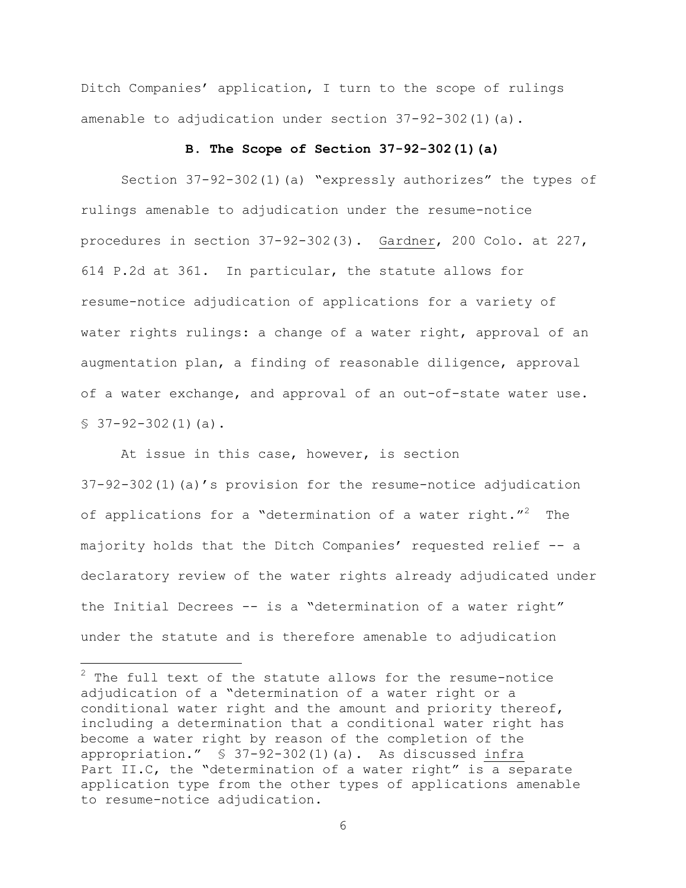Ditch Companies' application, I turn to the scope of rulings amenable to adjudication under section 37-92-302(1)(a).

### B. The Scope of Section 37-92-302(1)(a)

Section 37-92-302(1)(a) "expressly authorizes" the types of rulings amenable to adjudication under the resume-notice procedures in section 37-92-302(3). Gardner, 200 Colo. at 227, 614 P.2d at 361. In particular, the statute allows for resume-notice adjudication of applications for a variety of water rights rulings: a change of a water right, approval of an augmentation plan, a finding of reasonable diligence, approval of a water exchange, and approval of an out-of-state water use. § 37-92-302(1)(a).

At issue in this case, however, is section 37-92-302(1)(a)'s provision for the resume-notice adjudication of applications for a "determination of a water right."[2] The majority holds that the Ditch Companies' requested relief -- a declaratory review of the water rights already adjudicated under the Initial Decrees -- is a "determination of a water right" under the statute and is therefore amenable to adjudication

[2] The full text of the statute allows for the resume-notice adjudication of a "determination of a water right or a conditional water right and the amount and priority thereof, including a determination that a conditional water right has become a water right by reason of the completion of the appropriation." § 37-92-302(1)(a). As discussed infra Part II.C, the "determination of a water right" is a separate application type from the other types of applications amenable to resume-notice adjudication.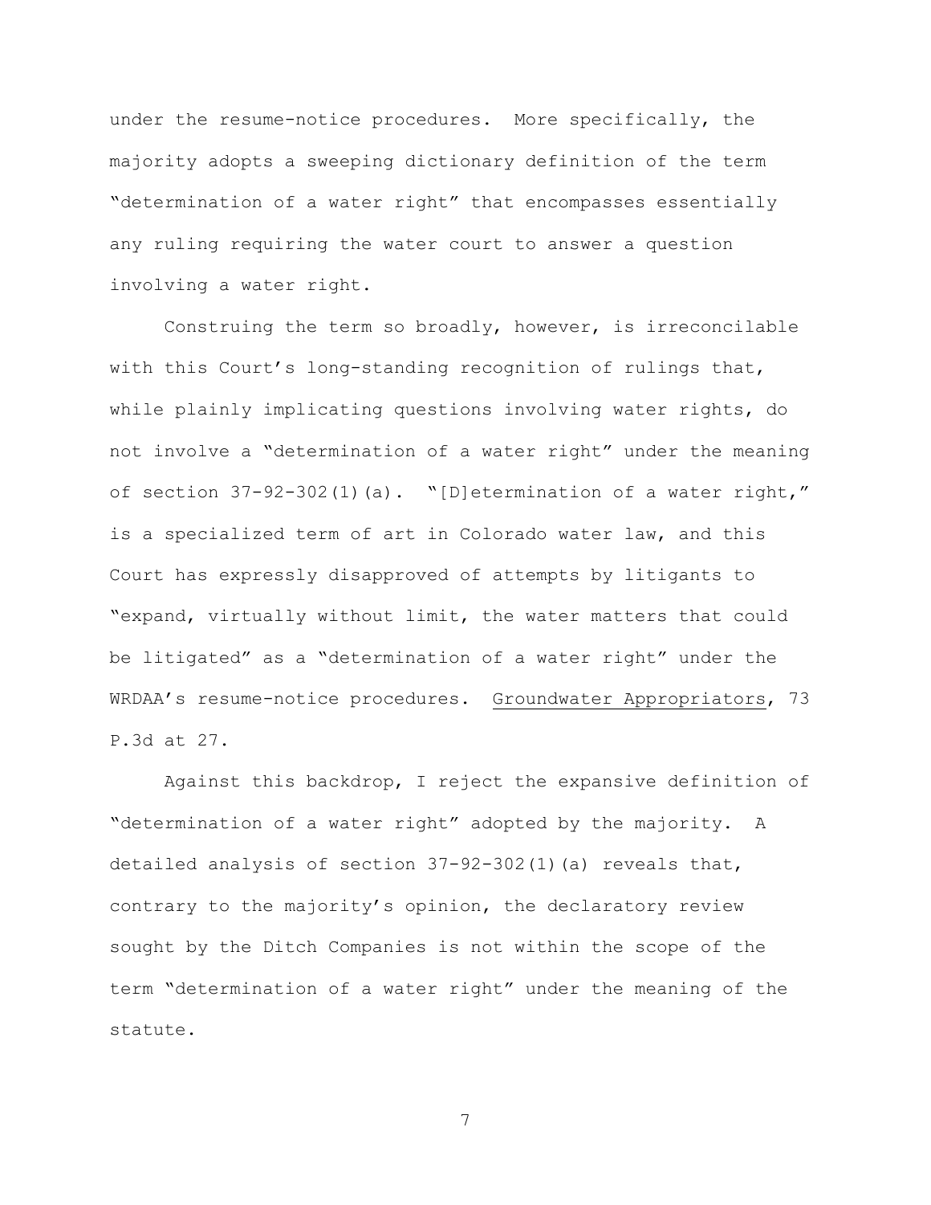under the resume-notice procedures. More specifically, the majority adopts a sweeping dictionary definition of the term "determination of a water right" that encompasses essentially any ruling requiring the water court to answer a question involving a water right.

Construing the term so broadly, however, is irreconcilable with this Court's long-standing recognition of rulings that, while plainly implicating questions involving water rights, do not involve a "determination of a water right" under the meaning of section 37-92-302(1)(a). "[D]etermination of a water right," is a specialized term of art in Colorado water law, and this Court has expressly disapproved of attempts by litigants to "expand, virtually without limit, the water matters that could be litigated" as a "determination of a water right" under the WRDAA's resume-notice procedures. Groundwater Appropriators, 73 P.3d at 27.

Against this backdrop, I reject the expansive definition of "determination of a water right" adopted by the majority. A detailed analysis of section 37-92-302(1)(a) reveals that, contrary to the majority's opinion, the declaratory review sought by the Ditch Companies is not within the scope of the term "determination of a water right" under the meaning of the statute.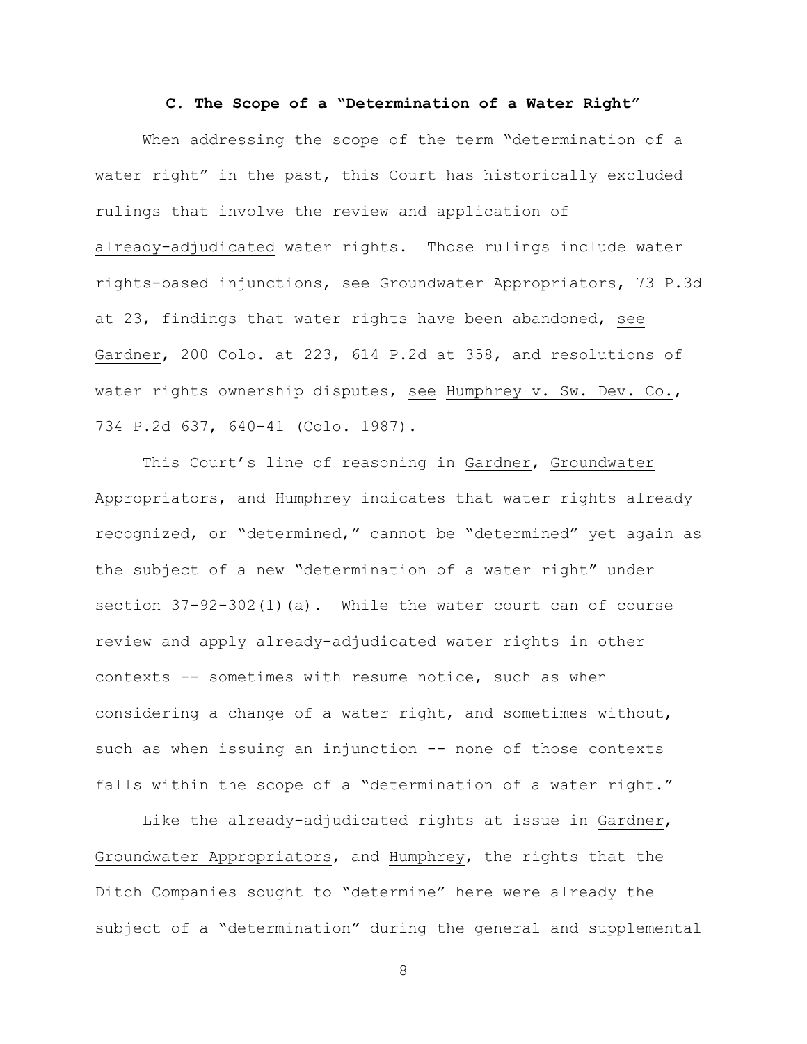### C. The Scope of a "Determination of a Water Right"

When addressing the scope of the term "determination of a water right" in the past, this Court has historically excluded rulings that involve the review and application of already-adjudicated water rights. Those rulings include water rights-based injunctions, see Groundwater Appropriators, 73 P.3d at 23, findings that water rights have been abandoned, see Gardner, 200 Colo. at 223, 614 P.2d at 358, and resolutions of water rights ownership disputes, see Humphrey v. Sw. Dev. Co., 734 P.2d 637, 640-41 (Colo. 1987).

This Court's line of reasoning in Gardner, Groundwater Appropriators, and Humphrey indicates that water rights already recognized, or "determined," cannot be "determined" yet again as the subject of a new "determination of a water right" under section 37-92-302(1)(a). While the water court can of course review and apply already-adjudicated water rights in other contexts -- sometimes with resume notice, such as when considering a change of a water right, and sometimes without, such as when issuing an injunction -- none of those contexts falls within the scope of a "determination of a water right."

Like the already-adjudicated rights at issue in Gardner, Groundwater Appropriators, and Humphrey, the rights that the Ditch Companies sought to "determine" here were already the subject of a "determination" during the general and supplemental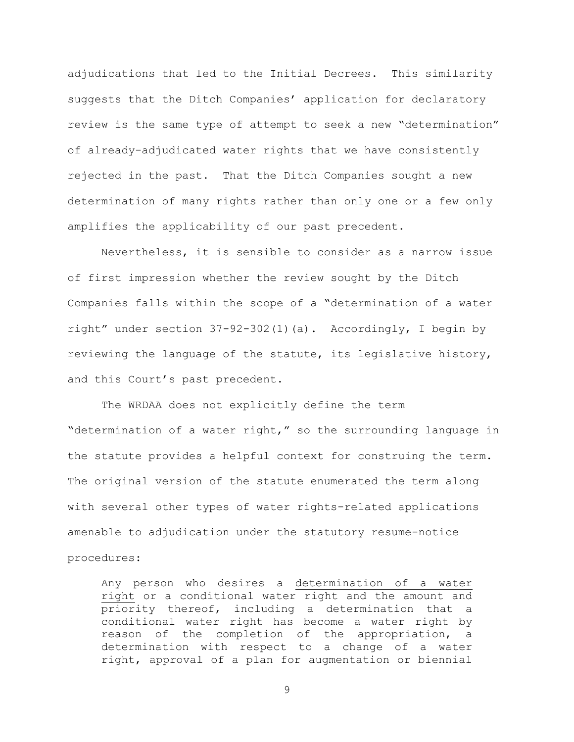adjudications that led to the Initial Decrees. This similarity suggests that the Ditch Companies' application for declaratory review is the same type of attempt to seek a new "determination" of already-adjudicated water rights that we have consistently rejected in the past. That the Ditch Companies sought a new determination of many rights rather than only one or a few only amplifies the applicability of our past precedent.

Nevertheless, it is sensible to consider as a narrow issue of first impression whether the review sought by the Ditch Companies falls within the scope of a "determination of a water right" under section 37-92-302(1)(a). Accordingly, I begin by reviewing the language of the statute, its legislative history, and this Court's past precedent.

The WRDAA does not explicitly define the term "determination of a water right," so the surrounding language in the statute provides a helpful context for construing the term. The original version of the statute enumerated the term along with several other types of water rights-related applications amenable to adjudication under the statutory resume-notice procedures:

> Any person who desires a <u>determination of a water right</u> or a conditional water right and the amount and priority thereof, including a determination that a conditional water right has become a water right by reason of the completion of the appropriation, a determination with respect to a change of a water right, approval of a plan for augmentation or biennial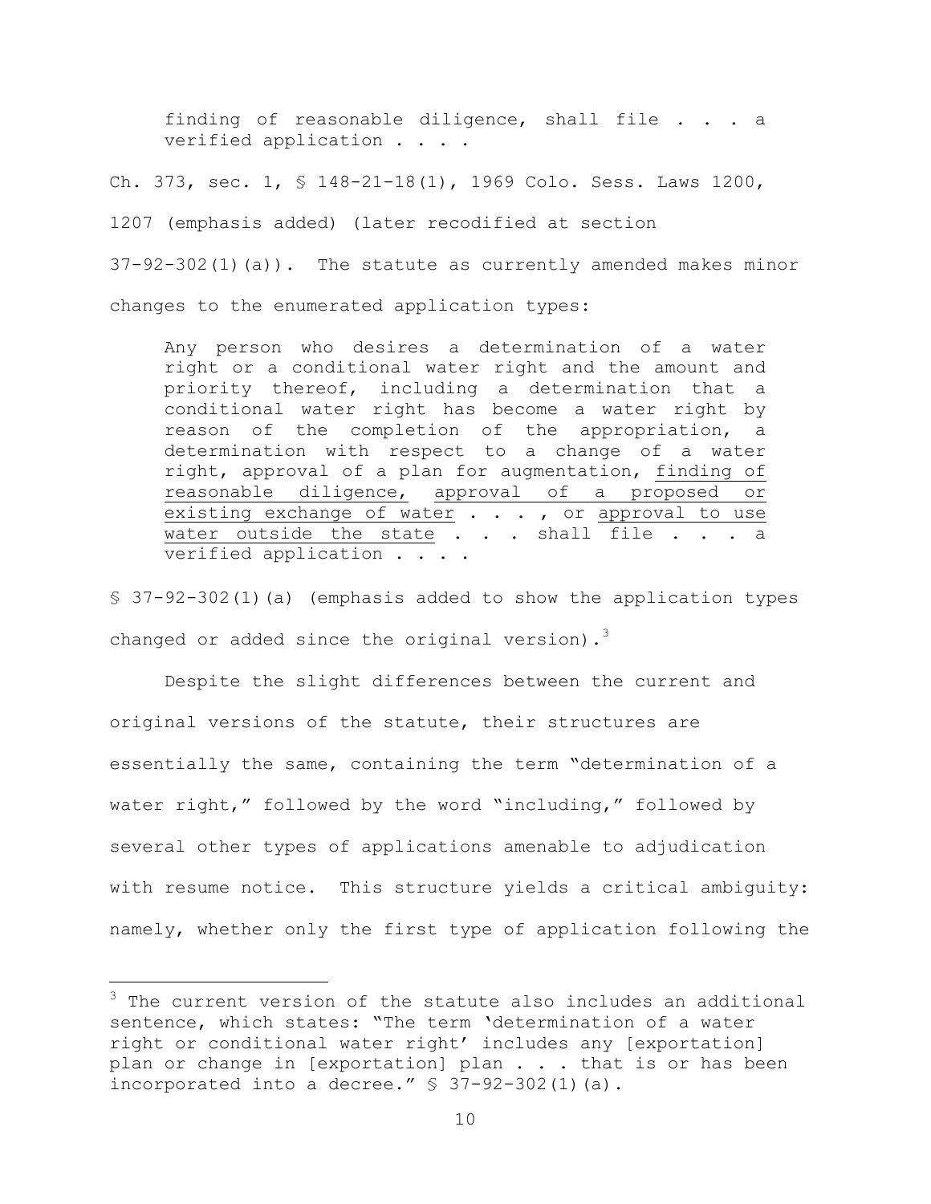> finding of reasonable diligence, shall file . . . a verified application . . . .

Ch. 373, sec. 1, § 148-21-18(1), 1969 Colo. Sess. Laws 1200, 1207 (emphasis added) (later recodified at section 37-92-302(1)(a)). The statute as currently amended makes minor changes to the enumerated application types:

> Any person who desires a determination of a water right or a conditional water right and the amount and priority thereof, including a determination that a conditional water right has become a water right by reason of the completion of the appropriation, a determination with respect to a change of a water right, approval of a plan for augmentation, <u>finding of reasonable diligence</u>, <u>approval of a proposed or existing exchange of water</u> . . . , or <u>approval to use water outside the state</u> . . . shall file . . . a verified application . . . .

§ 37-92-302(1)(a) (emphasis added to show the application types changed or added since the original version).[3]

Despite the slight differences between the current and original versions of the statute, their structures are essentially the same, containing the term "determination of a water right," followed by the word "including," followed by several other types of applications amenable to adjudication with resume notice. This structure yields a critical ambiguity: namely, whether only the first type of application following the

[3] The current version of the statute also includes an additional sentence, which states: "The term 'determination of a water right or conditional water right' includes any [exportation] plan or change in [exportation] plan . . . that is or has been incorporated into a decree." § 37-92-302(1)(a).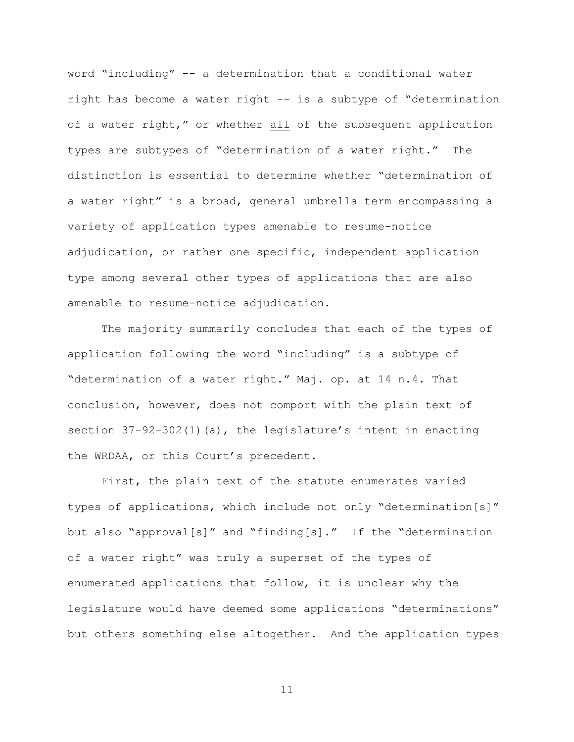word "including" -- a determination that a conditional water right has become a water right -- is a subtype of "determination of a water right," or whether <u>all</u> of the subsequent application types are subtypes of "determination of a water right." The distinction is essential to determine whether "determination of a water right" is a broad, general umbrella term encompassing a variety of application types amenable to resume-notice adjudication, or rather one specific, independent application type among several other types of applications that are also amenable to resume-notice adjudication.

The majority summarily concludes that each of the types of application following the word "including" is a subtype of "determination of a water right." Maj. op. at 14 n.4. That conclusion, however, does not comport with the plain text of section 37-92-302(1)(a), the legislature's intent in enacting the WRDAA, or this Court's precedent.

First, the plain text of the statute enumerates varied types of applications, which include not only "determination[s]" but also "approval[s]" and "finding[s]." If the "determination of a water right" was truly a superset of the types of enumerated applications that follow, it is unclear why the legislature would have deemed some applications "determinations" but others something else altogether. And the application types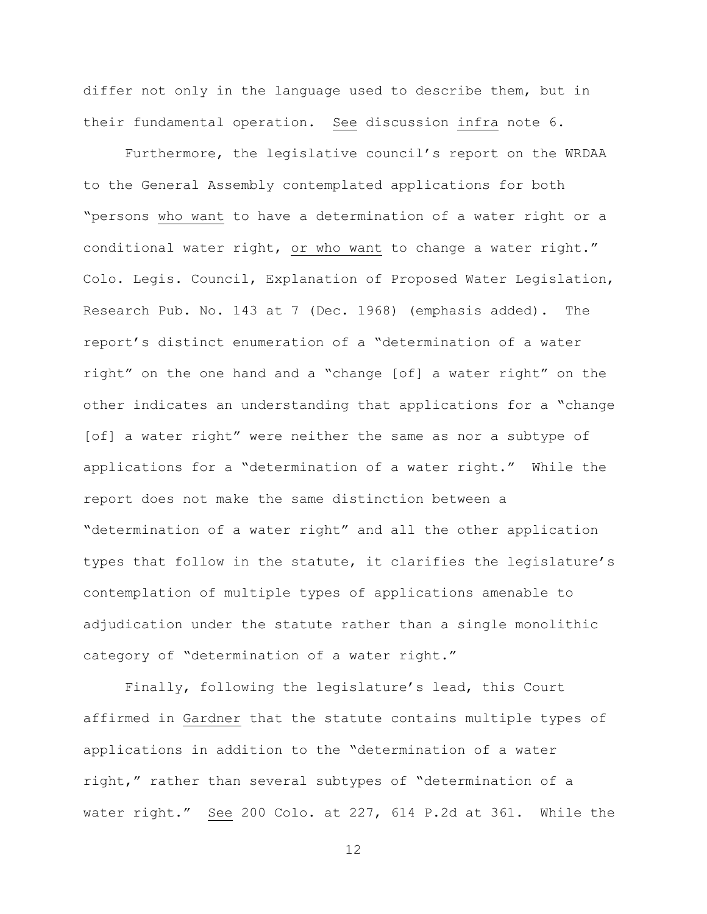differ not only in the language used to describe them, but in their fundamental operation. _See_ discussion _infra_ note 6.

Furthermore, the legislative council's report on the WRDAA to the General Assembly contemplated applications for both "persons _who want_ to have a determination of a water right or a conditional water right, _or who want_ to change a water right." Colo. Legis. Council, Explanation of Proposed Water Legislation, Research Pub. No. 143 at 7 (Dec. 1968) (emphasis added). The report's distinct enumeration of a "determination of a water right" on the one hand and a "change [of] a water right" on the other indicates an understanding that applications for a "change [of] a water right" were neither the same as nor a subtype of applications for a "determination of a water right." While the report does not make the same distinction between a "determination of a water right" and all the other application types that follow in the statute, it clarifies the legislature's contemplation of multiple types of applications amenable to adjudication under the statute rather than a single monolithic category of "determination of a water right."

Finally, following the legislature's lead, this Court affirmed in _Gardner_ that the statute contains multiple types of applications in addition to the "determination of a water right," rather than several subtypes of "determination of a water right." _See_ 200 Colo. at 227, 614 P.2d at 361. While the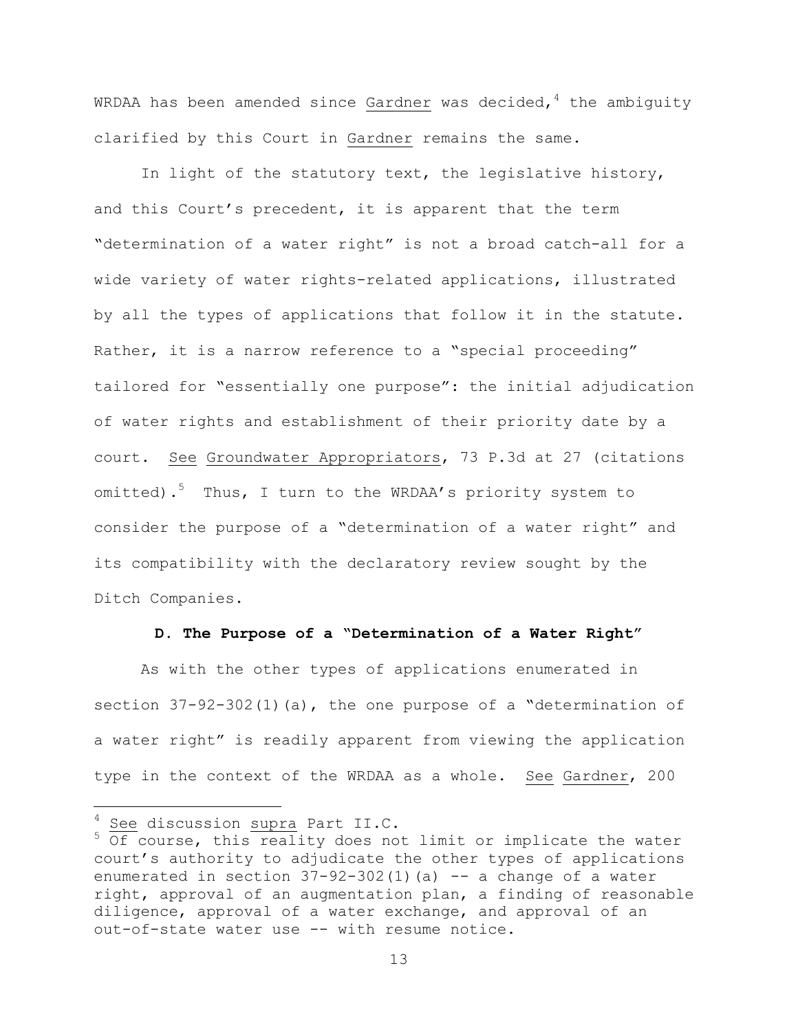WRDAA has been amended since Gardner was decided,[4] the ambiguity clarified by this Court in Gardner remains the same.

In light of the statutory text, the legislative history, and this Court's precedent, it is apparent that the term "determination of a water right" is not a broad catch-all for a wide variety of water rights-related applications, illustrated by all the types of applications that follow it in the statute. Rather, it is a narrow reference to a "special proceeding" tailored for "essentially one purpose": the initial adjudication of water rights and establishment of their priority date by a court. See Groundwater Appropriators, 73 P.3d at 27 (citations omitted).[5] Thus, I turn to the WRDAA's priority system to consider the purpose of a "determination of a water right" and its compatibility with the declaratory review sought by the Ditch Companies.

### D. The Purpose of a "Determination of a Water Right"

As with the other types of applications enumerated in section 37-92-302(1)(a), the one purpose of a "determination of a water right" is readily apparent from viewing the application type in the context of the WRDAA as a whole. See Gardner, 200

---

[4] See discussion supra Part II.C.

[5] Of course, this reality does not limit or implicate the water court's authority to adjudicate the other types of applications enumerated in section 37-92-302(1)(a) -- a change of a water right, approval of an augmentation plan, a finding of reasonable diligence, approval of a water exchange, and approval of an out-of-state water use -- with resume notice.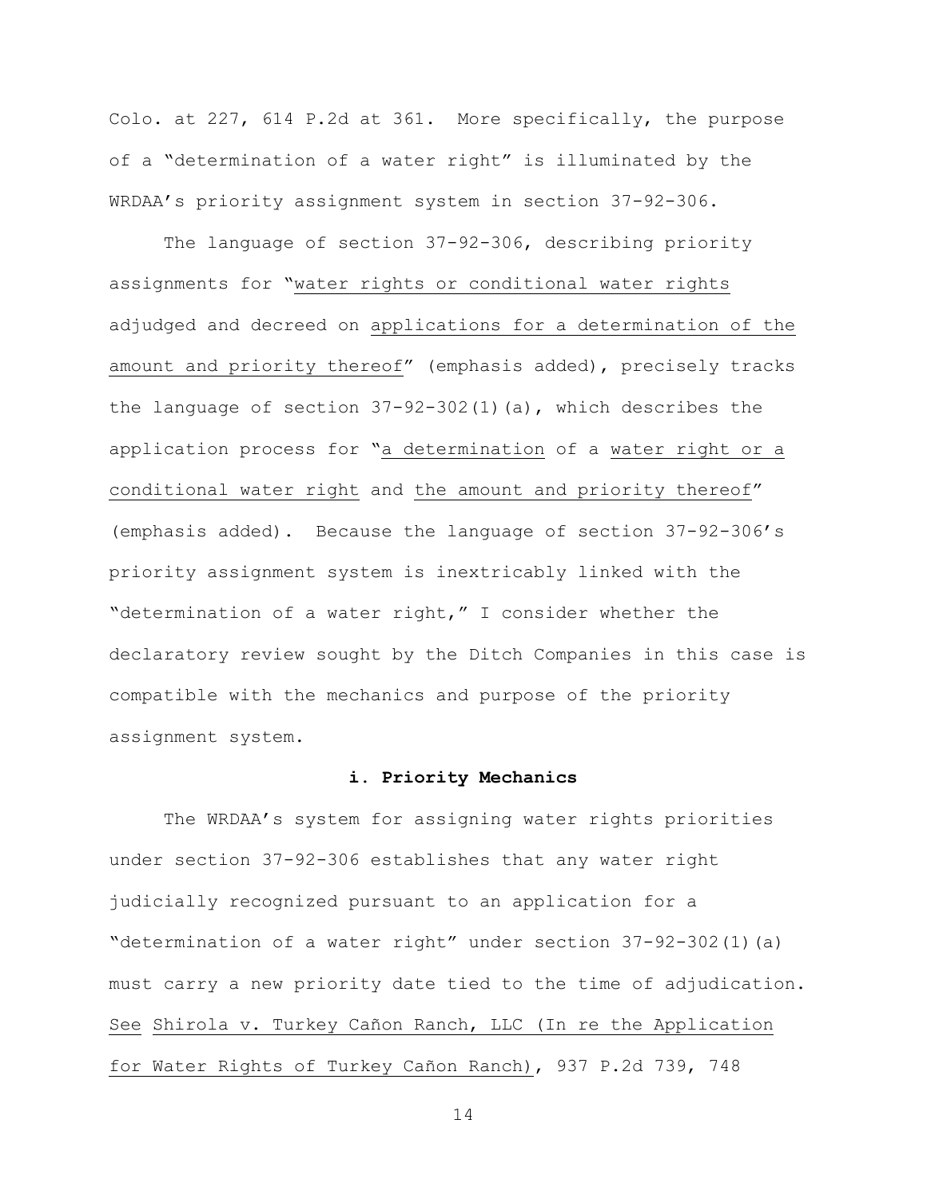Colo. at 227, 614 P.2d at 361. More specifically, the purpose of a "determination of a water right" is illuminated by the WRDAA's priority assignment system in section 37-92-306.

The language of section 37-92-306, describing priority assignments for "water rights or conditional water rights adjudged and decreed on applications for a determination of the amount and priority thereof" (emphasis added), precisely tracks the language of section 37-92-302(1)(a), which describes the application process for "a determination of a water right or a conditional water right and the amount and priority thereof" (emphasis added). Because the language of section 37-92-306's priority assignment system is inextricably linked with the "determination of a water right," I consider whether the declaratory review sought by the Ditch Companies in this case is compatible with the mechanics and purpose of the priority assignment system.

#### i. Priority Mechanics

The WRDAA's system for assigning water rights priorities under section 37-92-306 establishes that any water right judicially recognized pursuant to an application for a "determination of a water right" under section 37-92-302(1)(a) must carry a new priority date tied to the time of adjudication. See Shirola v. Turkey Cañon Ranch, LLC (In re the Application for Water Rights of Turkey Cañon Ranch), 937 P.2d 739, 748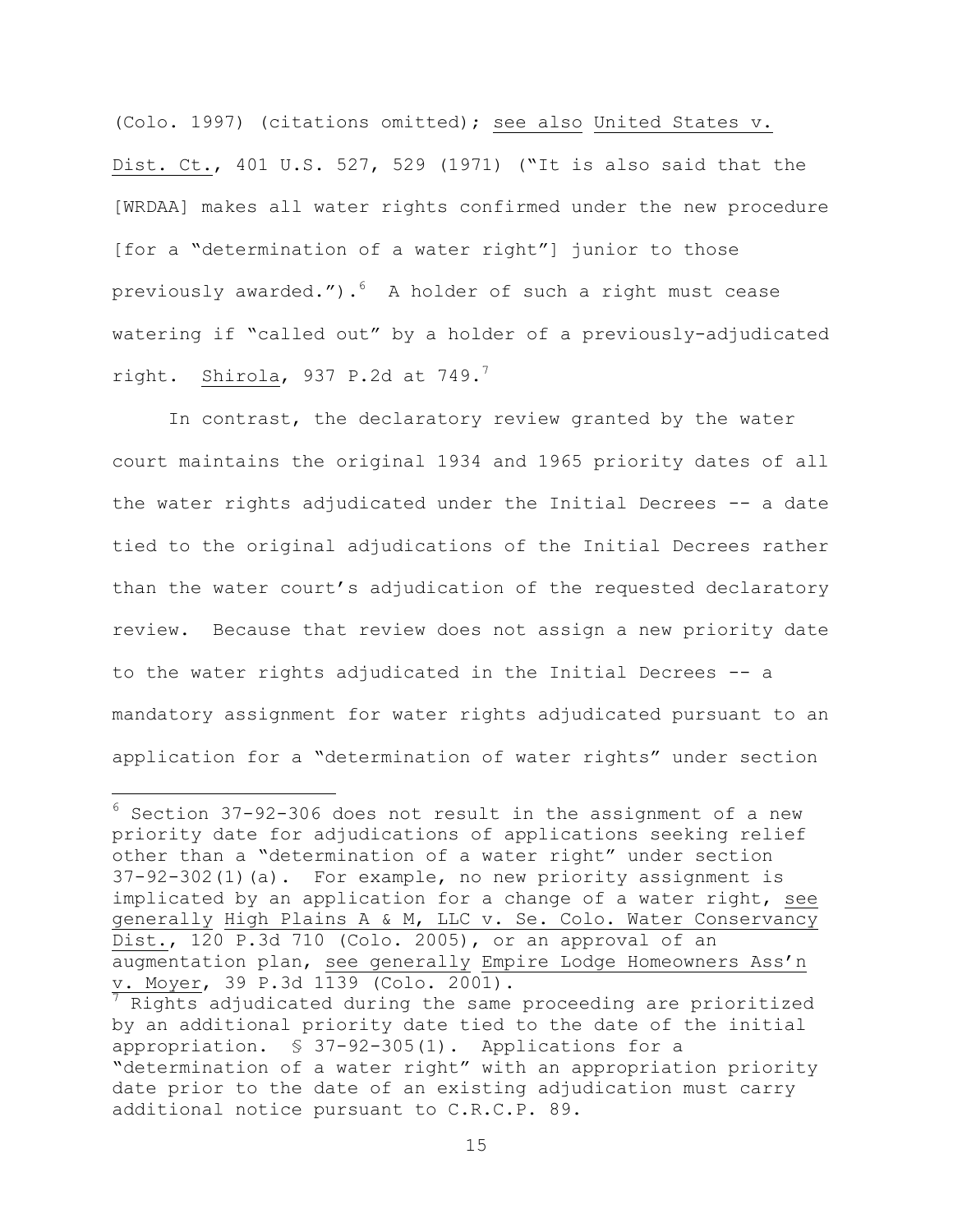(Colo. 1997) (citations omitted); see also United States v. Dist. Ct., 401 U.S. 527, 529 (1971) ("It is also said that the [WRDAA] makes all water rights confirmed under the new procedure [for a "determination of a water right"] junior to those previously awarded.").[6] A holder of such a right must cease watering if "called out" by a holder of a previously-adjudicated right. Shirola, 937 P.2d at 749.[7]

In contrast, the declaratory review granted by the water court maintains the original 1934 and 1965 priority dates of all the water rights adjudicated under the Initial Decrees -- a date tied to the original adjudications of the Initial Decrees rather than the water court's adjudication of the requested declaratory review. Because that review does not assign a new priority date to the water rights adjudicated in the Initial Decrees -- a mandatory assignment for water rights adjudicated pursuant to an application for a "determination of water rights" under section

---

[6] Section 37-92-306 does not result in the assignment of a new priority date for adjudications of applications seeking relief other than a "determination of a water right" under section 37-92-302(1)(a). For example, no new priority assignment is implicated by an application for a change of a water right, see generally High Plains A & M, LLC v. Se. Colo. Water Conservancy Dist., 120 P.3d 710 (Colo. 2005), or an approval of an augmentation plan, see generally Empire Lodge Homeowners Ass'n v. Moyer, 39 P.3d 1139 (Colo. 2001).

[7] Rights adjudicated during the same proceeding are prioritized by an additional priority date tied to the date of the initial appropriation. § 37-92-305(1). Applications for a "determination of a water right" with an appropriation priority date prior to the date of an existing adjudication must carry additional notice pursuant to C.R.C.P. 89.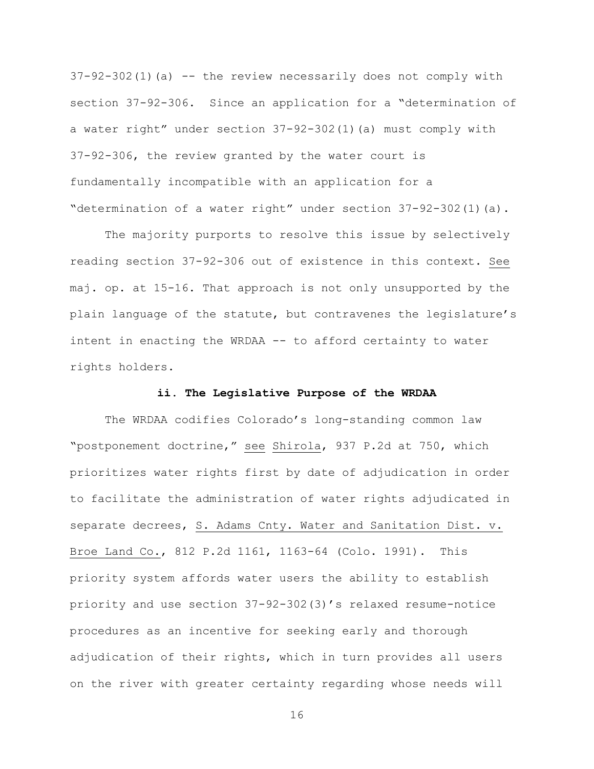37-92-302(1)(a) -- the review necessarily does not comply with section 37-92-306. Since an application for a "determination of a water right" under section 37-92-302(1)(a) must comply with 37-92-306, the review granted by the water court is fundamentally incompatible with an application for a "determination of a water right" under section 37-92-302(1)(a).

The majority purports to resolve this issue by selectively reading section 37-92-306 out of existence in this context. See maj. op. at 15-16. That approach is not only unsupported by the plain language of the statute, but contravenes the legislature's intent in enacting the WRDAA -- to afford certainty to water rights holders.

**ii. The Legislative Purpose of the WRDAA**

The WRDAA codifies Colorado's long-standing common law "postponement doctrine," see Shirola, 937 P.2d at 750, which prioritizes water rights first by date of adjudication in order to facilitate the administration of water rights adjudicated in separate decrees, S. Adams Cnty. Water and Sanitation Dist. v. Broe Land Co., 812 P.2d 1161, 1163-64 (Colo. 1991). This priority system affords water users the ability to establish priority and use section 37-92-302(3)'s relaxed resume-notice procedures as an incentive for seeking early and thorough adjudication of their rights, which in turn provides all users on the river with greater certainty regarding whose needs will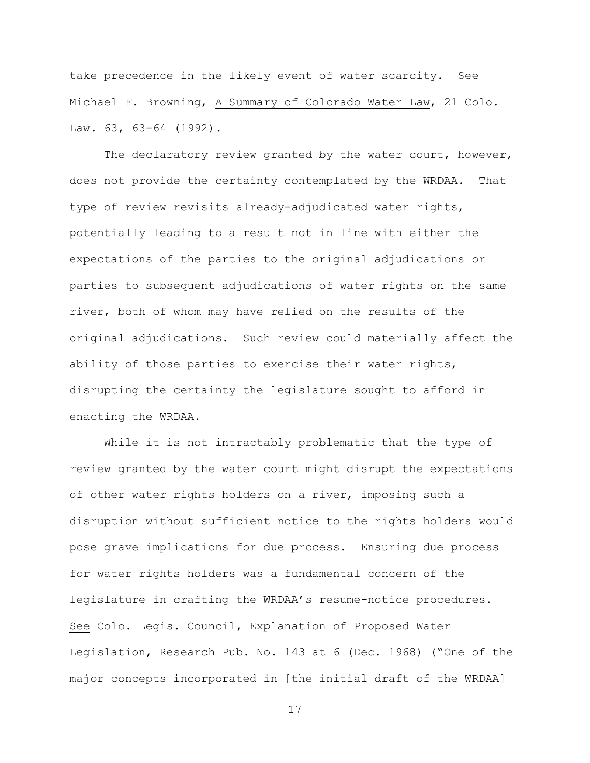take precedence in the likely event of water scarcity. See Michael F. Browning, A Summary of Colorado Water Law, 21 Colo. Law. 63, 63-64 (1992).

The declaratory review granted by the water court, however, does not provide the certainty contemplated by the WRDAA. That type of review revisits already-adjudicated water rights, potentially leading to a result not in line with either the expectations of the parties to the original adjudications or parties to subsequent adjudications of water rights on the same river, both of whom may have relied on the results of the original adjudications. Such review could materially affect the ability of those parties to exercise their water rights, disrupting the certainty the legislature sought to afford in enacting the WRDAA.

While it is not intractably problematic that the type of review granted by the water court might disrupt the expectations of other water rights holders on a river, imposing such a disruption without sufficient notice to the rights holders would pose grave implications for due process. Ensuring due process for water rights holders was a fundamental concern of the legislature in crafting the WRDAA's resume-notice procedures. See Colo. Legis. Council, Explanation of Proposed Water Legislation, Research Pub. No. 143 at 6 (Dec. 1968) ("One of the major concepts incorporated in [the initial draft of the WRDAA]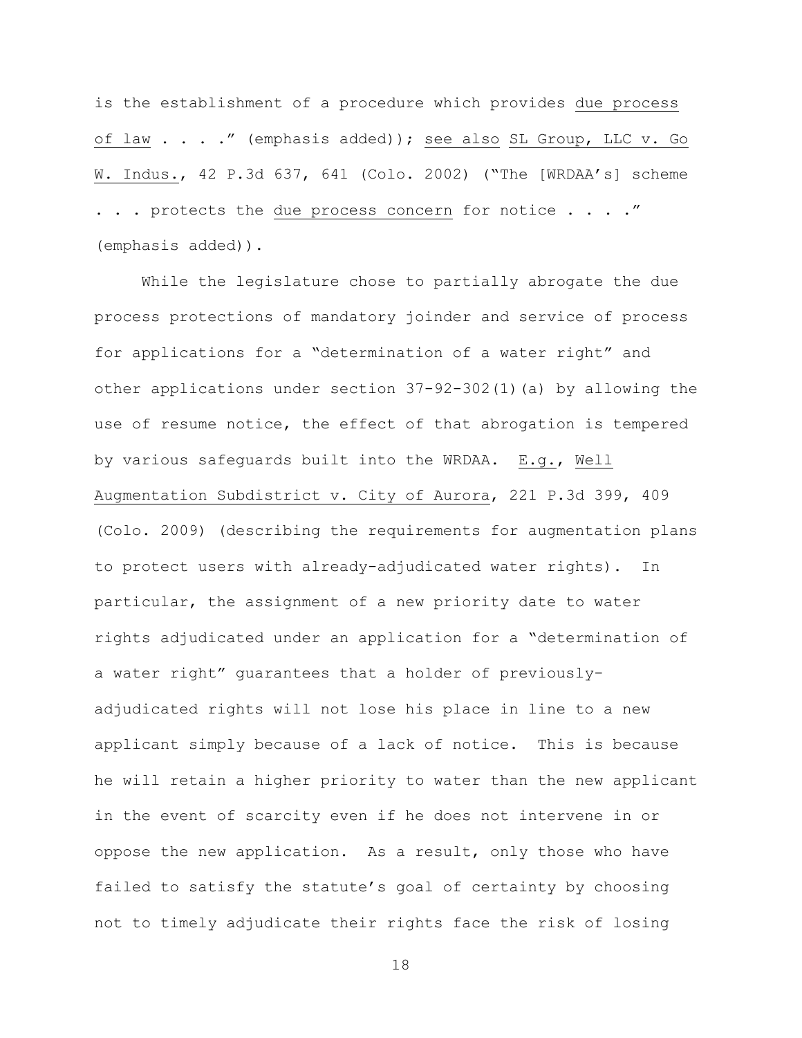is the establishment of a procedure which provides <u>due process of law</u> . . . ." (emphasis added)); <u>see also</u> <u>SL Group, LLC v. Go W. Indus.</u>, 42 P.3d 637, 641 (Colo. 2002) ("The [WRDAA's] scheme . . . protects the <u>due process concern</u> for notice . . . ." (emphasis added)).

While the legislature chose to partially abrogate the due process protections of mandatory joinder and service of process for applications for a "determination of a water right" and other applications under section 37-92-302(1)(a) by allowing the use of resume notice, the effect of that abrogation is tempered by various safeguards built into the WRDAA. <u>E.g.</u>, <u>Well Augmentation Subdistrict v. City of Aurora</u>, 221 P.3d 399, 409 (Colo. 2009) (describing the requirements for augmentation plans to protect users with already-adjudicated water rights). In particular, the assignment of a new priority date to water rights adjudicated under an application for a "determination of a water right" guarantees that a holder of previously-adjudicated rights will not lose his place in line to a new applicant simply because of a lack of notice. This is because he will retain a higher priority to water than the new applicant in the event of scarcity even if he does not intervene in or oppose the new application. As a result, only those who have failed to satisfy the statute's goal of certainty by choosing not to timely adjudicate their rights face the risk of losing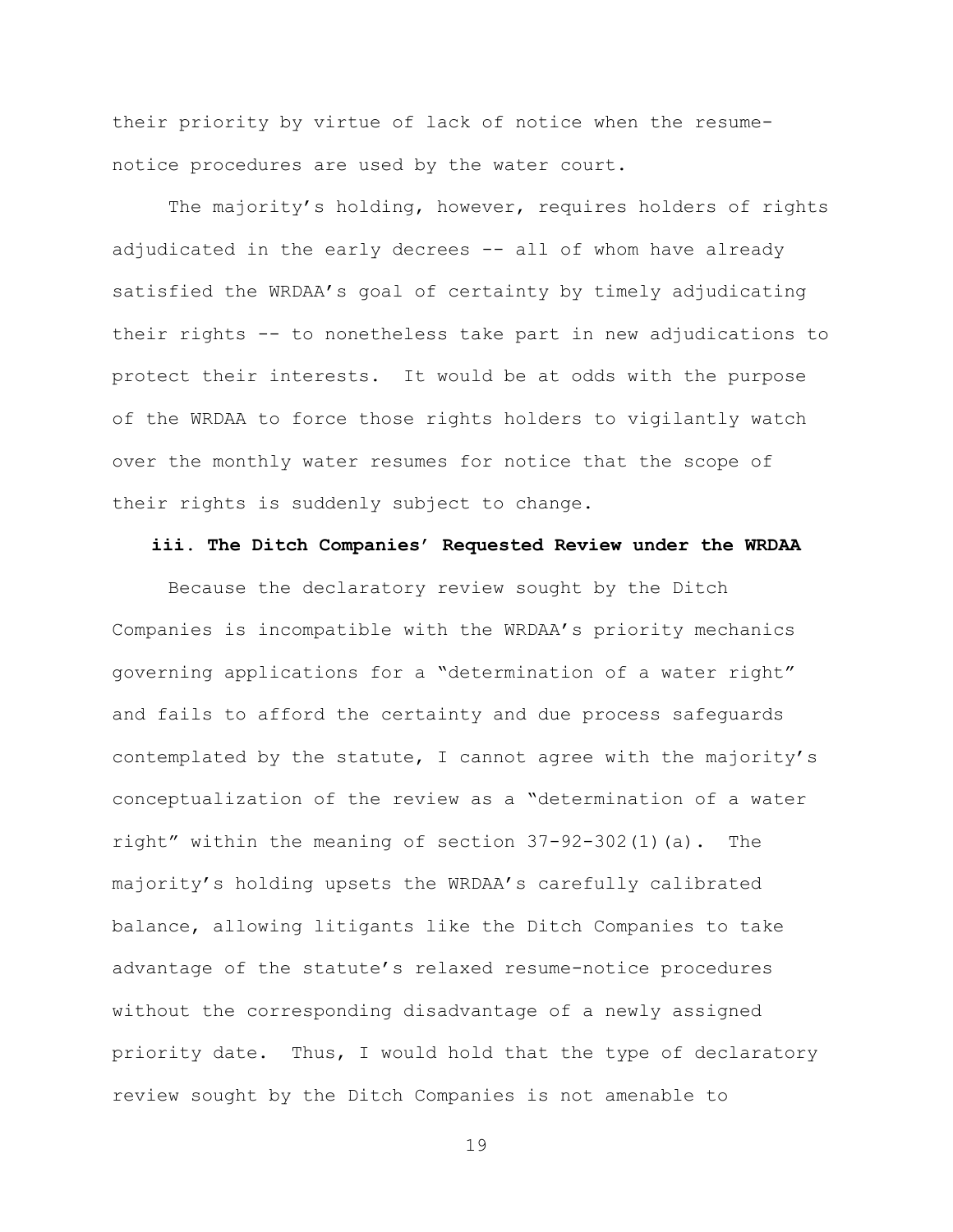their priority by virtue of lack of notice when the resume-notice procedures are used by the water court.

The majority's holding, however, requires holders of rights adjudicated in the early decrees -- all of whom have already satisfied the WRDAA's goal of certainty by timely adjudicating their rights -- to nonetheless take part in new adjudications to protect their interests. It would be at odds with the purpose of the WRDAA to force those rights holders to vigilantly watch over the monthly water resumes for notice that the scope of their rights is suddenly subject to change.

**iii. The Ditch Companies' Requested Review under the WRDAA**

Because the declaratory review sought by the Ditch Companies is incompatible with the WRDAA's priority mechanics governing applications for a "determination of a water right" and fails to afford the certainty and due process safeguards contemplated by the statute, I cannot agree with the majority's conceptualization of the review as a "determination of a water right" within the meaning of section 37-92-302(1)(a). The majority's holding upsets the WRDAA's carefully calibrated balance, allowing litigants like the Ditch Companies to take advantage of the statute's relaxed resume-notice procedures without the corresponding disadvantage of a newly assigned priority date. Thus, I would hold that the type of declaratory review sought by the Ditch Companies is not amenable to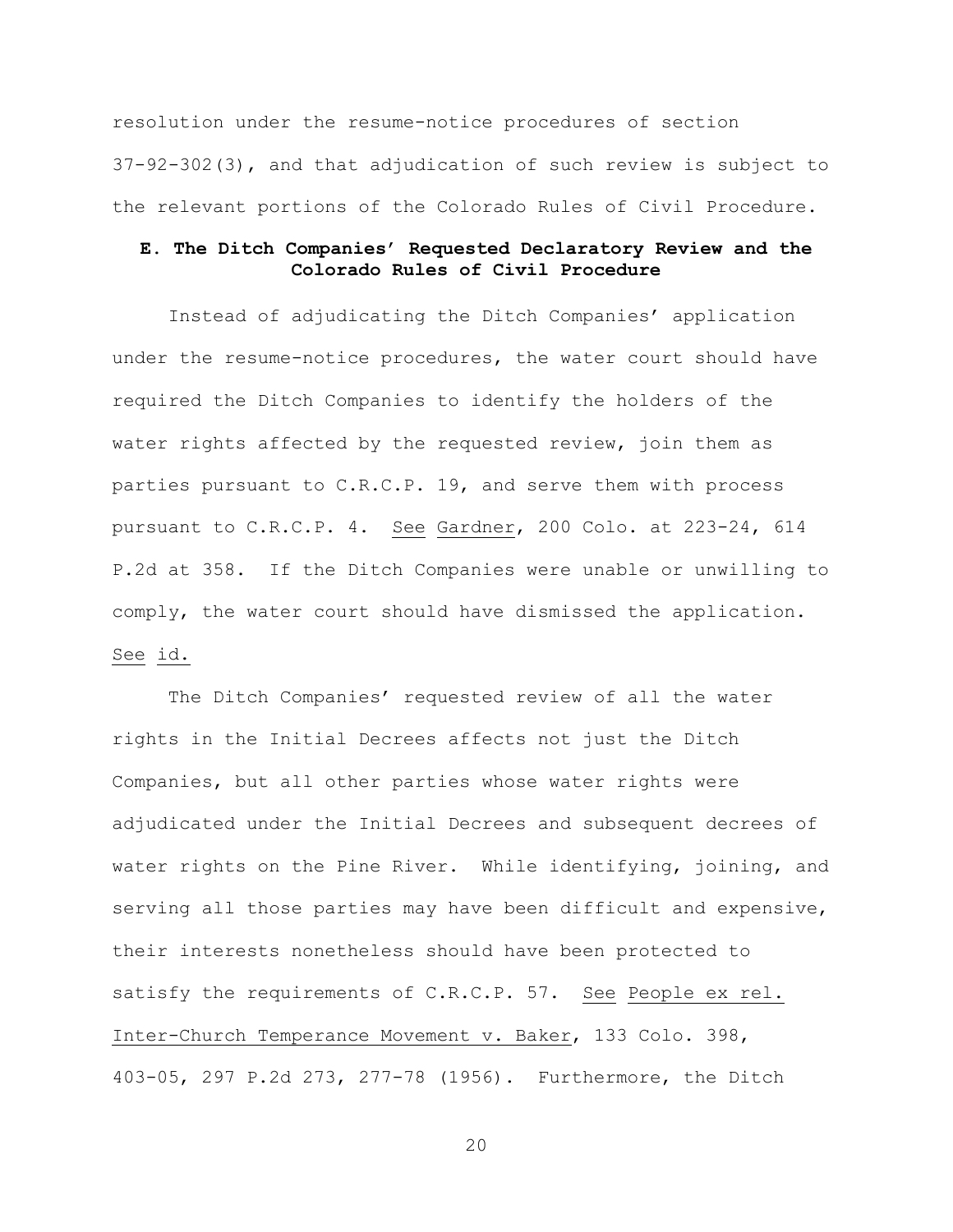resolution under the resume-notice procedures of section 37-92-302(3), and that adjudication of such review is subject to the relevant portions of the Colorado Rules of Civil Procedure.

### E. The Ditch Companies' Requested Declaratory Review and the Colorado Rules of Civil Procedure

Instead of adjudicating the Ditch Companies' application under the resume-notice procedures, the water court should have required the Ditch Companies to identify the holders of the water rights affected by the requested review, join them as parties pursuant to C.R.C.P. 19, and serve them with process pursuant to C.R.C.P. 4. See Gardner, 200 Colo. at 223-24, 614 P.2d at 358. If the Ditch Companies were unable or unwilling to comply, the water court should have dismissed the application. See id.

The Ditch Companies' requested review of all the water rights in the Initial Decrees affects not just the Ditch Companies, but all other parties whose water rights were adjudicated under the Initial Decrees and subsequent decrees of water rights on the Pine River. While identifying, joining, and serving all those parties may have been difficult and expensive, their interests nonetheless should have been protected to satisfy the requirements of C.R.C.P. 57. See People ex rel. Inter-Church Temperance Movement v. Baker, 133 Colo. 398, 403-05, 297 P.2d 273, 277-78 (1956). Furthermore, the Ditch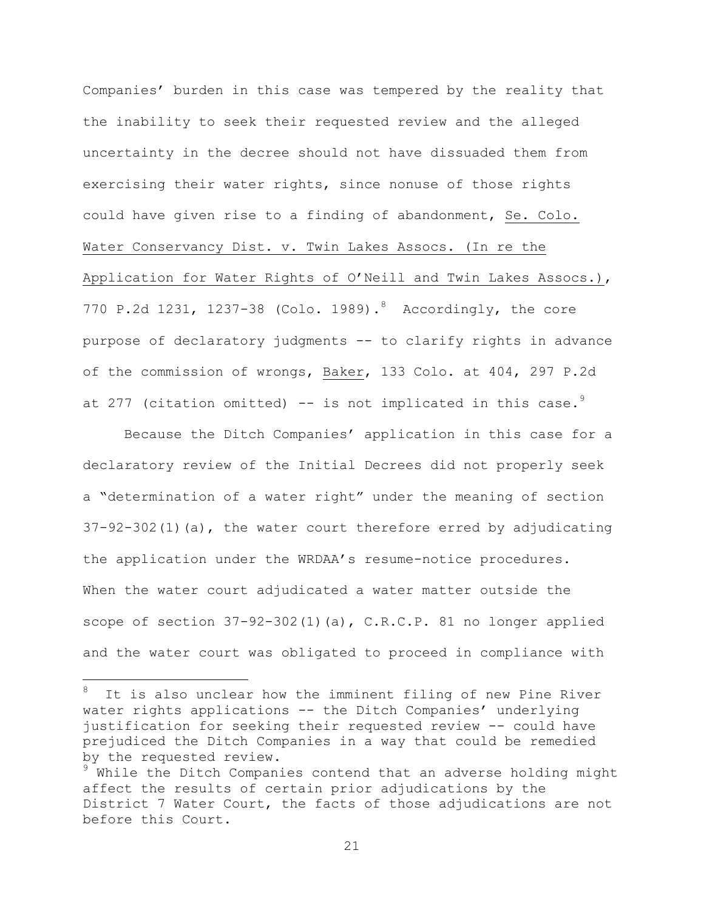Companies' burden in this case was tempered by the reality that the inability to seek their requested review and the alleged uncertainty in the decree should not have dissuaded them from exercising their water rights, since nonuse of those rights could have given rise to a finding of abandonment, Se. Colo. Water Conservancy Dist. v. Twin Lakes Assocs. (In re the Application for Water Rights of O'Neill and Twin Lakes Assocs.), 770 P.2d 1231, 1237-38 (Colo. 1989).[8] Accordingly, the core purpose of declaratory judgments -- to clarify rights in advance of the commission of wrongs, Baker, 133 Colo. at 404, 297 P.2d at 277 (citation omitted) -- is not implicated in this case.[9]

Because the Ditch Companies' application in this case for a declaratory review of the Initial Decrees did not properly seek a "determination of a water right" under the meaning of section 37-92-302(1)(a), the water court therefore erred by adjudicating the application under the WRDAA's resume-notice procedures. When the water court adjudicated a water matter outside the scope of section 37-92-302(1)(a), C.R.C.P. 81 no longer applied and the water court was obligated to proceed in compliance with

---

[8] It is also unclear how the imminent filing of new Pine River water rights applications -- the Ditch Companies' underlying justification for seeking their requested review -- could have prejudiced the Ditch Companies in a way that could be remedied by the requested review.

[9] While the Ditch Companies contend that an adverse holding might affect the results of certain prior adjudications by the District 7 Water Court, the facts of those adjudications are not before this Court.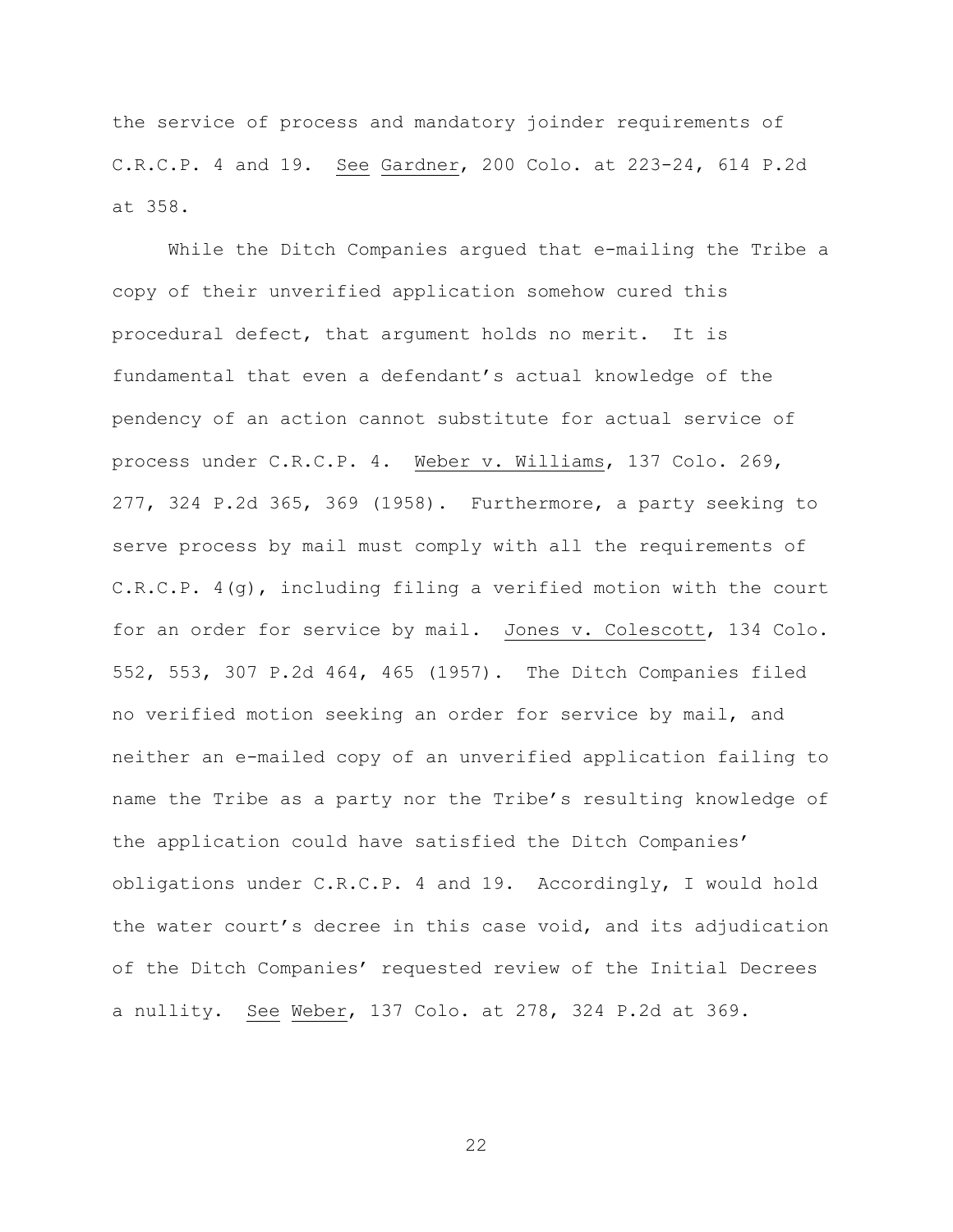the service of process and mandatory joinder requirements of C.R.C.P. 4 and 19. *See* *Gardner*, 200 Colo. at 223-24, 614 P.2d at 358.

While the Ditch Companies argued that e-mailing the Tribe a copy of their unverified application somehow cured this procedural defect, that argument holds no merit. It is fundamental that even a defendant's actual knowledge of the pendency of an action cannot substitute for actual service of process under C.R.C.P. 4. *Weber v. Williams*, 137 Colo. 269, 277, 324 P.2d 365, 369 (1958). Furthermore, a party seeking to serve process by mail must comply with all the requirements of C.R.C.P. 4(g), including filing a verified motion with the court for an order for service by mail. *Jones v. Colescott*, 134 Colo. 552, 553, 307 P.2d 464, 465 (1957). The Ditch Companies filed no verified motion seeking an order for service by mail, and neither an e-mailed copy of an unverified application failing to name the Tribe as a party nor the Tribe's resulting knowledge of the application could have satisfied the Ditch Companies' obligations under C.R.C.P. 4 and 19. Accordingly, I would hold the water court's decree in this case void, and its adjudication of the Ditch Companies' requested review of the Initial Decrees a nullity. *See* *Weber*, 137 Colo. at 278, 324 P.2d at 369.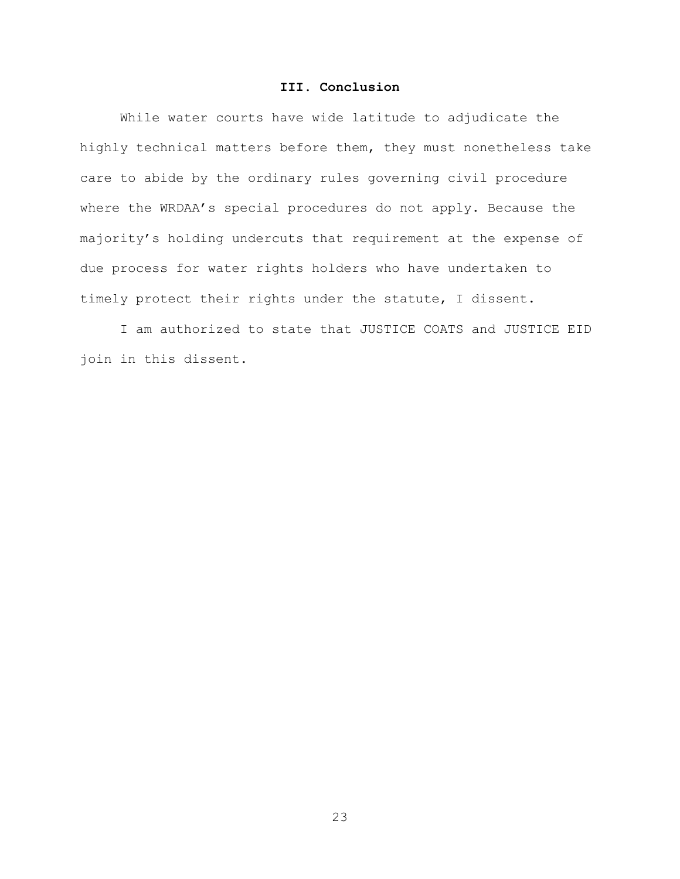## III. Conclusion

While water courts have wide latitude to adjudicate the highly technical matters before them, they must nonetheless take care to abide by the ordinary rules governing civil procedure where the WRDAA's special procedures do not apply. Because the majority's holding undercuts that requirement at the expense of due process for water rights holders who have undertaken to timely protect their rights under the statute, I dissent.

I am authorized to state that JUSTICE COATS and JUSTICE EID join in this dissent.